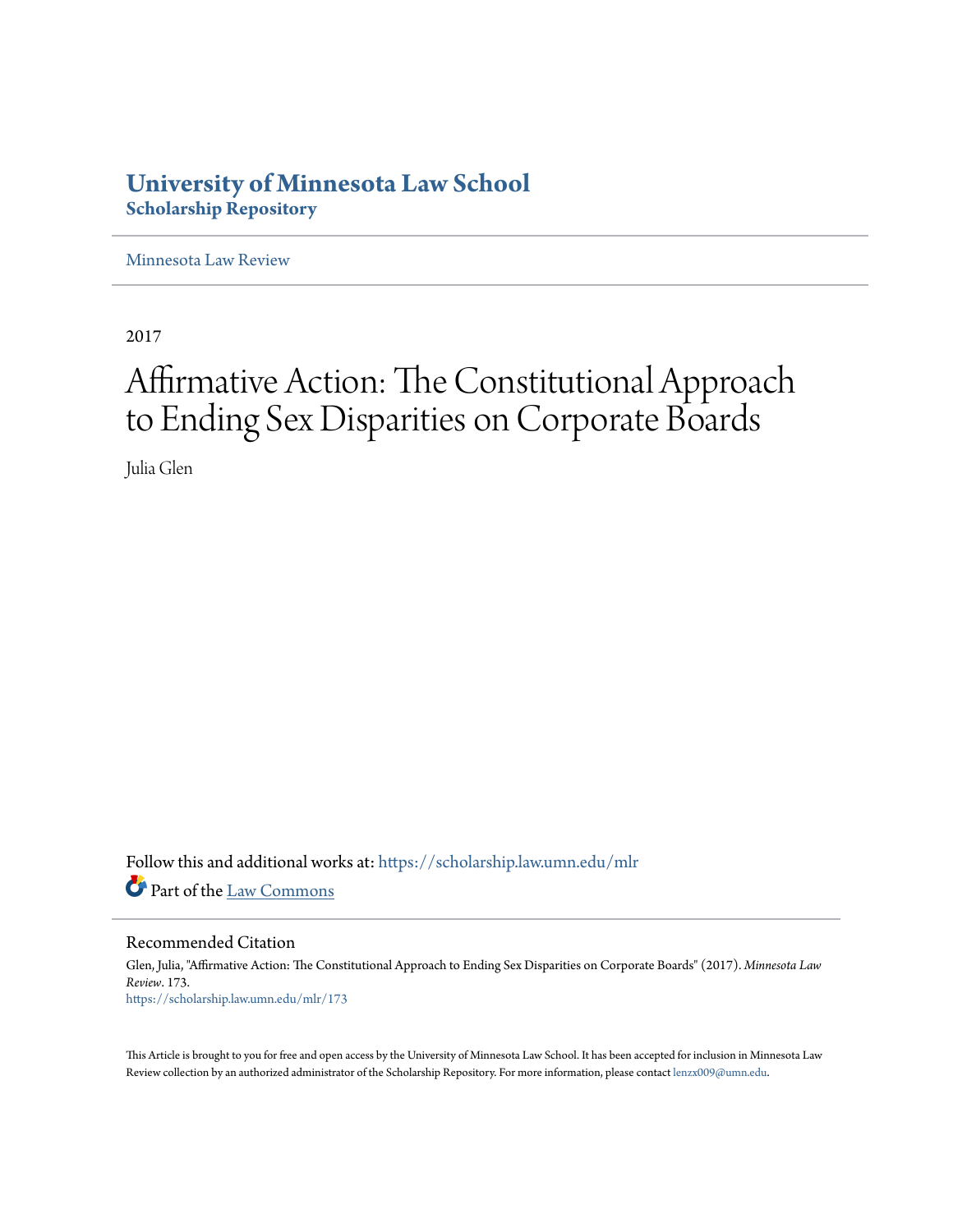# University of Minnesota Law School
## Scholarship Repository

Minnesota Law Review

2017

# Affirmative Action: The Constitutional Approach to Ending Sex Disparities on Corporate Boards

Julia Glen

Follow this and additional works at: https://scholarship.law.umn.edu/mlr

Part of the Law Commons

## Recommended Citation

Glen, Julia, "Affirmative Action: The Constitutional Approach to Ending Sex Disparities on Corporate Boards" (2017). *Minnesota Law Review*. 173.
https://scholarship.law.umn.edu/mlr/173

This Article is brought to you for free and open access by the University of Minnesota Law School. It has been accepted for inclusion in Minnesota Law Review collection by an authorized administrator of the Scholarship Repository. For more information, please contact lenzx009@umn.edu.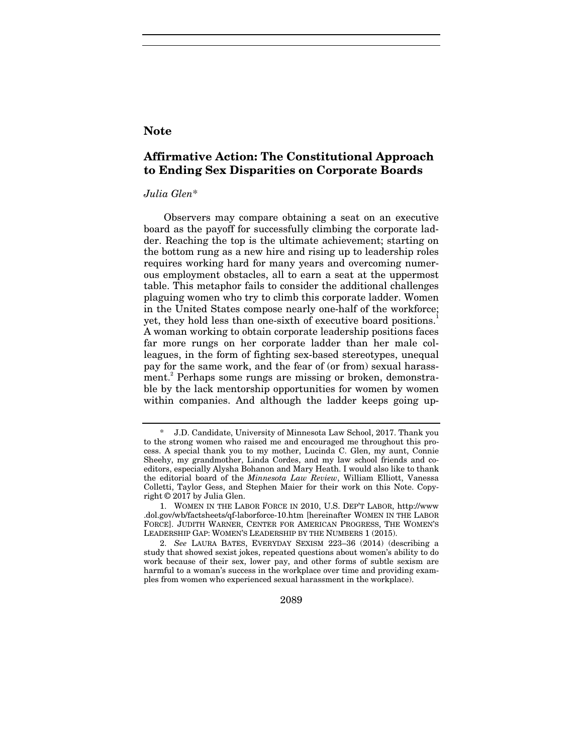## Note

# Affirmative Action: The Constitutional Approach to Ending Sex Disparities on Corporate Boards

*Julia Glen**

Observers may compare obtaining a seat on an executive board as the payoff for successfully climbing the corporate ladder. Reaching the top is the ultimate achievement; starting on the bottom rung as a new hire and rising up to leadership roles requires working hard for many years and overcoming numerous employment obstacles, all to earn a seat at the uppermost table. This metaphor fails to consider the additional challenges plaguing women who try to climb this corporate ladder. Women in the United States compose nearly one-half of the workforce; yet, they hold less than one-sixth of executive board positions.[1] A woman working to obtain corporate leadership positions faces far more rungs on her corporate ladder than her male colleagues, in the form of fighting sex-based stereotypes, unequal pay for the same work, and the fear of (or from) sexual harassment.[2] Perhaps some rungs are missing or broken, demonstrable by the lack mentorship opportunities for women by women within companies. And although the ladder keeps going up-

---

\* J.D. Candidate, University of Minnesota Law School, 2017. Thank you to the strong women who raised me and encouraged me throughout this process. A special thank you to my mother, Lucinda C. Glen, my aunt, Connie Sheehy, my grandmother, Linda Cordes, and my law school friends and coeditors, especially Alysha Bohanon and Mary Heath. I would also like to thank the editorial board of the *Minnesota Law Review*, William Elliott, Vanessa Colletti, Taylor Gess, and Stephen Maier for their work on this Note. Copyright © 2017 by Julia Glen.

1. WOMEN IN THE LABOR FORCE IN 2010, U.S. DEP'T LABOR, http://www.dol.gov/wb/factsheets/qf-laborforce-10.htm [hereinafter WOMEN IN THE LABOR FORCE]. JUDITH WARNER, CENTER FOR AMERICAN PROGRESS, THE WOMEN'S LEADERSHIP GAP: WOMEN'S LEADERSHIP BY THE NUMBERS 1 (2015).

2. *See* LAURA BATES, EVERYDAY SEXISM 223–36 (2014) (describing a study that showed sexist jokes, repeated questions about women's ability to do work because of their sex, lower pay, and other forms of subtle sexism are harmful to a woman's success in the workplace over time and providing examples from women who experienced sexual harassment in the workplace).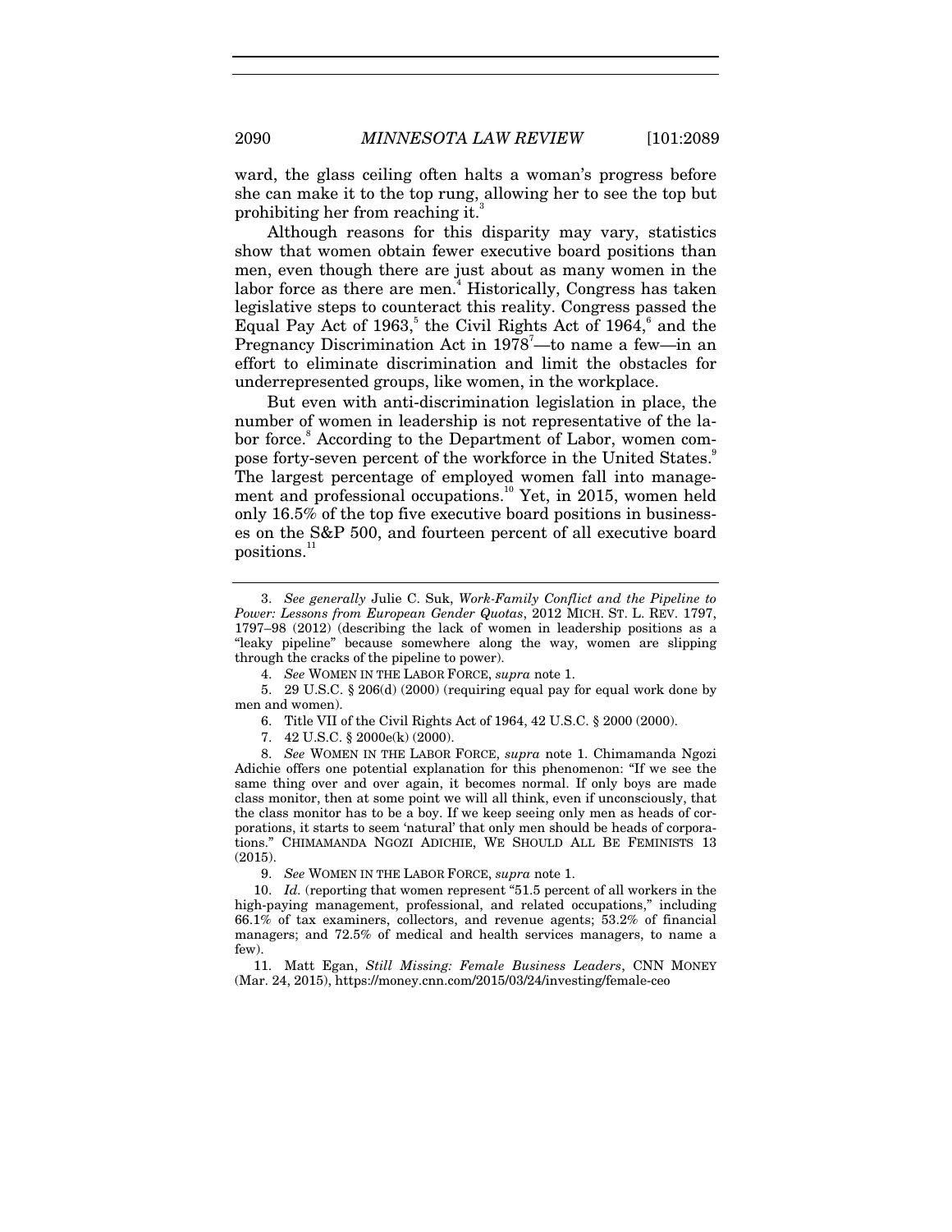ward, the glass ceiling often halts a woman's progress before she can make it to the top rung, allowing her to see the top but prohibiting her from reaching it.[3]

Although reasons for this disparity may vary, statistics show that women obtain fewer executive board positions than men, even though there are just about as many women in the labor force as there are men.[4] Historically, Congress has taken legislative steps to counteract this reality. Congress passed the Equal Pay Act of 1963,[5] the Civil Rights Act of 1964,[6] and the Pregnancy Discrimination Act in 1978[7]—to name a few—in an effort to eliminate discrimination and limit the obstacles for underrepresented groups, like women, in the workplace.

But even with anti-discrimination legislation in place, the number of women in leadership is not representative of the labor force.[8] According to the Department of Labor, women compose forty-seven percent of the workforce in the United States.[9] The largest percentage of employed women fall into management and professional occupations.[10] Yet, in 2015, women held only 16.5% of the top five executive board positions in businesses on the S&P 500, and fourteen percent of all executive board positions.[11]

---

3. *See generally* Julie C. Suk, *Work-Family Conflict and the Pipeline to Power: Lessons from European Gender Quotas*, 2012 MICH. ST. L. REV. 1797, 1797–98 (2012) (describing the lack of women in leadership positions as a "leaky pipeline" because somewhere along the way, women are slipping through the cracks of the pipeline to power).

4. *See* WOMEN IN THE LABOR FORCE, *supra* note 1.

5. 29 U.S.C. § 206(d) (2000) (requiring equal pay for equal work done by men and women).

6. Title VII of the Civil Rights Act of 1964, 42 U.S.C. § 2000 (2000).

7. 42 U.S.C. § 2000e(k) (2000).

8. *See* WOMEN IN THE LABOR FORCE, *supra* note 1. Chimamanda Ngozi Adichie offers one potential explanation for this phenomenon: "If we see the same thing over and over again, it becomes normal. If only boys are made class monitor, then at some point we will all think, even if unconsciously, that the class monitor has to be a boy. If we keep seeing only men as heads of corporations, it starts to seem 'natural' that only men should be heads of corporations." CHIMAMANDA NGOZI ADICHIE, WE SHOULD ALL BE FEMINISTS 13 (2015).

9. *See* WOMEN IN THE LABOR FORCE, *supra* note 1.

10. *Id.* (reporting that women represent "51.5 percent of all workers in the high-paying management, professional, and related occupations," including 66.1% of tax examiners, collectors, and revenue agents; 53.2% of financial managers; and 72.5% of medical and health services managers, to name a few).

11. Matt Egan, *Still Missing: Female Business Leaders*, CNN MONEY (Mar. 24, 2015), https://money.cnn.com/2015/03/24/investing/female-ceo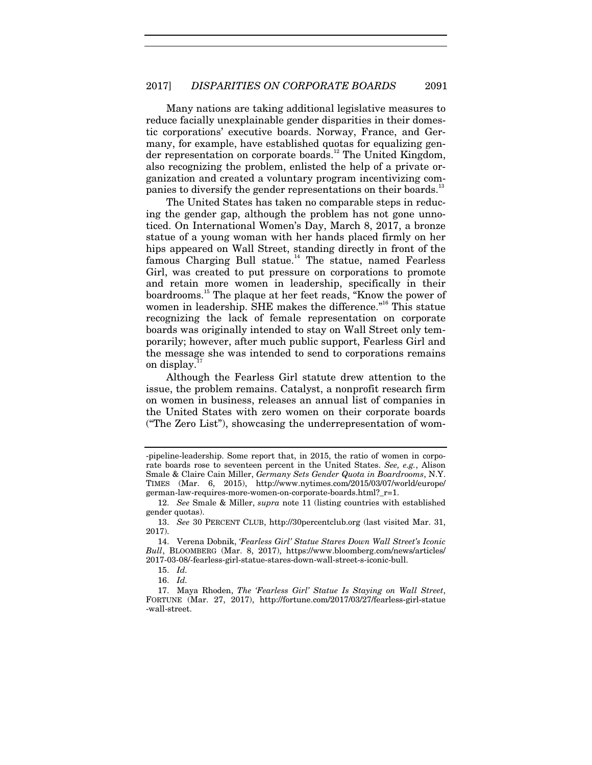Many nations are taking additional legislative measures to reduce facially unexplainable gender disparities in their domestic corporations' executive boards. Norway, France, and Germany, for example, have established quotas for equalizing gender representation on corporate boards.[12] The United Kingdom, also recognizing the problem, enlisted the help of a private organization and created a voluntary program incentivizing companies to diversify the gender representations on their boards.[13]

The United States has taken no comparable steps in reducing the gender gap, although the problem has not gone unnoticed. On International Women's Day, March 8, 2017, a bronze statue of a young woman with her hands placed firmly on her hips appeared on Wall Street, standing directly in front of the famous Charging Bull statue.[14] The statue, named Fearless Girl, was created to put pressure on corporations to promote and retain more women in leadership, specifically in their boardrooms.[15] The plaque at her feet reads, "Know the power of women in leadership. SHE makes the difference."[16] This statue recognizing the lack of female representation on corporate boards was originally intended to stay on Wall Street only temporarily; however, after much public support, Fearless Girl and the message she was intended to send to corporations remains on display.[17]

Although the Fearless Girl statute drew attention to the issue, the problem remains. Catalyst, a nonprofit research firm on women in business, releases an annual list of companies in the United States with zero women on their corporate boards ("The Zero List"), showcasing the underrepresentation of wom-

---

-pipeline-leadership. Some report that, in 2015, the ratio of women in corporate boards rose to seventeen percent in the United States. *See, e.g.*, Alison Smale & Claire Cain Miller, *Germany Sets Gender Quota in Boardrooms*, N.Y. TIMES (Mar. 6, 2015), http://www.nytimes.com/2015/03/07/world/europe/german-law-requires-more-women-on-corporate-boards.html?_r=1.

12. *See* Smale & Miller, *supra* note 11 (listing countries with established gender quotas).

13. *See* 30 PERCENT CLUB, http://30percentclub.org (last visited Mar. 31, 2017).

14. Verena Dobnik, *'Fearless Girl' Statue Stares Down Wall Street's Iconic Bull*, BLOOMBERG (Mar. 8, 2017), https://www.bloomberg.com/news/articles/2017-03-08/-fearless-girl-statue-stares-down-wall-street-s-iconic-bull.

15. *Id.*

16. *Id.*

17. Maya Rhoden, *The 'Fearless Girl' Statue Is Staying on Wall Street*, FORTUNE (Mar. 27, 2017), http://fortune.com/2017/03/27/fearless-girl-statue-wall-street.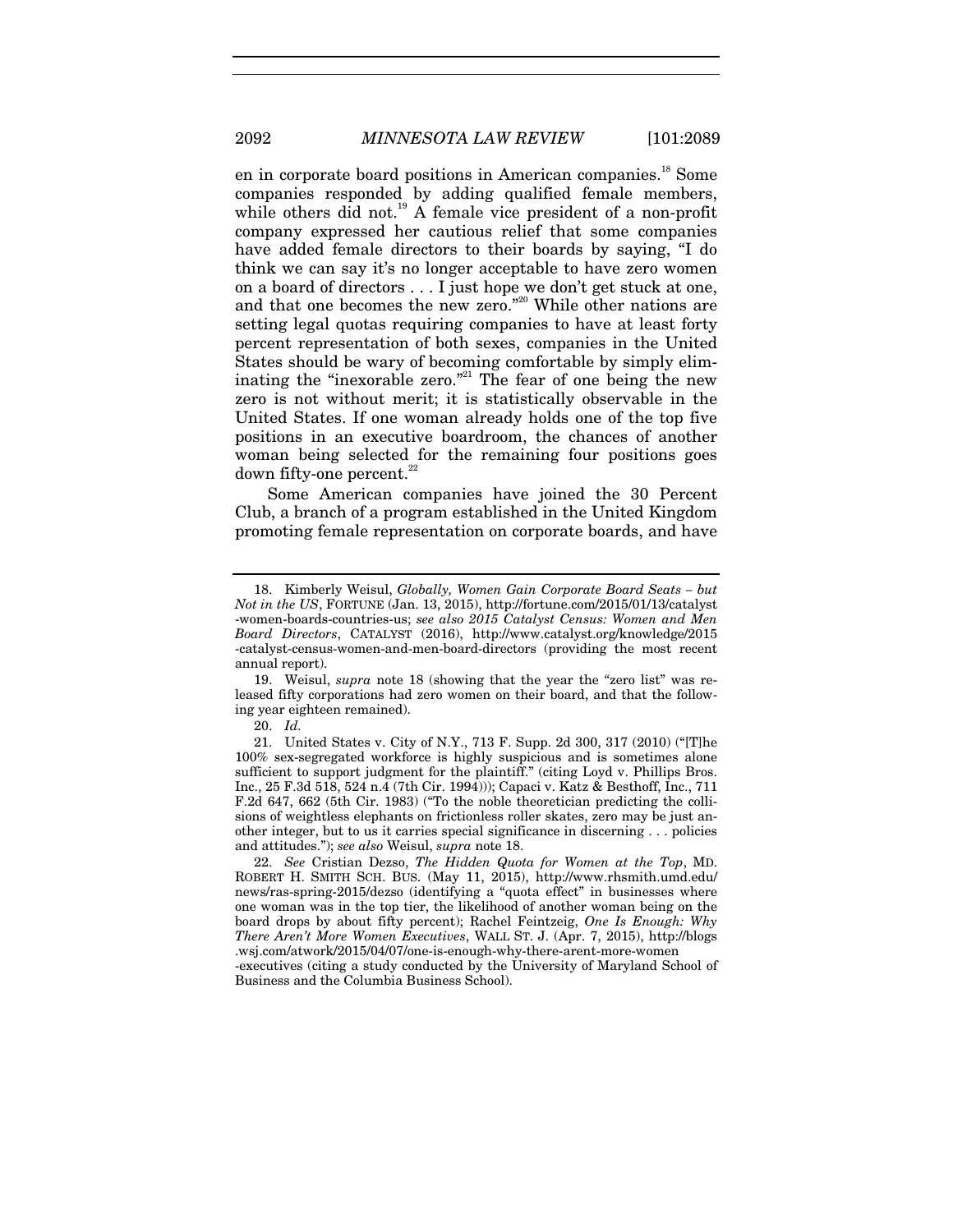en in corporate board positions in American companies.[18] Some companies responded by adding qualified female members, while others did not.[19] A female vice president of a non-profit company expressed her cautious relief that some companies have added female directors to their boards by saying, "I do think we can say it's no longer acceptable to have zero women on a board of directors . . . I just hope we don't get stuck at one, and that one becomes the new zero."[20] While other nations are setting legal quotas requiring companies to have at least forty percent representation of both sexes, companies in the United States should be wary of becoming comfortable by simply eliminating the "inexorable zero."[21] The fear of one being the new zero is not without merit; it is statistically observable in the United States. If one woman already holds one of the top five positions in an executive boardroom, the chances of another woman being selected for the remaining four positions goes down fifty-one percent.[22]

Some American companies have joined the 30 Percent Club, a branch of a program established in the United Kingdom promoting female representation on corporate boards, and have

---

18. Kimberly Weisul, *Globally, Women Gain Corporate Board Seats – but Not in the US*, FORTUNE (Jan. 13, 2015), http://fortune.com/2015/01/13/catalyst-women-boards-countries-us; *see also 2015 Catalyst Census: Women and Men Board Directors*, CATALYST (2016), http://www.catalyst.org/knowledge/2015-catalyst-census-women-and-men-board-directors (providing the most recent annual report).

19. Weisul, *supra* note 18 (showing that the year the "zero list" was released fifty corporations had zero women on their board, and that the following year eighteen remained).

20. *Id.*

21. United States v. City of N.Y., 713 F. Supp. 2d 300, 317 (2010) ("[T]he 100% sex-segregated workforce is highly suspicious and is sometimes alone sufficient to support judgment for the plaintiff." (citing Loyd v. Phillips Bros. Inc., 25 F.3d 518, 524 n.4 (7th Cir. 1994))); Capaci v. Katz & Besthoff, Inc., 711 F.2d 647, 662 (5th Cir. 1983) ("To the noble theoretician predicting the collisions of weightless elephants on frictionless roller skates, zero may be just another integer, but to us it carries special significance in discerning . . . policies and attitudes."); *see also* Weisul, *supra* note 18.

22. *See* Cristian Dezso, *The Hidden Quota for Women at the Top*, MD. ROBERT H. SMITH SCH. BUS. (May 11, 2015), http://www.rhsmith.umd.edu/news/ras-spring-2015/dezso (identifying a "quota effect" in businesses where one woman was in the top tier, the likelihood of another woman being on the board drops by about fifty percent); Rachel Feintzeig, *One Is Enough: Why There Aren't More Women Executives*, WALL ST. J. (Apr. 7, 2015), http://blogs.wsj.com/atwork/2015/04/07/one-is-enough-why-there-arent-more-women-executives (citing a study conducted by the University of Maryland School of Business and the Columbia Business School).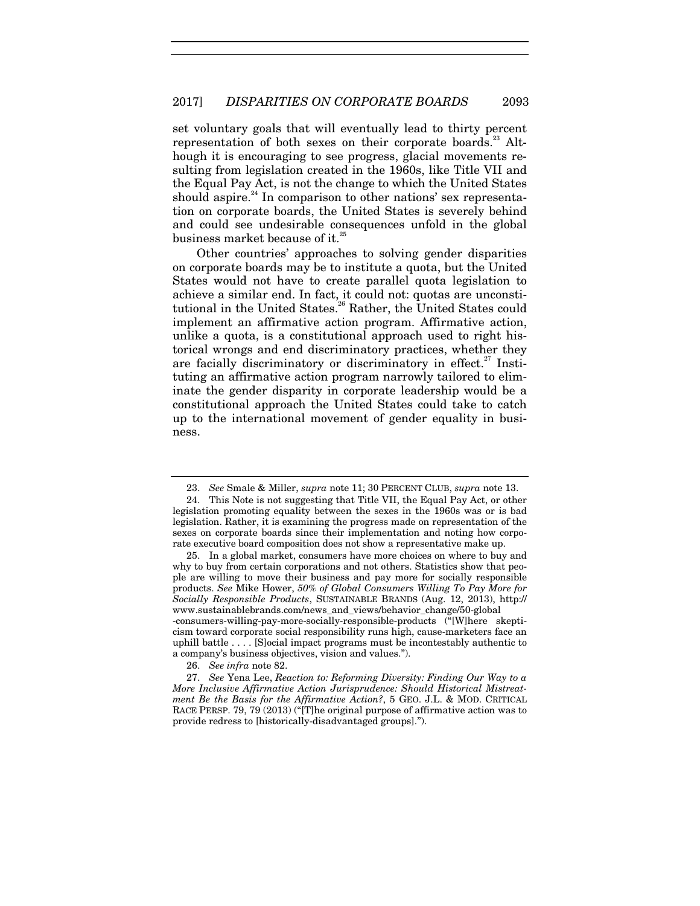set voluntary goals that will eventually lead to thirty percent representation of both sexes on their corporate boards.[23] Although it is encouraging to see progress, glacial movements resulting from legislation created in the 1960s, like Title VII and the Equal Pay Act, is not the change to which the United States should aspire.[24] In comparison to other nations' sex representation on corporate boards, the United States is severely behind and could see undesirable consequences unfold in the global business market because of it.[25]

Other countries' approaches to solving gender disparities on corporate boards may be to institute a quota, but the United States would not have to create parallel quota legislation to achieve a similar end. In fact, it could not: quotas are unconstitutional in the United States.[26] Rather, the United States could implement an affirmative action program. Affirmative action, unlike a quota, is a constitutional approach used to right historical wrongs and end discriminatory practices, whether they are facially discriminatory or discriminatory in effect.[27] Instituting an affirmative action program narrowly tailored to eliminate the gender disparity in corporate leadership would be a constitutional approach the United States could take to catch up to the international movement of gender equality in business.

---

23. *See* Smale & Miller, *supra* note 11; 30 PERCENT CLUB, *supra* note 13.

24. This Note is not suggesting that Title VII, the Equal Pay Act, or other legislation promoting equality between the sexes in the 1960s was or is bad legislation. Rather, it is examining the progress made on representation of the sexes on corporate boards since their implementation and noting how corporate executive board composition does not show a representative make up.

25. In a global market, consumers have more choices on where to buy and why to buy from certain corporations and not others. Statistics show that people are willing to move their business and pay more for socially responsible products. *See* Mike Hower, *50% of Global Consumers Willing To Pay More for Socially Responsible Products*, SUSTAINABLE BRANDS (Aug. 12, 2013), http://www.sustainablebrands.com/news_and_views/behavior_change/50-global-consumers-willing-pay-more-socially-responsible-products ("[W]here skepticism toward corporate social responsibility runs high, cause-marketers face an uphill battle . . . . [S]ocial impact programs must be incontestably authentic to a company's business objectives, vision and values.").

26. *See infra* note 82.

27. *See* Yena Lee, *Reaction to: Reforming Diversity: Finding Our Way to a More Inclusive Affirmative Action Jurisprudence: Should Historical Mistreatment Be the Basis for the Affirmative Action?*, 5 GEO. J.L. & MOD. CRITICAL RACE PERSP. 79, 79 (2013) ("[T]he original purpose of affirmative action was to provide redress to [historically-disadvantaged groups].").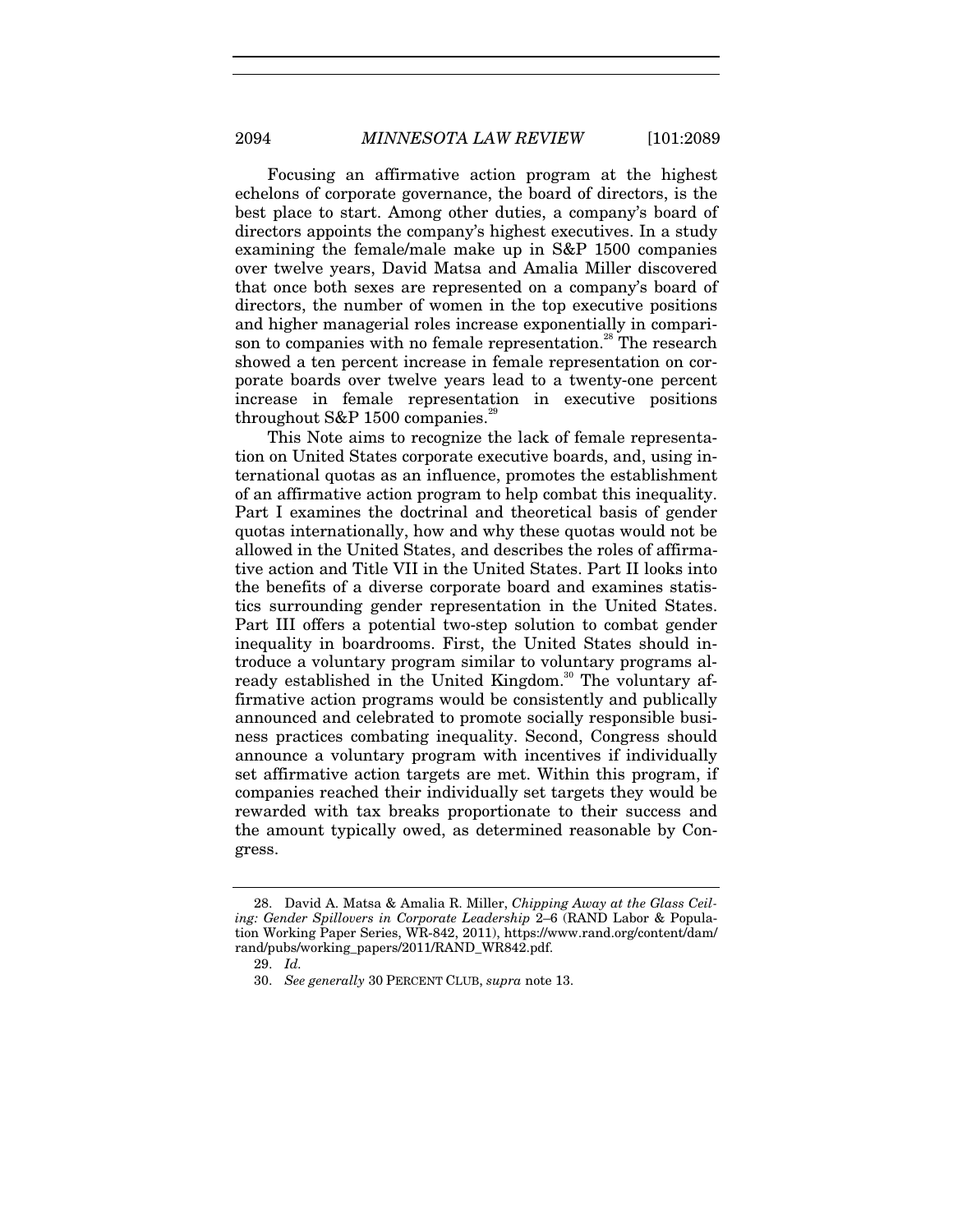Focusing an affirmative action program at the highest echelons of corporate governance, the board of directors, is the best place to start. Among other duties, a company's board of directors appoints the company's highest executives. In a study examining the female/male make up in S&P 1500 companies over twelve years, David Matsa and Amalia Miller discovered that once both sexes are represented on a company's board of directors, the number of women in the top executive positions and higher managerial roles increase exponentially in comparison to companies with no female representation.[28] The research showed a ten percent increase in female representation on corporate boards over twelve years lead to a twenty-one percent increase in female representation in executive positions throughout S&P 1500 companies.[29]

This Note aims to recognize the lack of female representation on United States corporate executive boards, and, using international quotas as an influence, promotes the establishment of an affirmative action program to help combat this inequality. Part I examines the doctrinal and theoretical basis of gender quotas internationally, how and why these quotas would not be allowed in the United States, and describes the roles of affirmative action and Title VII in the United States. Part II looks into the benefits of a diverse corporate board and examines statistics surrounding gender representation in the United States. Part III offers a potential two-step solution to combat gender inequality in boardrooms. First, the United States should introduce a voluntary program similar to voluntary programs already established in the United Kingdom.[30] The voluntary affirmative action programs would be consistently and publically announced and celebrated to promote socially responsible business practices combating inequality. Second, Congress should announce a voluntary program with incentives if individually set affirmative action targets are met. Within this program, if companies reached their individually set targets they would be rewarded with tax breaks proportionate to their success and the amount typically owed, as determined reasonable by Congress.

---

28. David A. Matsa & Amalia R. Miller, *Chipping Away at the Glass Ceiling: Gender Spillovers in Corporate Leadership* 2–6 (RAND Labor & Population Working Paper Series, WR-842, 2011), https://www.rand.org/content/dam/rand/pubs/working_papers/2011/RAND_WR842.pdf.

29. *Id.*

30. *See generally* 30 PERCENT CLUB, *supra* note 13.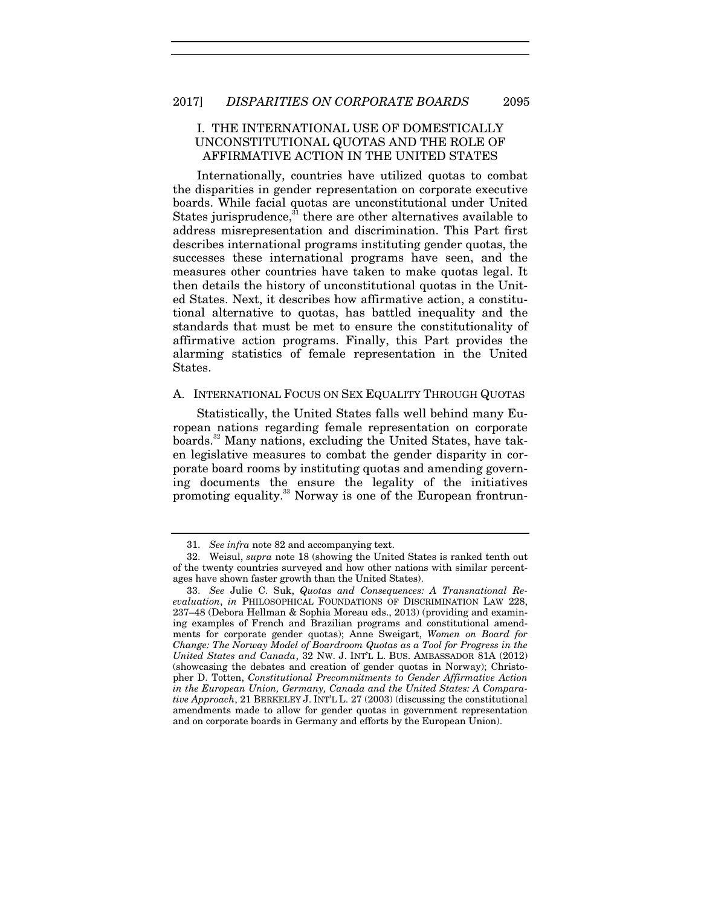## I. THE INTERNATIONAL USE OF DOMESTICALLY UNCONSTITUTIONAL QUOTAS AND THE ROLE OF AFFIRMATIVE ACTION IN THE UNITED STATES

Internationally, countries have utilized quotas to combat the disparities in gender representation on corporate executive boards. While facial quotas are unconstitutional under United States jurisprudence,[31] there are other alternatives available to address misrepresentation and discrimination. This Part first describes international programs instituting gender quotas, the successes these international programs have seen, and the measures other countries have taken to make quotas legal. It then details the history of unconstitutional quotas in the United States. Next, it describes how affirmative action, a constitutional alternative to quotas, has battled inequality and the standards that must be met to ensure the constitutionality of affirmative action programs. Finally, this Part provides the alarming statistics of female representation in the United States.

### A. INTERNATIONAL FOCUS ON SEX EQUALITY THROUGH QUOTAS

Statistically, the United States falls well behind many European nations regarding female representation on corporate boards.[32] Many nations, excluding the United States, have taken legislative measures to combat the gender disparity in corporate board rooms by instituting quotas and amending governing documents the ensure the legality of the initiatives promoting equality.[33] Norway is one of the European frontrun-

---

31. *See infra* note 82 and accompanying text.

32. Weisul, *supra* note 18 (showing the United States is ranked tenth out of the twenty countries surveyed and how other nations with similar percentages have shown faster growth than the United States).

33. *See* Julie C. Suk, *Quotas and Consequences: A Transnational Reevaluation*, *in* PHILOSOPHICAL FOUNDATIONS OF DISCRIMINATION LAW 228, 237–48 (Debora Hellman & Sophia Moreau eds., 2013) (providing and examining examples of French and Brazilian programs and constitutional amendments for corporate gender quotas); Anne Sweigart, *Women on Board for Change: The Norway Model of Boardroom Quotas as a Tool for Progress in the United States and Canada*, 32 NW. J. INT'L L. BUS. AMBASSADOR 81A (2012) (showcasing the debates and creation of gender quotas in Norway); Christopher D. Totten, *Constitutional Precommitments to Gender Affirmative Action in the European Union, Germany, Canada and the United States: A Comparative Approach*, 21 BERKELEY J. INT'L L. 27 (2003) (discussing the constitutional amendments made to allow for gender quotas in government representation and on corporate boards in Germany and efforts by the European Union).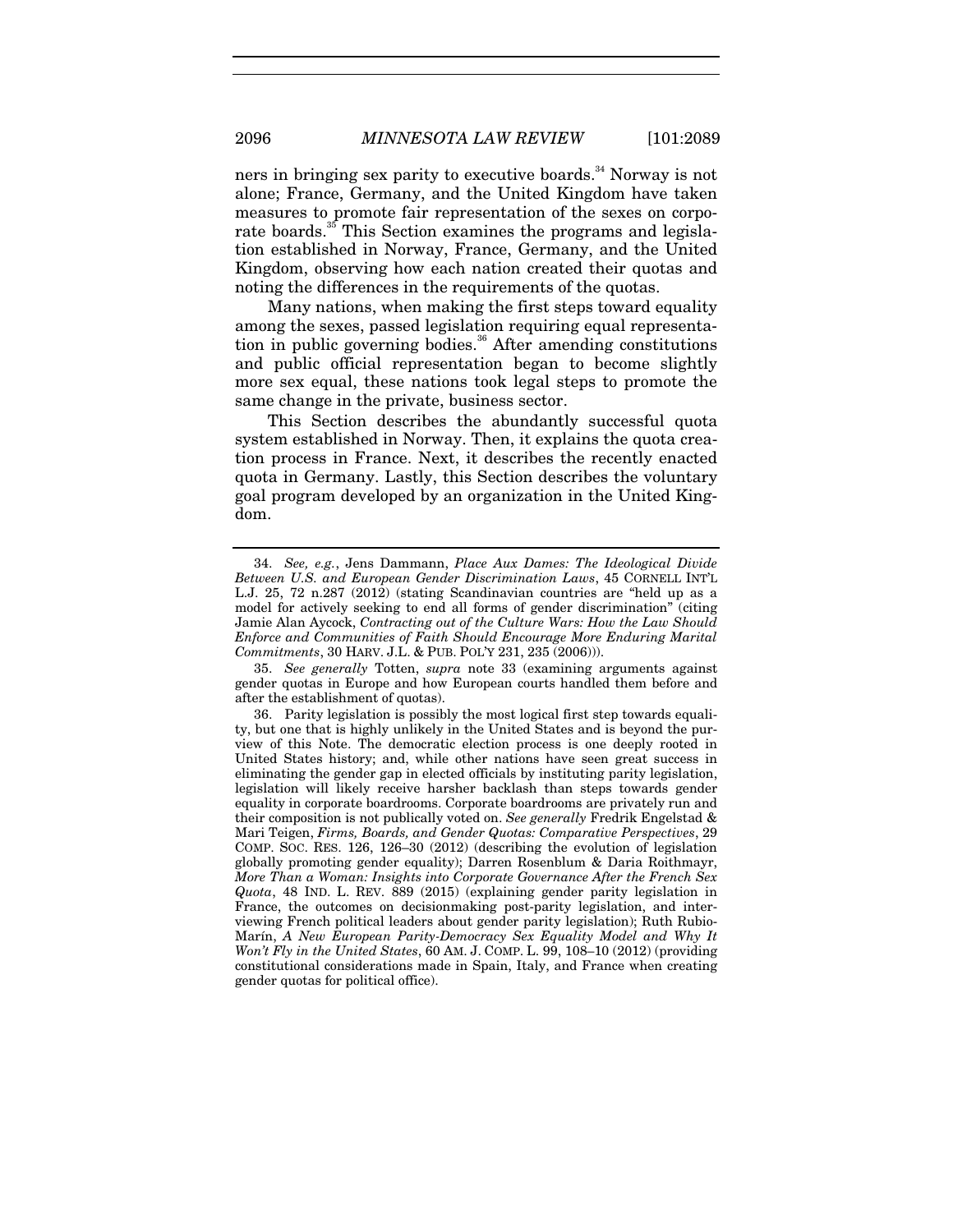ners in bringing sex parity to executive boards.[34] Norway is not alone; France, Germany, and the United Kingdom have taken measures to promote fair representation of the sexes on corporate boards.[35] This Section examines the programs and legislation established in Norway, France, Germany, and the United Kingdom, observing how each nation created their quotas and noting the differences in the requirements of the quotas.

Many nations, when making the first steps toward equality among the sexes, passed legislation requiring equal representation in public governing bodies.[36] After amending constitutions and public official representation began to become slightly more sex equal, these nations took legal steps to promote the same change in the private, business sector.

This Section describes the abundantly successful quota system established in Norway. Then, it explains the quota creation process in France. Next, it describes the recently enacted quota in Germany. Lastly, this Section describes the voluntary goal program developed by an organization in the United Kingdom.

---

34. *See, e.g.*, Jens Dammann, *Place Aux Dames: The Ideological Divide Between U.S. and European Gender Discrimination Laws*, 45 CORNELL INT'L L.J. 25, 72 n.287 (2012) (stating Scandinavian countries are "held up as a model for actively seeking to end all forms of gender discrimination" (citing Jamie Alan Aycock, *Contracting out of the Culture Wars: How the Law Should Enforce and Communities of Faith Should Encourage More Enduring Marital Commitments*, 30 HARV. J.L. & PUB. POL'Y 231, 235 (2006))).

35. *See generally* Totten, *supra* note 33 (examining arguments against gender quotas in Europe and how European courts handled them before and after the establishment of quotas).

36. Parity legislation is possibly the most logical first step towards equality, but one that is highly unlikely in the United States and is beyond the purview of this Note. The democratic election process is one deeply rooted in United States history; and, while other nations have seen great success in eliminating the gender gap in elected officials by instituting parity legislation, legislation will likely receive harsher backlash than steps towards gender equality in corporate boardrooms. Corporate boardrooms are privately run and their composition is not publically voted on. *See generally* Fredrik Engelstad & Mari Teigen, *Firms, Boards, and Gender Quotas: Comparative Perspectives*, 29 COMP. SOC. RES. 126, 126–30 (2012) (describing the evolution of legislation globally promoting gender equality); Darren Rosenblum & Daria Roithmayr, *More Than a Woman: Insights into Corporate Governance After the French Sex Quota*, 48 IND. L. REV. 889 (2015) (explaining gender parity legislation in France, the outcomes on decisionmaking post-parity legislation, and interviewing French political leaders about gender parity legislation); Ruth Rubio-Marín, *A New European Parity-Democracy Sex Equality Model and Why It Won't Fly in the United States*, 60 AM. J. COMP. L. 99, 108–10 (2012) (providing constitutional considerations made in Spain, Italy, and France when creating gender quotas for political office).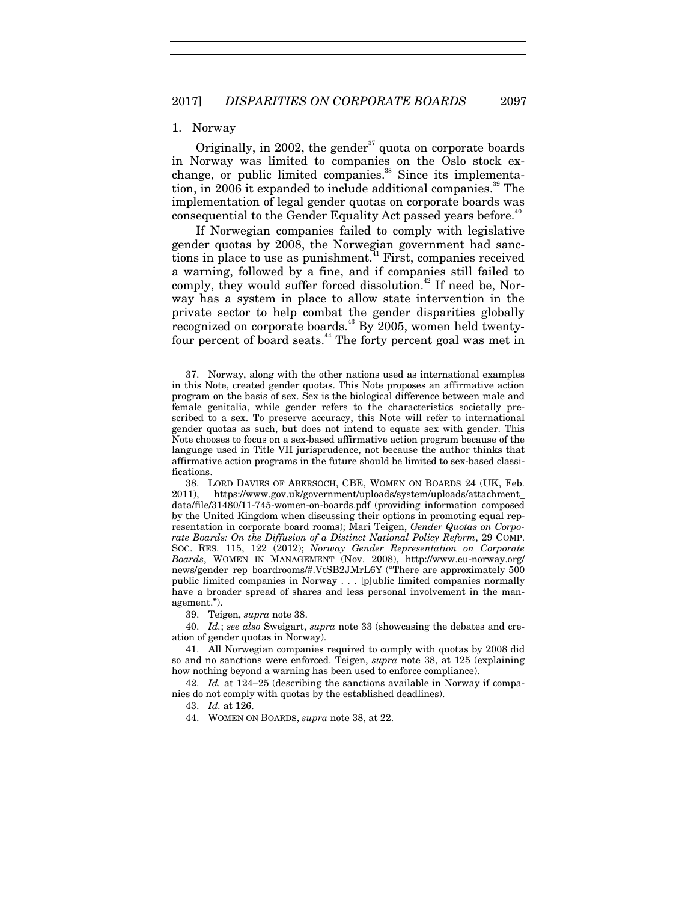### 1. Norway

Originally, in 2002, the gender[37] quota on corporate boards in Norway was limited to companies on the Oslo stock exchange, or public limited companies.[38] Since its implementation, in 2006 it expanded to include additional companies.[39] The implementation of legal gender quotas on corporate boards was consequential to the Gender Equality Act passed years before.[40]

If Norwegian companies failed to comply with legislative gender quotas by 2008, the Norwegian government had sanctions in place to use as punishment.[41] First, companies received a warning, followed by a fine, and if companies still failed to comply, they would suffer forced dissolution.[42] If need be, Norway has a system in place to allow state intervention in the private sector to help combat the gender disparities globally recognized on corporate boards.[43] By 2005, women held twenty-four percent of board seats.[44] The forty percent goal was met in

---

37. Norway, along with the other nations used as international examples in this Note, created gender quotas. This Note proposes an affirmative action program on the basis of sex. Sex is the biological difference between male and female genitalia, while gender refers to the characteristics societally prescribed to a sex. To preserve accuracy, this Note will refer to international gender quotas as such, but does not intend to equate sex with gender. This Note chooses to focus on a sex-based affirmative action program because of the language used in Title VII jurisprudence, not because the author thinks that affirmative action programs in the future should be limited to sex-based classifications.

38. LORD DAVIES OF ABERSOCH, CBE, WOMEN ON BOARDS 24 (UK, Feb. 2011), https://www.gov.uk/government/uploads/system/uploads/attachment_data/file/31480/11-745-women-on-boards.pdf (providing information composed by the United Kingdom when discussing their options in promoting equal representation in corporate board rooms); Mari Teigen, *Gender Quotas on Corporate Boards: On the Diffusion of a Distinct National Policy Reform*, 29 COMP. SOC. RES. 115, 122 (2012); *Norway Gender Representation on Corporate Boards*, WOMEN IN MANAGEMENT (Nov. 2008), http://www.eu-norway.org/news/gender_rep_boardrooms/#.VtSB2JMrL6Y ("There are approximately 500 public limited companies in Norway . . . [p]ublic limited companies normally have a broader spread of shares and less personal involvement in the management.").

39. Teigen, *supra* note 38.

40. *Id.*; *see also* Sweigart, *supra* note 33 (showcasing the debates and creation of gender quotas in Norway).

41. All Norwegian companies required to comply with quotas by 2008 did so and no sanctions were enforced. Teigen, *supra* note 38, at 125 (explaining how nothing beyond a warning has been used to enforce compliance).

42. *Id.* at 124–25 (describing the sanctions available in Norway if companies do not comply with quotas by the established deadlines).

43. *Id.* at 126.

44. WOMEN ON BOARDS, *supra* note 38, at 22.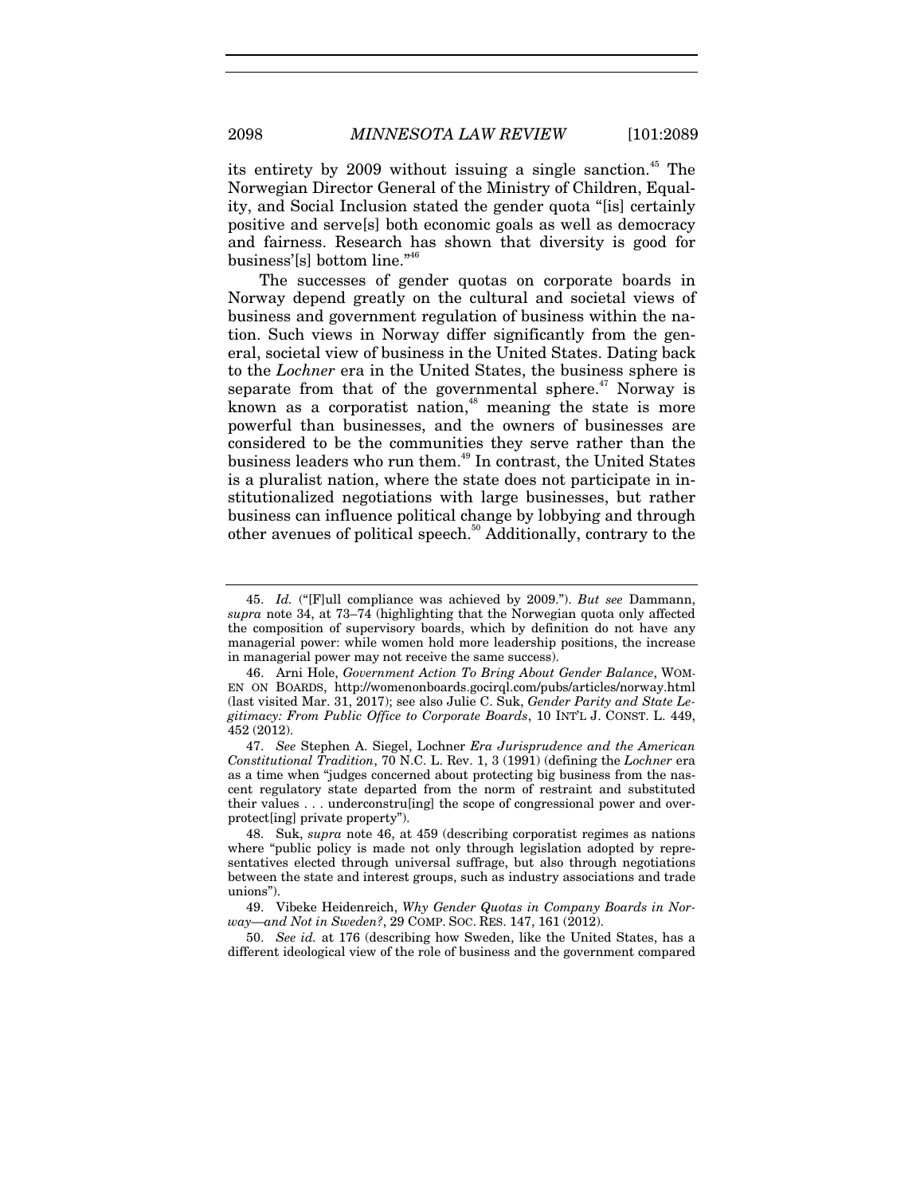its entirety by 2009 without issuing a single sanction.[45] The Norwegian Director General of the Ministry of Children, Equality, and Social Inclusion stated the gender quota "[is] certainly positive and serve[s] both economic goals as well as democracy and fairness. Research has shown that diversity is good for business'[s] bottom line."[46]

The successes of gender quotas on corporate boards in Norway depend greatly on the cultural and societal views of business and government regulation of business within the nation. Such views in Norway differ significantly from the general, societal view of business in the United States. Dating back to the *Lochner* era in the United States, the business sphere is separate from that of the governmental sphere.[47] Norway is known as a corporatist nation,[48] meaning the state is more powerful than businesses, and the owners of businesses are considered to be the communities they serve rather than the business leaders who run them.[49] In contrast, the United States is a pluralist nation, where the state does not participate in institutionalized negotiations with large businesses, but rather business can influence political change by lobbying and through other avenues of political speech.[50] Additionally, contrary to the

---

45. *Id.* ("[F]ull compliance was achieved by 2009."). *But see* Dammann, *supra* note 34, at 73–74 (highlighting that the Norwegian quota only affected the composition of supervisory boards, which by definition do not have any managerial power: while women hold more leadership positions, the increase in managerial power may not receive the same success).

46. Arni Hole, *Government Action To Bring About Gender Balance*, WOMEN ON BOARDS, http://womenonboards.gocirql.com/pubs/articles/norway.html (last visited Mar. 31, 2017); see also Julie C. Suk, *Gender Parity and State Legitimacy: From Public Office to Corporate Boards*, 10 INT'L J. CONST. L. 449, 452 (2012).

47. *See* Stephen A. Siegel, Lochner *Era Jurisprudence and the American Constitutional Tradition*, 70 N.C. L. Rev. 1, 3 (1991) (defining the *Lochner* era as a time when "judges concerned about protecting big business from the nascent regulatory state departed from the norm of restraint and substituted their values . . . underconstru[ing] the scope of congressional power and overprotect[ing] private property").

48. Suk, *supra* note 46, at 459 (describing corporatist regimes as nations where "public policy is made not only through legislation adopted by representatives elected through universal suffrage, but also through negotiations between the state and interest groups, such as industry associations and trade unions").

49. Vibeke Heidenreich, *Why Gender Quotas in Company Boards in Norway—and Not in Sweden?*, 29 COMP. SOC. RES. 147, 161 (2012).

50. *See id.* at 176 (describing how Sweden, like the United States, has a different ideological view of the role of business and the government compared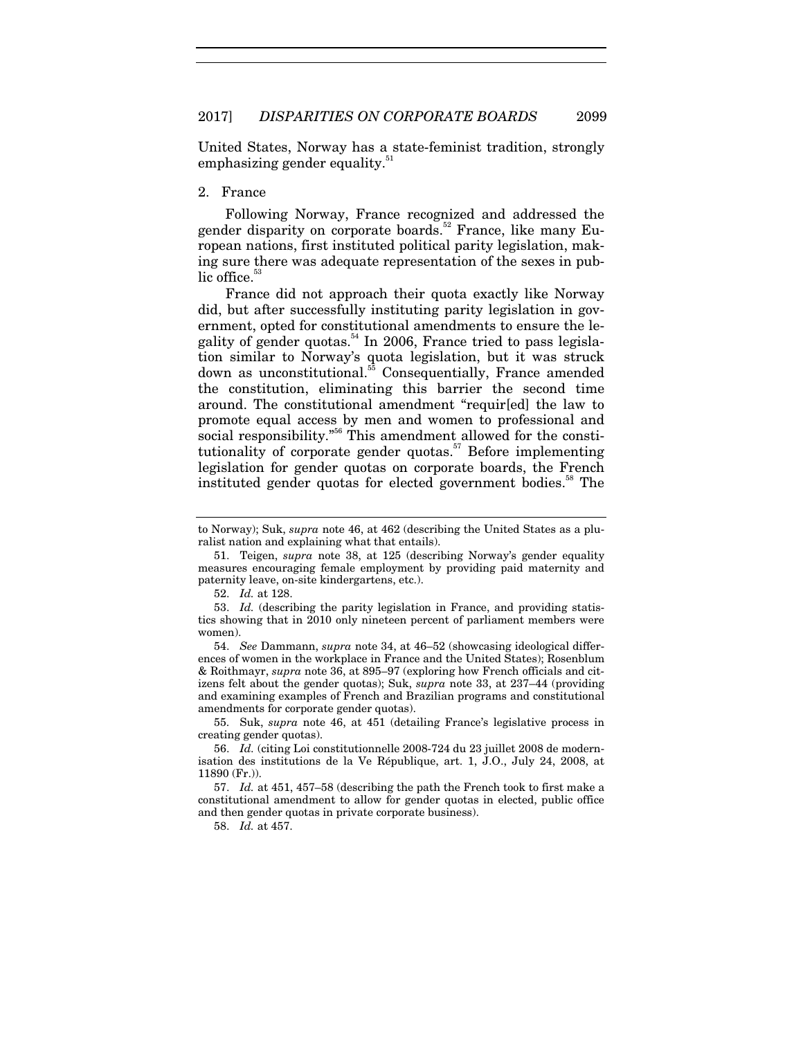United States, Norway has a state-feminist tradition, strongly emphasizing gender equality.[51]

### 2. France

Following Norway, France recognized and addressed the gender disparity on corporate boards.[52] France, like many European nations, first instituted political parity legislation, making sure there was adequate representation of the sexes in public office.[53]

France did not approach their quota exactly like Norway did, but after successfully instituting parity legislation in government, opted for constitutional amendments to ensure the legality of gender quotas.[54] In 2006, France tried to pass legislation similar to Norway's quota legislation, but it was struck down as unconstitutional.[55] Consequentially, France amended the constitution, eliminating this barrier the second time around. The constitutional amendment "requir[ed] the law to promote equal access by men and women to professional and social responsibility."[56] This amendment allowed for the constitutionality of corporate gender quotas.[57] Before implementing legislation for gender quotas on corporate boards, the French instituted gender quotas for elected government bodies.[58] The

---

to Norway); Suk, *supra* note 46, at 462 (describing the United States as a pluralist nation and explaining what that entails).

51. Teigen, *supra* note 38, at 125 (describing Norway's gender equality measures encouraging female employment by providing paid maternity and paternity leave, on-site kindergartens, etc.).

52. *Id.* at 128.

53. *Id.* (describing the parity legislation in France, and providing statistics showing that in 2010 only nineteen percent of parliament members were women).

54. *See* Dammann, *supra* note 34, at 46–52 (showcasing ideological differences of women in the workplace in France and the United States); Rosenblum & Roithmayr, *supra* note 36, at 895–97 (exploring how French officials and citizens felt about the gender quotas); Suk, *supra* note 33, at 237–44 (providing and examining examples of French and Brazilian programs and constitutional amendments for corporate gender quotas).

55. Suk, *supra* note 46, at 451 (detailing France's legislative process in creating gender quotas).

56. *Id.* (citing Loi constitutionnelle 2008-724 du 23 juillet 2008 de modernisation des institutions de la Ve République, art. 1, J.O., July 24, 2008, at 11890 (Fr.)).

57. *Id.* at 451, 457–58 (describing the path the French took to first make a constitutional amendment to allow for gender quotas in elected, public office and then gender quotas in private corporate business).

58. *Id.* at 457.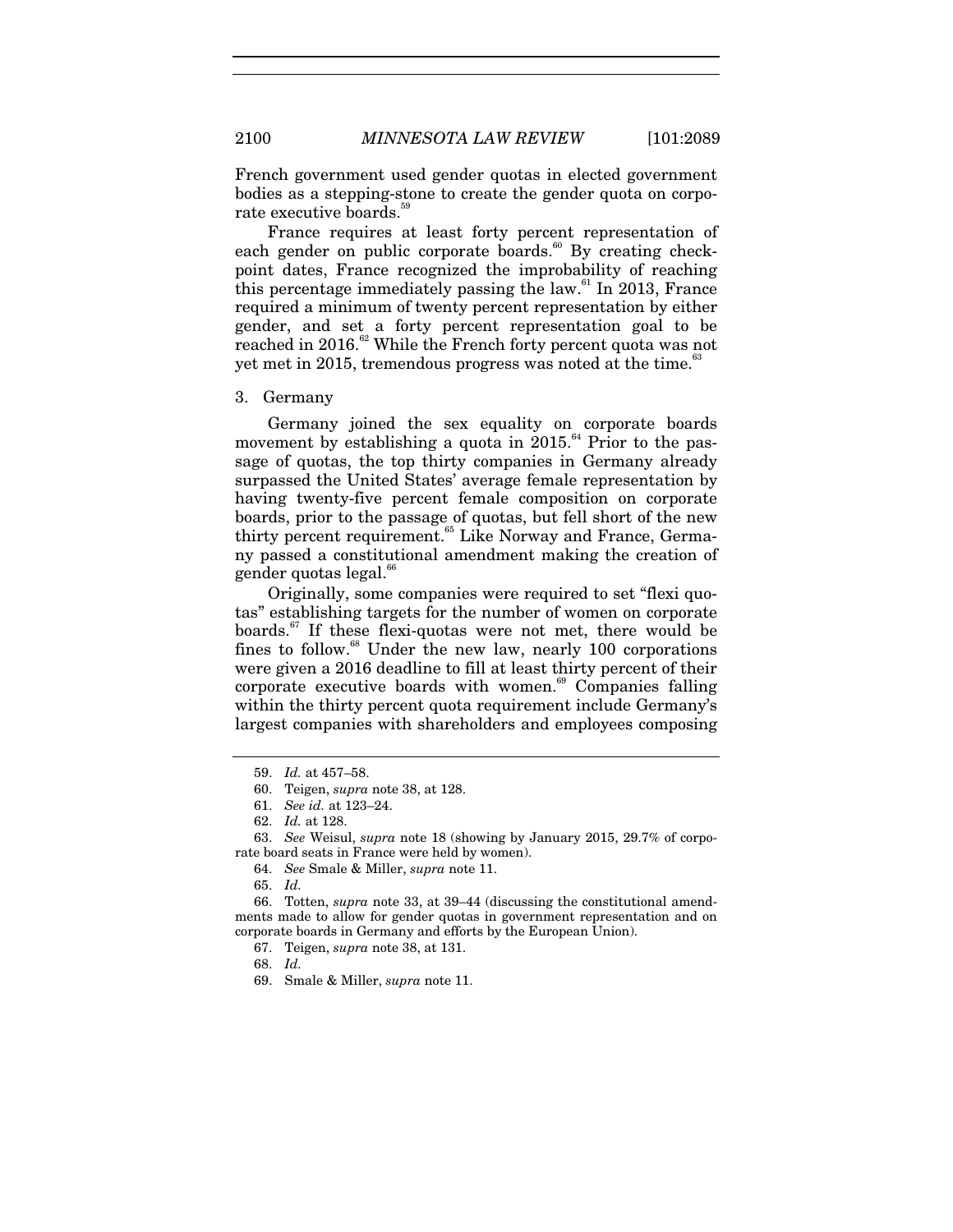French government used gender quotas in elected government bodies as a stepping-stone to create the gender quota on corporate executive boards.[59]

France requires at least forty percent representation of each gender on public corporate boards.[60] By creating checkpoint dates, France recognized the improbability of reaching this percentage immediately passing the law.[61] In 2013, France required a minimum of twenty percent representation by either gender, and set a forty percent representation goal to be reached in 2016.[62] While the French forty percent quota was not yet met in 2015, tremendous progress was noted at the time.[63]

### 3. Germany

Germany joined the sex equality on corporate boards movement by establishing a quota in 2015.[64] Prior to the passage of quotas, the top thirty companies in Germany already surpassed the United States' average female representation by having twenty-five percent female composition on corporate boards, prior to the passage of quotas, but fell short of the new thirty percent requirement.[65] Like Norway and France, Germany passed a constitutional amendment making the creation of gender quotas legal.[66]

Originally, some companies were required to set "flexi quotas" establishing targets for the number of women on corporate boards.[67] If these flexi-quotas were not met, there would be fines to follow.[68] Under the new law, nearly 100 corporations were given a 2016 deadline to fill at least thirty percent of their corporate executive boards with women.[69] Companies falling within the thirty percent quota requirement include Germany's largest companies with shareholders and employees composing

---

59. *Id.* at 457–58.

60. Teigen, *supra* note 38, at 128.

61. *See id.* at 123–24.

62. *Id.* at 128.

63. *See* Weisul, *supra* note 18 (showing by January 2015, 29.7% of corporate board seats in France were held by women).

64. *See* Smale & Miller, *supra* note 11.

65. *Id.*

66. Totten, *supra* note 33, at 39–44 (discussing the constitutional amendments made to allow for gender quotas in government representation and on corporate boards in Germany and efforts by the European Union).

67. Teigen, *supra* note 38, at 131.

68. *Id.*

69. Smale & Miller, *supra* note 11.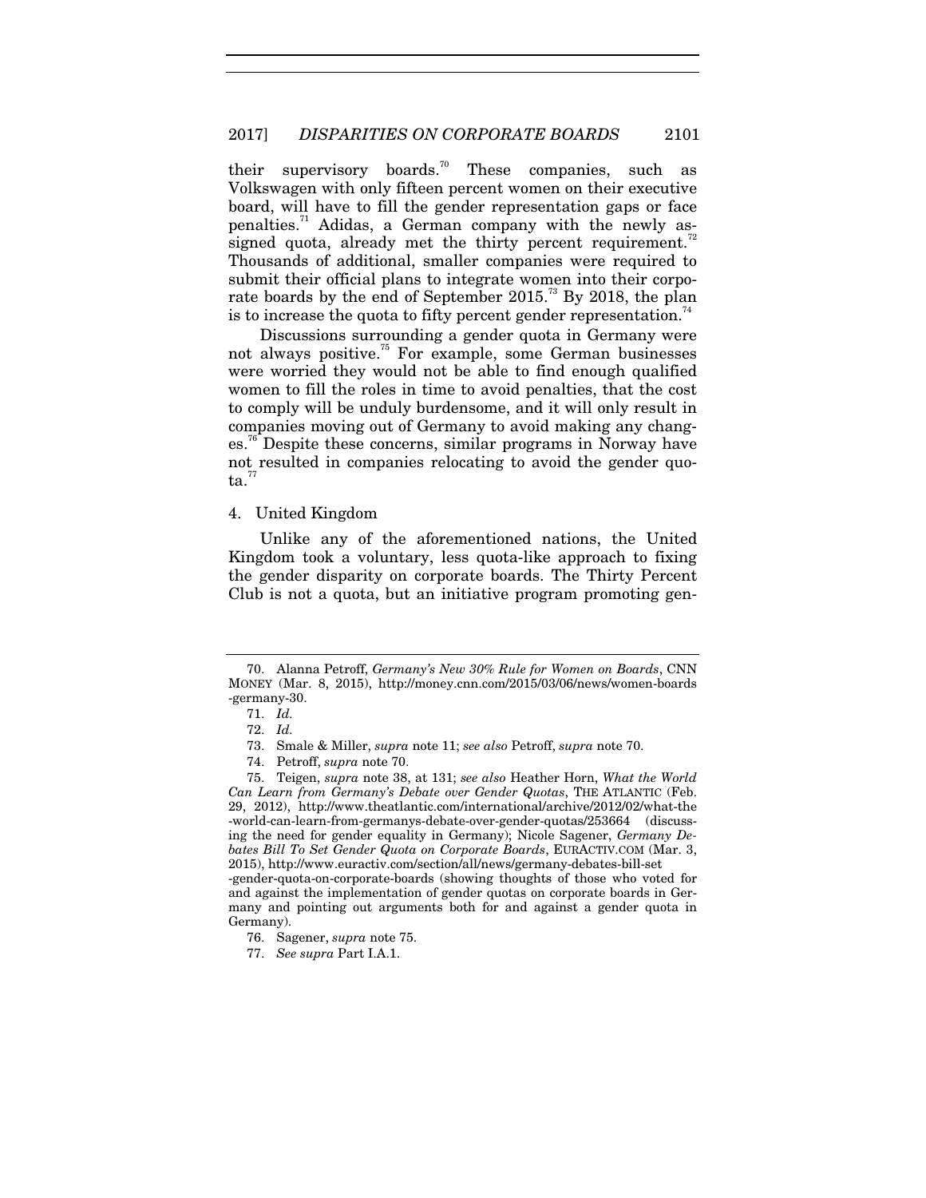their supervisory boards.[70] These companies, such as Volkswagen with only fifteen percent women on their executive board, will have to fill the gender representation gaps or face penalties.[71] Adidas, a German company with the newly assigned quota, already met the thirty percent requirement.[72] Thousands of additional, smaller companies were required to submit their official plans to integrate women into their corporate boards by the end of September 2015.[73] By 2018, the plan is to increase the quota to fifty percent gender representation.[74]

Discussions surrounding a gender quota in Germany were not always positive.[75] For example, some German businesses were worried they would not be able to find enough qualified women to fill the roles in time to avoid penalties, that the cost to comply will be unduly burdensome, and it will only result in companies moving out of Germany to avoid making any changes.[76] Despite these concerns, similar programs in Norway have not resulted in companies relocating to avoid the gender quota.[77]

#### 4. United Kingdom

Unlike any of the aforementioned nations, the United Kingdom took a voluntary, less quota-like approach to fixing the gender disparity on corporate boards. The Thirty Percent Club is not a quota, but an initiative program promoting gen-

---

70. Alanna Petroff, *Germany's New 30% Rule for Women on Boards*, CNN MONEY (Mar. 8, 2015), http://money.cnn.com/2015/03/06/news/women-boards-germany-30.

71. *Id.*

72. *Id.*

73. Smale & Miller, *supra* note 11; *see also* Petroff, *supra* note 70.

74. Petroff, *supra* note 70.

75. Teigen, *supra* note 38, at 131; *see also* Heather Horn, *What the World Can Learn from Germany's Debate over Gender Quotas*, THE ATLANTIC (Feb. 29, 2012), http://www.theatlantic.com/international/archive/2012/02/what-the-world-can-learn-from-germanys-debate-over-gender-quotas/253664 (discussing the need for gender equality in Germany); Nicole Sagener, *Germany Debates Bill To Set Gender Quota on Corporate Boards*, EURACTIV.COM (Mar. 3, 2015), http://www.euractiv.com/section/all/news/germany-debates-bill-set-gender-quota-on-corporate-boards (showing thoughts of those who voted for and against the implementation of gender quotas on corporate boards in Germany and pointing out arguments both for and against a gender quota in Germany).

76. Sagener, *supra* note 75.

77. *See supra* Part I.A.1.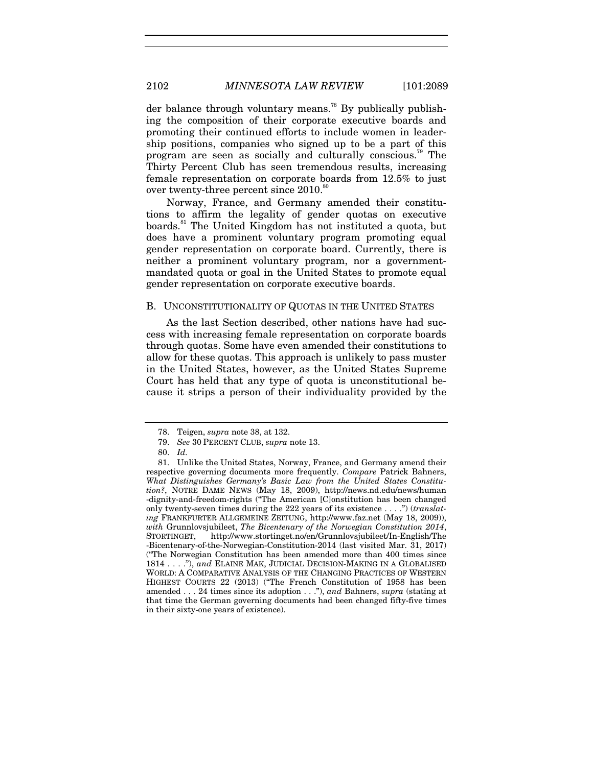der balance through voluntary means.[78] By publically publishing the composition of their corporate executive boards and promoting their continued efforts to include women in leadership positions, companies who signed up to be a part of this program are seen as socially and culturally conscious.[79] The Thirty Percent Club has seen tremendous results, increasing female representation on corporate boards from 12.5% to just over twenty-three percent since 2010.[80]

Norway, France, and Germany amended their constitutions to affirm the legality of gender quotas on executive boards.[81] The United Kingdom has not instituted a quota, but does have a prominent voluntary program promoting equal gender representation on corporate board. Currently, there is neither a prominent voluntary program, nor a government-mandated quota or goal in the United States to promote equal gender representation on corporate executive boards.

### B. UNCONSTITUTIONALITY OF QUOTAS IN THE UNITED STATES

As the last Section described, other nations have had success with increasing female representation on corporate boards through quotas. Some have even amended their constitutions to allow for these quotas. This approach is unlikely to pass muster in the United States, however, as the United States Supreme Court has held that any type of quota is unconstitutional because it strips a person of their individuality provided by the

---

78. Teigen, *supra* note 38, at 132.

79. *See* 30 PERCENT CLUB, *supra* note 13.

80. *Id.*

81. Unlike the United States, Norway, France, and Germany amend their respective governing documents more frequently. *Compare* Patrick Bahners, *What Distinguishes Germany's Basic Law from the United States Constitution?*, NOTRE DAME NEWS (May 18, 2009), http://news.nd.edu/news/human-dignity-and-freedom-rights ("The American [C]onstitution has been changed only twenty-seven times during the 222 years of its existence . . . .") (*translating* FRANKFURTER ALLGEMEINE ZEITUNG, http://www.faz.net (May 18, 2009)), *with* Grunnlovsjubileet, *The Bicentenary of the Norwegian Constitution 2014*, STORTINGET, http://www.stortinget.no/en/Grunnlovsjubileet/In-English/The-Bicentenary-of-the-Norwegian-Constitution-2014 (last visited Mar. 31, 2017) ("The Norwegian Constitution has been amended more than 400 times since 1814 . . . ."), *and* ELAINE MAK, JUDICIAL DECISION-MAKING IN A GLOBALISED WORLD: A COMPARATIVE ANALYSIS OF THE CHANGING PRACTICES OF WESTERN HIGHEST COURTS 22 (2013) ("The French Constitution of 1958 has been amended . . . 24 times since its adoption . . ."), *and* Bahners, *supra* (stating at that time the German governing documents had been changed fifty-five times in their sixty-one years of existence).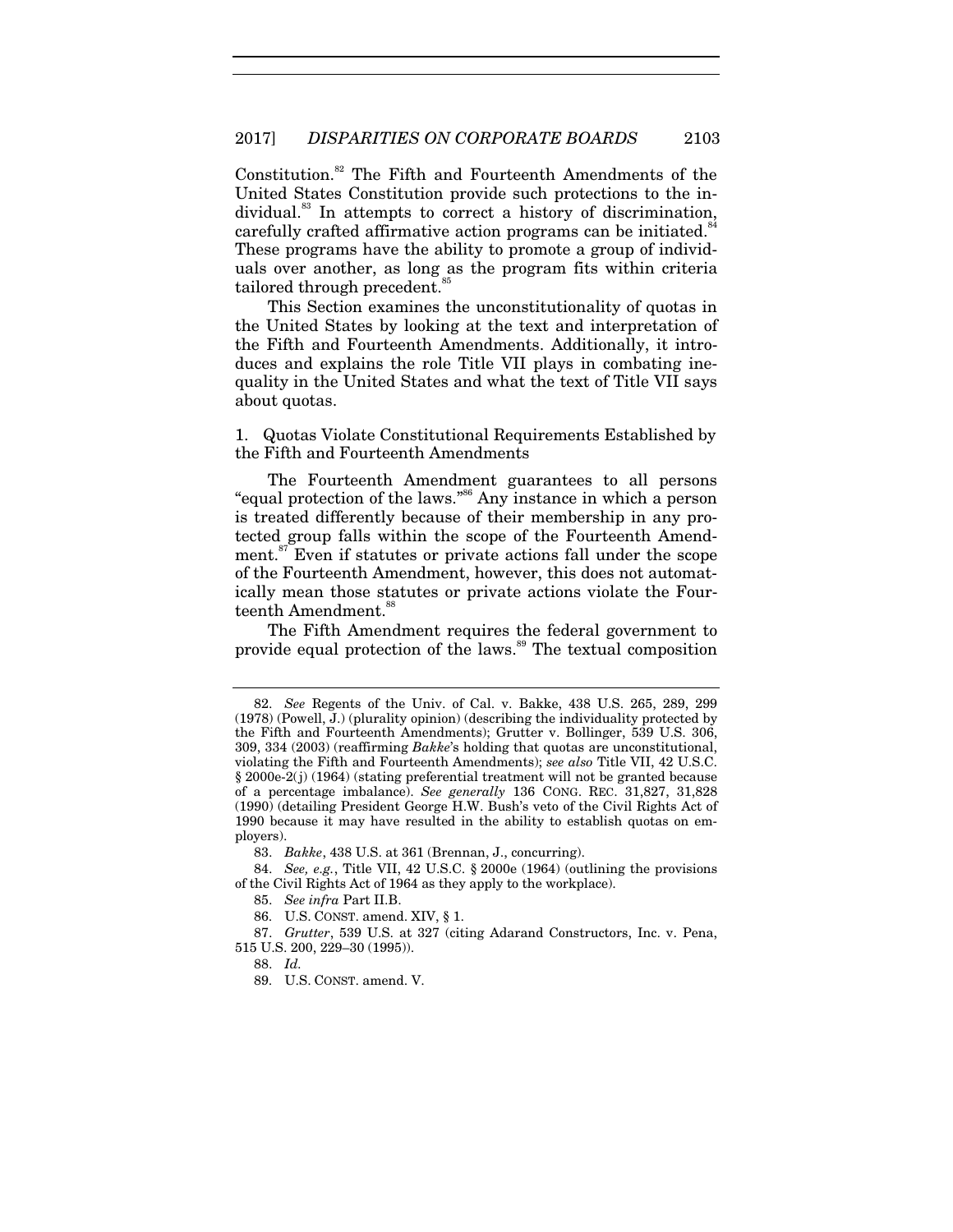Constitution.[82] The Fifth and Fourteenth Amendments of the United States Constitution provide such protections to the individual.[83] In attempts to correct a history of discrimination, carefully crafted affirmative action programs can be initiated.[84] These programs have the ability to promote a group of individuals over another, as long as the program fits within criteria tailored through precedent.[85]

This Section examines the unconstitutionality of quotas in the United States by looking at the text and interpretation of the Fifth and Fourteenth Amendments. Additionally, it introduces and explains the role Title VII plays in combating inequality in the United States and what the text of Title VII says about quotas.

### 1. Quotas Violate Constitutional Requirements Established by the Fifth and Fourteenth Amendments

The Fourteenth Amendment guarantees to all persons "equal protection of the laws."[86] Any instance in which a person is treated differently because of their membership in any protected group falls within the scope of the Fourteenth Amendment.[87] Even if statutes or private actions fall under the scope of the Fourteenth Amendment, however, this does not automatically mean those statutes or private actions violate the Fourteenth Amendment.[88]

The Fifth Amendment requires the federal government to provide equal protection of the laws.[89] The textual composition

---

82. *See* Regents of the Univ. of Cal. v. Bakke, 438 U.S. 265, 289, 299 (1978) (Powell, J.) (plurality opinion) (describing the individuality protected by the Fifth and Fourteenth Amendments); Grutter v. Bollinger, 539 U.S. 306, 309, 334 (2003) (reaffirming *Bakke*'s holding that quotas are unconstitutional, violating the Fifth and Fourteenth Amendments); *see also* Title VII, 42 U.S.C. § 2000e-2(j) (1964) (stating preferential treatment will not be granted because of a percentage imbalance). *See generally* 136 CONG. REC. 31,827, 31,828 (1990) (detailing President George H.W. Bush's veto of the Civil Rights Act of 1990 because it may have resulted in the ability to establish quotas on employers).

83. *Bakke*, 438 U.S. at 361 (Brennan, J., concurring).

84. *See, e.g.*, Title VII, 42 U.S.C. § 2000e (1964) (outlining the provisions of the Civil Rights Act of 1964 as they apply to the workplace).

85. *See infra* Part II.B.

86. U.S. CONST. amend. XIV, § 1.

87. *Grutter*, 539 U.S. at 327 (citing Adarand Constructors, Inc. v. Pena, 515 U.S. 200, 229–30 (1995)).

88. *Id.*

89. U.S. CONST. amend. V.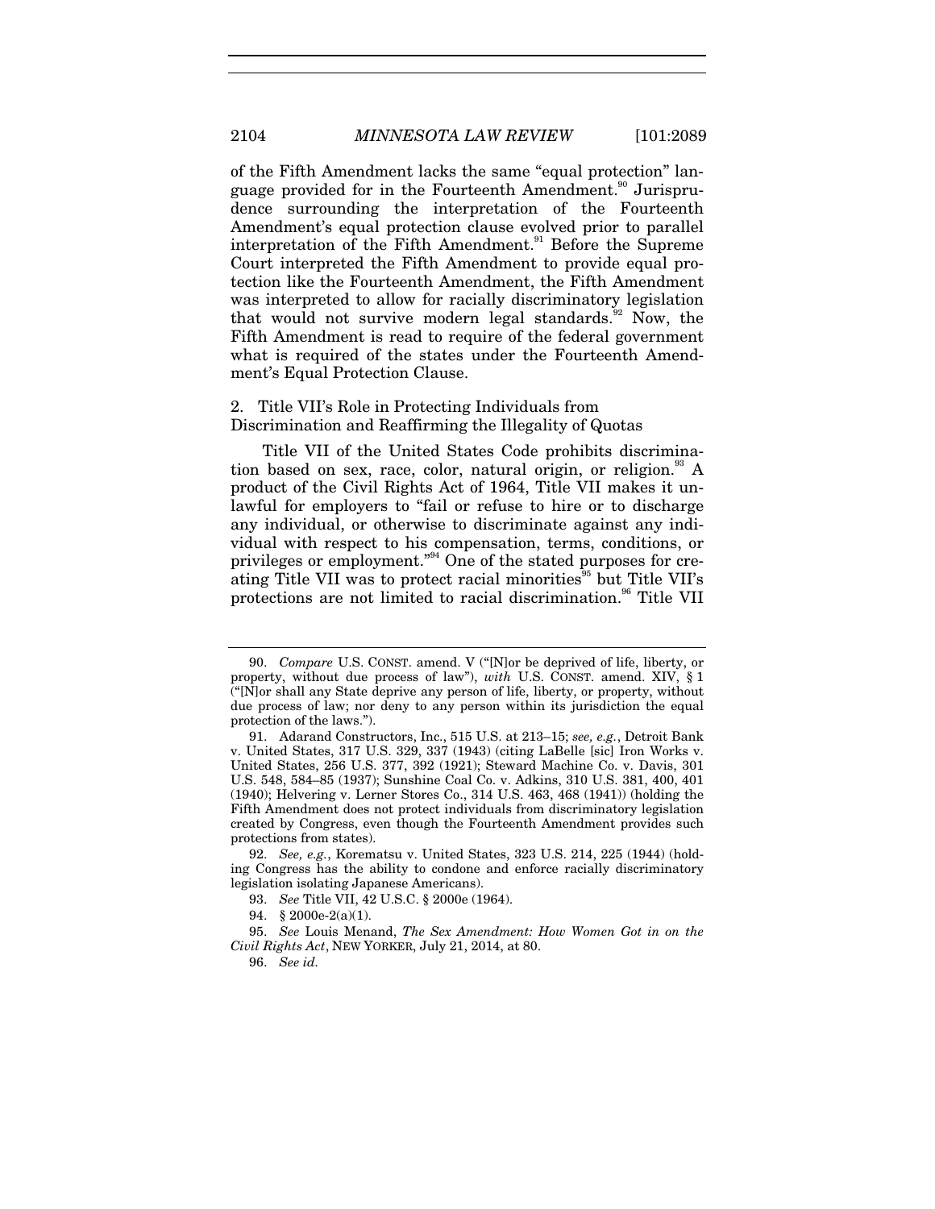of the Fifth Amendment lacks the same "equal protection" language provided for in the Fourteenth Amendment.[90] Jurisprudence surrounding the interpretation of the Fourteenth Amendment's equal protection clause evolved prior to parallel interpretation of the Fifth Amendment.[91] Before the Supreme Court interpreted the Fifth Amendment to provide equal protection like the Fourteenth Amendment, the Fifth Amendment was interpreted to allow for racially discriminatory legislation that would not survive modern legal standards.[92] Now, the Fifth Amendment is read to require of the federal government what is required of the states under the Fourteenth Amendment's Equal Protection Clause.

2. Title VII's Role in Protecting Individuals from Discrimination and Reaffirming the Illegality of Quotas

Title VII of the United States Code prohibits discrimination based on sex, race, color, natural origin, or religion.[93] A product of the Civil Rights Act of 1964, Title VII makes it unlawful for employers to "fail or refuse to hire or to discharge any individual, or otherwise to discriminate against any individual with respect to his compensation, terms, conditions, or privileges or employment."[94] One of the stated purposes for creating Title VII was to protect racial minorities[95] but Title VII's protections are not limited to racial discrimination.[96] Title VII

---

90. *Compare* U.S. CONST. amend. V ("[N]or be deprived of life, liberty, or property, without due process of law"), *with* U.S. CONST. amend. XIV, § 1 ("[N]or shall any State deprive any person of life, liberty, or property, without due process of law; nor deny to any person within its jurisdiction the equal protection of the laws.").

91. Adarand Constructors, Inc., 515 U.S. at 213–15; *see, e.g.*, Detroit Bank v. United States, 317 U.S. 329, 337 (1943) (citing LaBelle [sic] Iron Works v. United States, 256 U.S. 377, 392 (1921); Steward Machine Co. v. Davis, 301 U.S. 548, 584–85 (1937); Sunshine Coal Co. v. Adkins, 310 U.S. 381, 400, 401 (1940); Helvering v. Lerner Stores Co., 314 U.S. 463, 468 (1941)) (holding the Fifth Amendment does not protect individuals from discriminatory legislation created by Congress, even though the Fourteenth Amendment provides such protections from states).

92. *See, e.g.*, Korematsu v. United States, 323 U.S. 214, 225 (1944) (holding Congress has the ability to condone and enforce racially discriminatory legislation isolating Japanese Americans).

93. *See* Title VII, 42 U.S.C. § 2000e (1964).

94. § 2000e-2(a)(1).

95. *See* Louis Menand, *The Sex Amendment: How Women Got in on the Civil Rights Act*, NEW YORKER, July 21, 2014, at 80.

96. *See id.*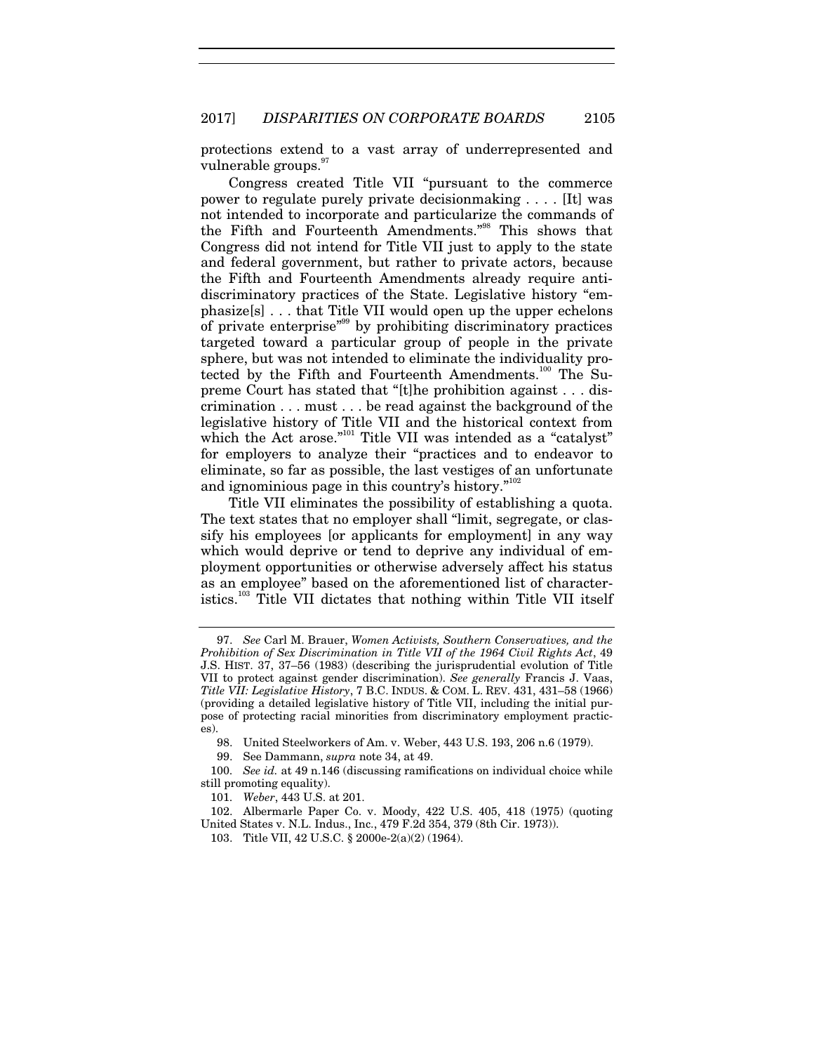protections extend to a vast array of underrepresented and vulnerable groups.[97]

Congress created Title VII "pursuant to the commerce power to regulate purely private decisionmaking . . . . [It] was not intended to incorporate and particularize the commands of the Fifth and Fourteenth Amendments."[98] This shows that Congress did not intend for Title VII just to apply to the state and federal government, but rather to private actors, because the Fifth and Fourteenth Amendments already require anti-discriminatory practices of the State. Legislative history "emphasize[s] . . . that Title VII would open up the upper echelons of private enterprise"[99] by prohibiting discriminatory practices targeted toward a particular group of people in the private sphere, but was not intended to eliminate the individuality protected by the Fifth and Fourteenth Amendments.[100] The Supreme Court has stated that "[t]he prohibition against . . . discrimination . . . must . . . be read against the background of the legislative history of Title VII and the historical context from which the Act arose."[101] Title VII was intended as a "catalyst" for employers to analyze their "practices and to endeavor to eliminate, so far as possible, the last vestiges of an unfortunate and ignominious page in this country's history."[102]

Title VII eliminates the possibility of establishing a quota. The text states that no employer shall "limit, segregate, or classify his employees [or applicants for employment] in any way which would deprive or tend to deprive any individual of employment opportunities or otherwise adversely affect his status as an employee" based on the aforementioned list of characteristics.[103] Title VII dictates that nothing within Title VII itself

---

97. *See* Carl M. Brauer, *Women Activists, Southern Conservatives, and the Prohibition of Sex Discrimination in Title VII of the 1964 Civil Rights Act*, 49 J.S. HIST. 37, 37–56 (1983) (describing the jurisprudential evolution of Title VII to protect against gender discrimination). *See generally* Francis J. Vaas, *Title VII: Legislative History*, 7 B.C. INDUS. & COM. L. REV. 431, 431–58 (1966) (providing a detailed legislative history of Title VII, including the initial purpose of protecting racial minorities from discriminatory employment practices).

98. United Steelworkers of Am. v. Weber, 443 U.S. 193, 206 n.6 (1979).

99. See Dammann, *supra* note 34, at 49.

100. *See id.* at 49 n.146 (discussing ramifications on individual choice while still promoting equality).

101. *Weber*, 443 U.S. at 201.

102. Albermarle Paper Co. v. Moody, 422 U.S. 405, 418 (1975) (quoting United States v. N.L. Indus., Inc., 479 F.2d 354, 379 (8th Cir. 1973)).

103. Title VII, 42 U.S.C. § 2000e-2(a)(2) (1964).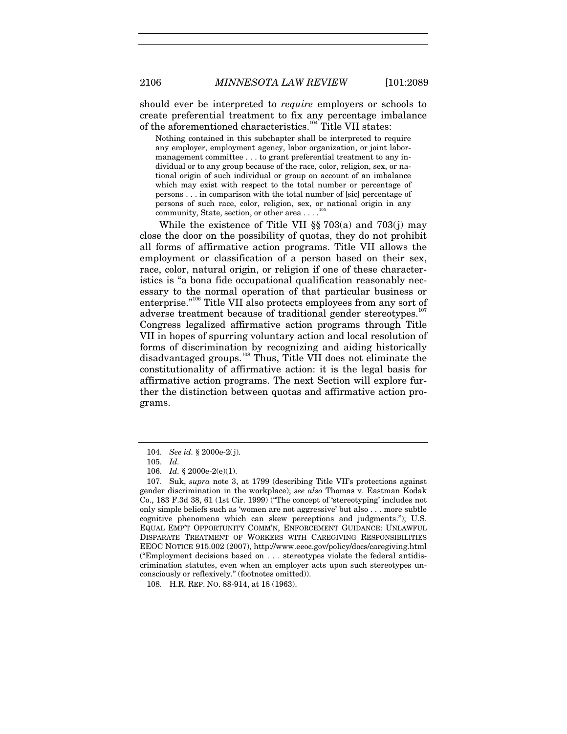should ever be interpreted to *require* employers or schools to create preferential treatment to fix any percentage imbalance of the aforementioned characteristics.[104] Title VII states:

> Nothing contained in this subchapter shall be interpreted to require any employer, employment agency, labor organization, or joint labor-management committee . . . to grant preferential treatment to any individual or to any group because of the race, color, religion, sex, or national origin of such individual or group on account of an imbalance which may exist with respect to the total number or percentage of persons . . . in comparison with the total number of [sic] percentage of persons of such race, color, religion, sex, or national origin in any community, State, section, or other area . . . .[105]

While the existence of Title VII §§ 703(a) and 703(j) may close the door on the possibility of quotas, they do not prohibit all forms of affirmative action programs. Title VII allows the employment or classification of a person based on their sex, race, color, natural origin, or religion if one of these characteristics is "a bona fide occupational qualification reasonably necessary to the normal operation of that particular business or enterprise."[106] Title VII also protects employees from any sort of adverse treatment because of traditional gender stereotypes.[107] Congress legalized affirmative action programs through Title VII in hopes of spurring voluntary action and local resolution of forms of discrimination by recognizing and aiding historically disadvantaged groups.[108] Thus, Title VII does not eliminate the constitutionality of affirmative action: it is the legal basis for affirmative action programs. The next Section will explore further the distinction between quotas and affirmative action programs.

---

104. *See id.* § 2000e-2(j).

105. *Id.*

106. *Id.* § 2000e-2(e)(1).

107. Suk, *supra* note 3, at 1799 (describing Title VII's protections against gender discrimination in the workplace); *see also* Thomas v. Eastman Kodak Co., 183 F.3d 38, 61 (1st Cir. 1999) ("The concept of 'stereotyping' includes not only simple beliefs such as 'women are not aggressive' but also . . . more subtle cognitive phenomena which can skew perceptions and judgments."); U.S. EQUAL EMP'T OPPORTUNITY COMM'N, ENFORCEMENT GUIDANCE: UNLAWFUL DISPARATE TREATMENT OF WORKERS WITH CAREGIVING RESPONSIBILITIES EEOC NOTICE 915.002 (2007), http://www.eeoc.gov/policy/docs/caregiving.html ("Employment decisions based on . . . stereotypes violate the federal antidiscrimination statutes, even when an employer acts upon such stereotypes unconsciously or reflexively." (footnotes omitted)).

108. H.R. REP. NO. 88-914, at 18 (1963).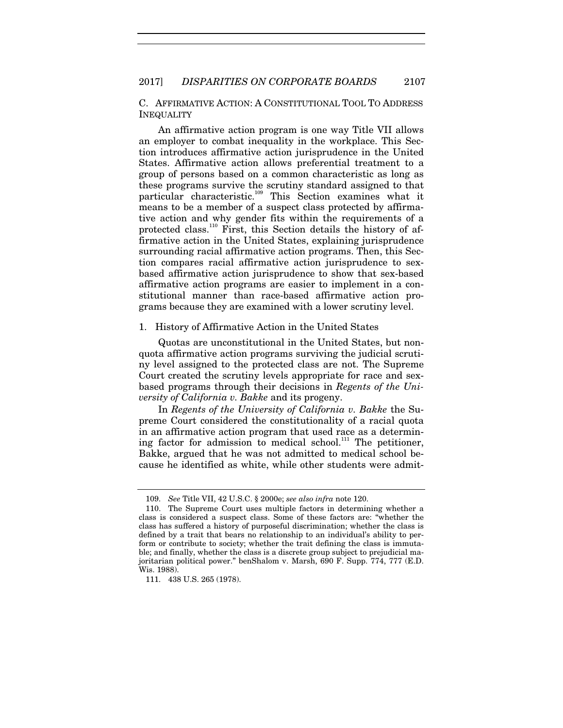### C. Affirmative Action: A Constitutional Tool To Address Inequality

An affirmative action program is one way Title VII allows an employer to combat inequality in the workplace. This Section introduces affirmative action jurisprudence in the United States. Affirmative action allows preferential treatment to a group of persons based on a common characteristic as long as these programs survive the scrutiny standard assigned to that particular characteristic.[109] This Section examines what it means to be a member of a suspect class protected by affirmative action and why gender fits within the requirements of a protected class.[110] First, this Section details the history of affirmative action in the United States, explaining jurisprudence surrounding racial affirmative action programs. Then, this Section compares racial affirmative action jurisprudence to sex-based affirmative action jurisprudence to show that sex-based affirmative action programs are easier to implement in a constitutional manner than race-based affirmative action programs because they are examined with a lower scrutiny level.

#### 1. History of Affirmative Action in the United States

Quotas are unconstitutional in the United States, but non-quota affirmative action programs surviving the judicial scrutiny level assigned to the protected class are not. The Supreme Court created the scrutiny levels appropriate for race and sex-based programs through their decisions in *Regents of the University of California v. Bakke* and its progeny.

In *Regents of the University of California v. Bakke* the Supreme Court considered the constitutionality of a racial quota in an affirmative action program that used race as a determining factor for admission to medical school.[111] The petitioner, Bakke, argued that he was not admitted to medical school because he identified as white, while other students were admit-

---

109. *See* Title VII, 42 U.S.C. § 2000e; *see also infra* note 120.

110. The Supreme Court uses multiple factors in determining whether a class is considered a suspect class. Some of these factors are: "whether the class has suffered a history of purposeful discrimination; whether the class is defined by a trait that bears no relationship to an individual's ability to perform or contribute to society; whether the trait defining the class is immutable; and finally, whether the class is a discrete group subject to prejudicial majoritarian political power." benShalom v. Marsh, 690 F. Supp. 774, 777 (E.D. Wis. 1988).

111. 438 U.S. 265 (1978).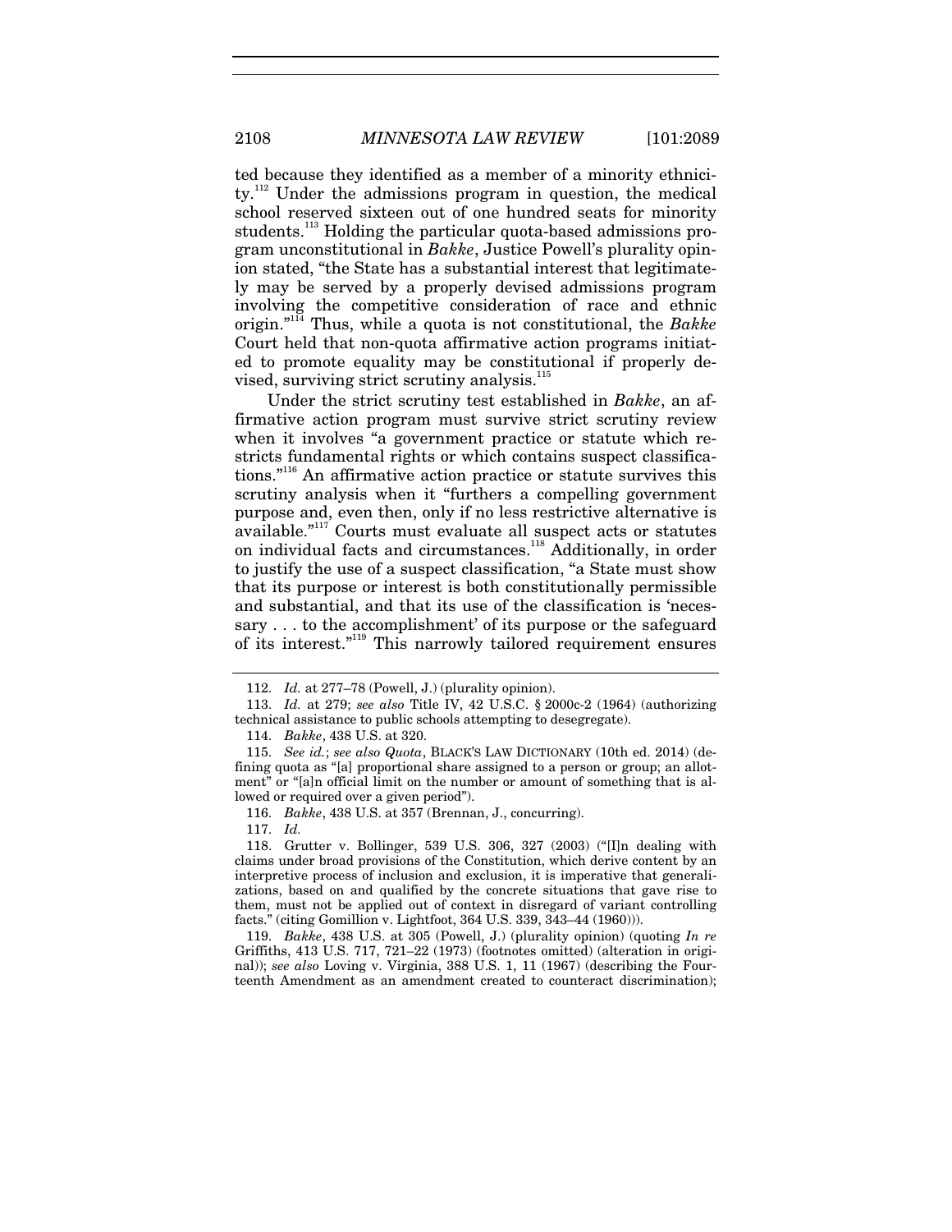ted because they identified as a member of a minority ethnicity.[112] Under the admissions program in question, the medical school reserved sixteen out of one hundred seats for minority students.[113] Holding the particular quota-based admissions program unconstitutional in *Bakke*, Justice Powell's plurality opinion stated, "the State has a substantial interest that legitimately may be served by a properly devised admissions program involving the competitive consideration of race and ethnic origin."[114] Thus, while a quota is not constitutional, the *Bakke* Court held that non-quota affirmative action programs initiated to promote equality may be constitutional if properly devised, surviving strict scrutiny analysis.[115]

Under the strict scrutiny test established in *Bakke*, an affirmative action program must survive strict scrutiny review when it involves "a government practice or statute which restricts fundamental rights or which contains suspect classifications."[116] An affirmative action practice or statute survives this scrutiny analysis when it "furthers a compelling government purpose and, even then, only if no less restrictive alternative is available."[117] Courts must evaluate all suspect acts or statutes on individual facts and circumstances.[118] Additionally, in order to justify the use of a suspect classification, "a State must show that its purpose or interest is both constitutionally permissible and substantial, and that its use of the classification is 'necessary . . . to the accomplishment' of its purpose or the safeguard of its interest."[119] This narrowly tailored requirement ensures

---

112. *Id.* at 277–78 (Powell, J.) (plurality opinion).

113. *Id.* at 279; *see also* Title IV, 42 U.S.C. § 2000c-2 (1964) (authorizing technical assistance to public schools attempting to desegregate).

114. *Bakke*, 438 U.S. at 320.

115. *See id.*; *see also Quota*, BLACK'S LAW DICTIONARY (10th ed. 2014) (defining quota as "[a] proportional share assigned to a person or group; an allotment" or "[a]n official limit on the number or amount of something that is allowed or required over a given period").

116. *Bakke*, 438 U.S. at 357 (Brennan, J., concurring).

117. *Id.*

118. Grutter v. Bollinger, 539 U.S. 306, 327 (2003) ("[I]n dealing with claims under broad provisions of the Constitution, which derive content by an interpretive process of inclusion and exclusion, it is imperative that generalizations, based on and qualified by the concrete situations that gave rise to them, must not be applied out of context in disregard of variant controlling facts." (citing Gomillion v. Lightfoot, 364 U.S. 339, 343–44 (1960))).

119. *Bakke*, 438 U.S. at 305 (Powell, J.) (plurality opinion) (quoting *In re* Griffiths, 413 U.S. 717, 721–22 (1973) (footnotes omitted) (alteration in original)); *see also* Loving v. Virginia, 388 U.S. 1, 11 (1967) (describing the Fourteenth Amendment as an amendment created to counteract discrimination);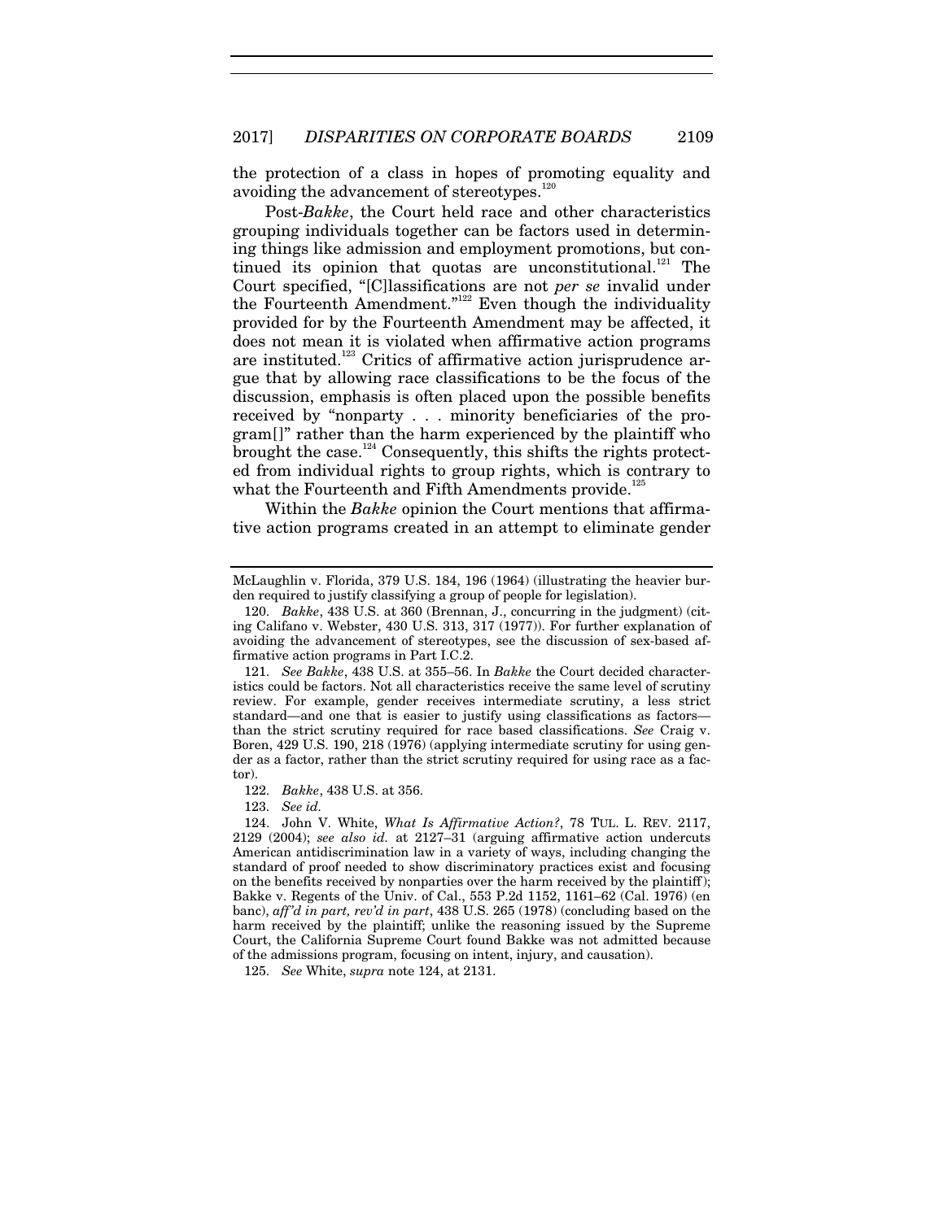the protection of a class in hopes of promoting equality and avoiding the advancement of stereotypes.[120]

Post-*Bakke*, the Court held race and other characteristics grouping individuals together can be factors used in determining things like admission and employment promotions, but continued its opinion that quotas are unconstitutional.[121] The Court specified, "[C]lassifications are not *per se* invalid under the Fourteenth Amendment."[122] Even though the individuality provided for by the Fourteenth Amendment may be affected, it does not mean it is violated when affirmative action programs are instituted.[123] Critics of affirmative action jurisprudence argue that by allowing race classifications to be the focus of the discussion, emphasis is often placed upon the possible benefits received by "nonparty . . . minority beneficiaries of the program[]" rather than the harm experienced by the plaintiff who brought the case.[124] Consequently, this shifts the rights protected from individual rights to group rights, which is contrary to what the Fourteenth and Fifth Amendments provide.[125]

Within the *Bakke* opinion the Court mentions that affirmative action programs created in an attempt to eliminate gender

---

McLaughlin v. Florida, 379 U.S. 184, 196 (1964) (illustrating the heavier burden required to justify classifying a group of people for legislation).

120. *Bakke*, 438 U.S. at 360 (Brennan, J., concurring in the judgment) (citing Califano v. Webster, 430 U.S. 313, 317 (1977)). For further explanation of avoiding the advancement of stereotypes, see the discussion of sex-based affirmative action programs in Part I.C.2.

121. *See Bakke*, 438 U.S. at 355–56. In *Bakke* the Court decided characteristics could be factors. Not all characteristics receive the same level of scrutiny review. For example, gender receives intermediate scrutiny, a less strict standard—and one that is easier to justify using classifications as factors—than the strict scrutiny required for race based classifications. *See* Craig v. Boren, 429 U.S. 190, 218 (1976) (applying intermediate scrutiny for using gender as a factor, rather than the strict scrutiny required for using race as a factor).

122. *Bakke*, 438 U.S. at 356.

123. *See id.*

124. John V. White, *What Is Affirmative Action?*, 78 TUL. L. REV. 2117, 2129 (2004); *see also id.* at 2127–31 (arguing affirmative action undercuts American antidiscrimination law in a variety of ways, including changing the standard of proof needed to show discriminatory practices exist and focusing on the benefits received by nonparties over the harm received by the plaintiff); Bakke v. Regents of the Univ. of Cal., 553 P.2d 1152, 1161–62 (Cal. 1976) (en banc), *aff'd in part, rev'd in part*, 438 U.S. 265 (1978) (concluding based on the harm received by the plaintiff; unlike the reasoning issued by the Supreme Court, the California Supreme Court found Bakke was not admitted because of the admissions program, focusing on intent, injury, and causation).

125. *See* White, *supra* note 124, at 2131.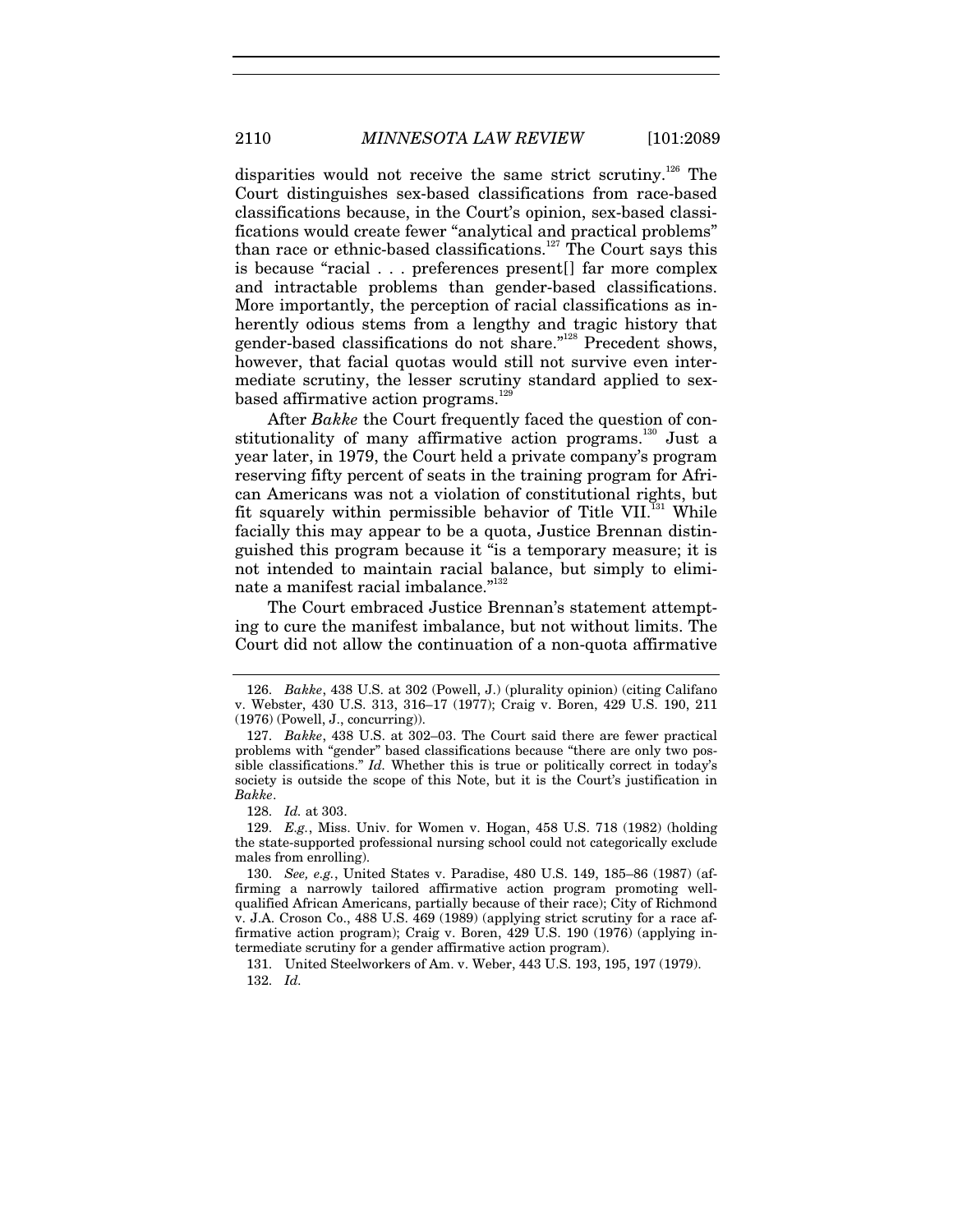disparities would not receive the same strict scrutiny.[126] The Court distinguishes sex-based classifications from race-based classifications because, in the Court's opinion, sex-based classifications would create fewer "analytical and practical problems" than race or ethnic-based classifications.[127] The Court says this is because "racial . . . preferences present[] far more complex and intractable problems than gender-based classifications. More importantly, the perception of racial classifications as inherently odious stems from a lengthy and tragic history that gender-based classifications do not share."[128] Precedent shows, however, that facial quotas would still not survive even intermediate scrutiny, the lesser scrutiny standard applied to sex-based affirmative action programs.[129]

After *Bakke* the Court frequently faced the question of constitutionality of many affirmative action programs.[130] Just a year later, in 1979, the Court held a private company's program reserving fifty percent of seats in the training program for African Americans was not a violation of constitutional rights, but fit squarely within permissible behavior of Title VII.[131] While facially this may appear to be a quota, Justice Brennan distinguished this program because it "is a temporary measure; it is not intended to maintain racial balance, but simply to eliminate a manifest racial imbalance."[132]

The Court embraced Justice Brennan's statement attempting to cure the manifest imbalance, but not without limits. The Court did not allow the continuation of a non-quota affirmative

---

126. *Bakke*, 438 U.S. at 302 (Powell, J.) (plurality opinion) (citing Califano v. Webster, 430 U.S. 313, 316–17 (1977); Craig v. Boren, 429 U.S. 190, 211 (1976) (Powell, J., concurring)).

127. *Bakke*, 438 U.S. at 302–03. The Court said there are fewer practical problems with "gender" based classifications because "there are only two possible classifications." *Id.* Whether this is true or politically correct in today's society is outside the scope of this Note, but it is the Court's justification in *Bakke*.

128. *Id.* at 303.

129. *E.g.*, Miss. Univ. for Women v. Hogan, 458 U.S. 718 (1982) (holding the state-supported professional nursing school could not categorically exclude males from enrolling).

130. *See, e.g.*, United States v. Paradise, 480 U.S. 149, 185–86 (1987) (affirming a narrowly tailored affirmative action program promoting well-qualified African Americans, partially because of their race); City of Richmond v. J.A. Croson Co., 488 U.S. 469 (1989) (applying strict scrutiny for a race affirmative action program); Craig v. Boren, 429 U.S. 190 (1976) (applying intermediate scrutiny for a gender affirmative action program).

131. United Steelworkers of Am. v. Weber, 443 U.S. 193, 195, 197 (1979).

132. *Id.*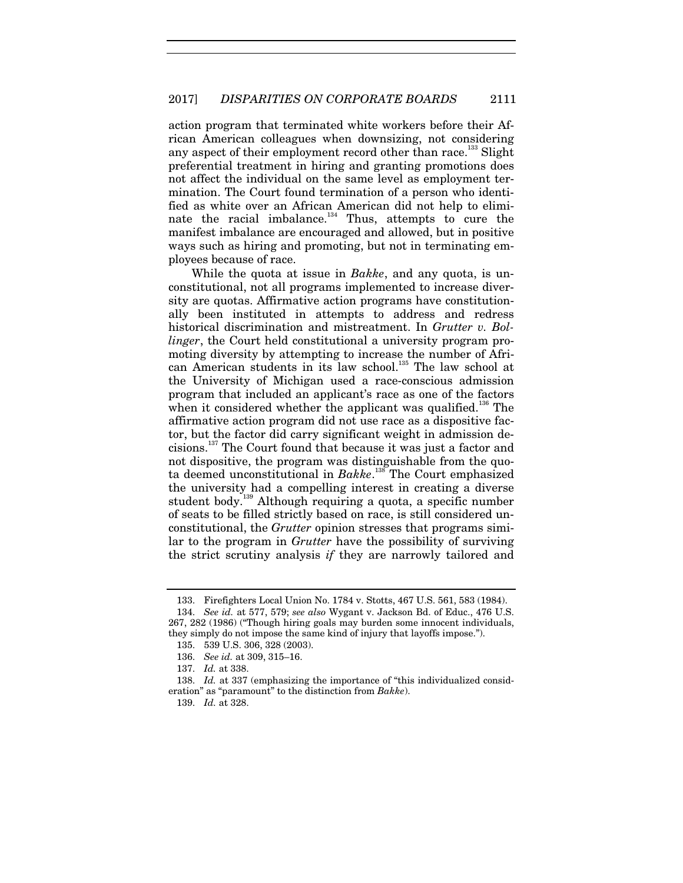action program that terminated white workers before their African American colleagues when downsizing, not considering any aspect of their employment record other than race.[133] Slight preferential treatment in hiring and granting promotions does not affect the individual on the same level as employment termination. The Court found termination of a person who identified as white over an African American did not help to eliminate the racial imbalance.[134] Thus, attempts to cure the manifest imbalance are encouraged and allowed, but in positive ways such as hiring and promoting, but not in terminating employees because of race.

While the quota at issue in *Bakke*, and any quota, is unconstitutional, not all programs implemented to increase diversity are quotas. Affirmative action programs have constitutionally been instituted in attempts to address and redress historical discrimination and mistreatment. In *Grutter v. Bollinger*, the Court held constitutional a university program promoting diversity by attempting to increase the number of African American students in its law school.[135] The law school at the University of Michigan used a race-conscious admission program that included an applicant's race as one of the factors when it considered whether the applicant was qualified.[136] The affirmative action program did not use race as a dispositive factor, but the factor did carry significant weight in admission decisions.[137] The Court found that because it was just a factor and not dispositive, the program was distinguishable from the quota deemed unconstitutional in *Bakke*.[138] The Court emphasized the university had a compelling interest in creating a diverse student body.[139] Although requiring a quota, a specific number of seats to be filled strictly based on race, is still considered unconstitutional, the *Grutter* opinion stresses that programs similar to the program in *Grutter* have the possibility of surviving the strict scrutiny analysis *if* they are narrowly tailored and

---

133. Firefighters Local Union No. 1784 v. Stotts, 467 U.S. 561, 583 (1984).

134. *See id.* at 577, 579; *see also* Wygant v. Jackson Bd. of Educ., 476 U.S. 267, 282 (1986) ("Though hiring goals may burden some innocent individuals, they simply do not impose the same kind of injury that layoffs impose.").

135. 539 U.S. 306, 328 (2003).

136. *See id.* at 309, 315–16.

137. *Id.* at 338.

138. *Id.* at 337 (emphasizing the importance of "this individualized consideration" as "paramount" to the distinction from *Bakke*).

139. *Id.* at 328.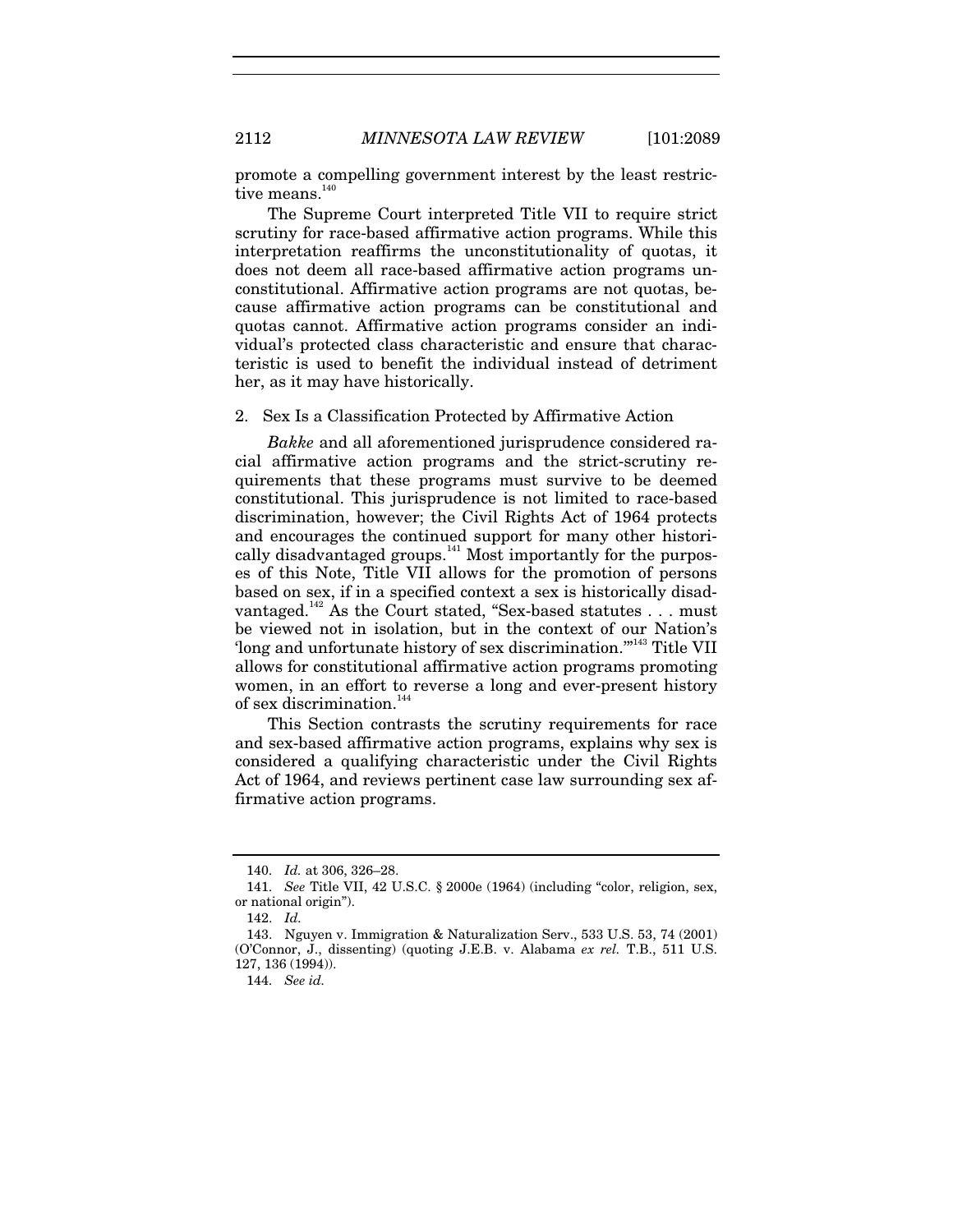promote a compelling government interest by the least restrictive means.[140]

The Supreme Court interpreted Title VII to require strict scrutiny for race-based affirmative action programs. While this interpretation reaffirms the unconstitutionality of quotas, it does not deem all race-based affirmative action programs unconstitutional. Affirmative action programs are not quotas, because affirmative action programs can be constitutional and quotas cannot. Affirmative action programs consider an individual's protected class characteristic and ensure that characteristic is used to benefit the individual instead of detriment her, as it may have historically.

### 2. Sex Is a Classification Protected by Affirmative Action

*Bakke* and all aforementioned jurisprudence considered racial affirmative action programs and the strict-scrutiny requirements that these programs must survive to be deemed constitutional. This jurisprudence is not limited to race-based discrimination, however; the Civil Rights Act of 1964 protects and encourages the continued support for many other historically disadvantaged groups.[141] Most importantly for the purposes of this Note, Title VII allows for the promotion of persons based on sex, if in a specified context a sex is historically disadvantaged.[142] As the Court stated, "Sex-based statutes . . . must be viewed not in isolation, but in the context of our Nation's 'long and unfortunate history of sex discrimination.'"[143] Title VII allows for constitutional affirmative action programs promoting women, in an effort to reverse a long and ever-present history of sex discrimination.[144]

This Section contrasts the scrutiny requirements for race and sex-based affirmative action programs, explains why sex is considered a qualifying characteristic under the Civil Rights Act of 1964, and reviews pertinent case law surrounding sex affirmative action programs.

---

140. *Id.* at 306, 326–28.

141. *See* Title VII, 42 U.S.C. § 2000e (1964) (including "color, religion, sex, or national origin").

142. *Id.*

143. Nguyen v. Immigration & Naturalization Serv., 533 U.S. 53, 74 (2001) (O'Connor, J., dissenting) (quoting J.E.B. v. Alabama *ex rel.* T.B., 511 U.S. 127, 136 (1994)).

144. *See id.*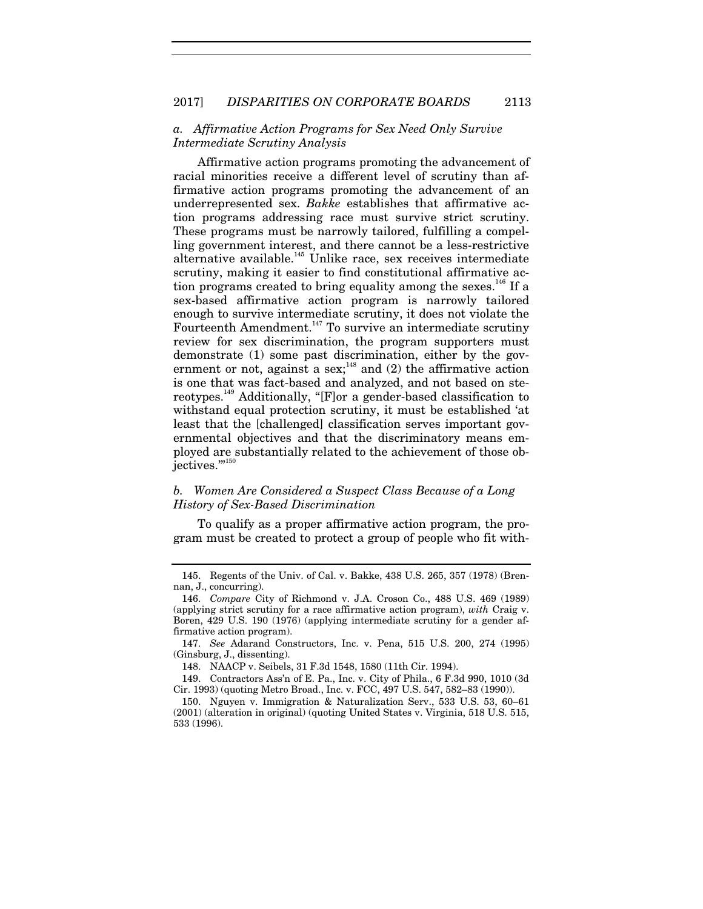### *a. Affirmative Action Programs for Sex Need Only Survive Intermediate Scrutiny Analysis*

Affirmative action programs promoting the advancement of racial minorities receive a different level of scrutiny than affirmative action programs promoting the advancement of an underrepresented sex. *Bakke* establishes that affirmative action programs addressing race must survive strict scrutiny. These programs must be narrowly tailored, fulfilling a compelling government interest, and there cannot be a less-restrictive alternative available.[145] Unlike race, sex receives intermediate scrutiny, making it easier to find constitutional affirmative action programs created to bring equality among the sexes.[146] If a sex-based affirmative action program is narrowly tailored enough to survive intermediate scrutiny, it does not violate the Fourteenth Amendment.[147] To survive an intermediate scrutiny review for sex discrimination, the program supporters must demonstrate (1) some past discrimination, either by the government or not, against a sex;[148] and (2) the affirmative action is one that was fact-based and analyzed, and not based on stereotypes.[149] Additionally, "[F]or a gender-based classification to withstand equal protection scrutiny, it must be established 'at least that the [challenged] classification serves important governmental objectives and that the discriminatory means employed are substantially related to the achievement of those objectives.'"[150]

### *b. Women Are Considered a Suspect Class Because of a Long History of Sex-Based Discrimination*

To qualify as a proper affirmative action program, the program must be created to protect a group of people who fit with-

---

145. Regents of the Univ. of Cal. v. Bakke, 438 U.S. 265, 357 (1978) (Brennan, J., concurring).

146. *Compare* City of Richmond v. J.A. Croson Co., 488 U.S. 469 (1989) (applying strict scrutiny for a race affirmative action program), *with* Craig v. Boren, 429 U.S. 190 (1976) (applying intermediate scrutiny for a gender affirmative action program).

147. *See* Adarand Constructors, Inc. v. Pena, 515 U.S. 200, 274 (1995) (Ginsburg, J., dissenting).

148. NAACP v. Seibels, 31 F.3d 1548, 1580 (11th Cir. 1994).

149. Contractors Ass'n of E. Pa., Inc. v. City of Phila., 6 F.3d 990, 1010 (3d Cir. 1993) (quoting Metro Broad., Inc. v. FCC, 497 U.S. 547, 582–83 (1990)).

150. Nguyen v. Immigration & Naturalization Serv., 533 U.S. 53, 60–61 (2001) (alteration in original) (quoting United States v. Virginia, 518 U.S. 515, 533 (1996).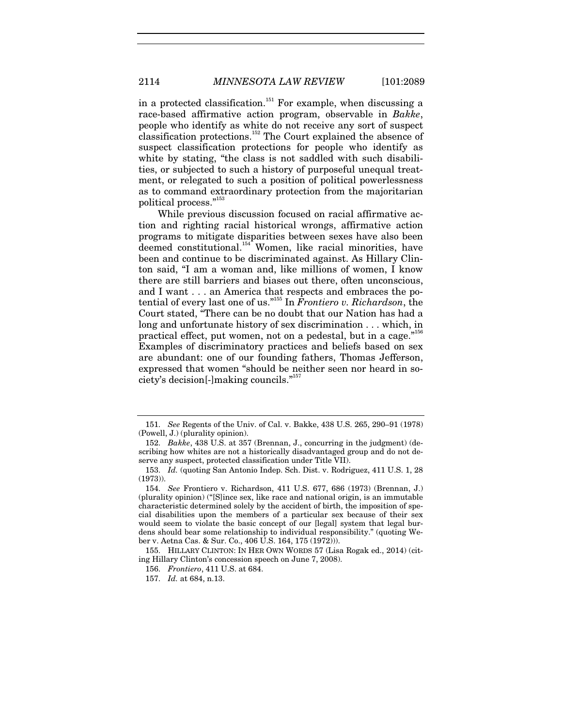in a protected classification.[151] For example, when discussing a race-based affirmative action program, observable in *Bakke*, people who identify as white do not receive any sort of suspect classification protections.[152] The Court explained the absence of suspect classification protections for people who identify as white by stating, "the class is not saddled with such disabilities, or subjected to such a history of purposeful unequal treatment, or relegated to such a position of political powerlessness as to command extraordinary protection from the majoritarian political process."[153]

While previous discussion focused on racial affirmative action and righting racial historical wrongs, affirmative action programs to mitigate disparities between sexes have also been deemed constitutional.[154] Women, like racial minorities, have been and continue to be discriminated against. As Hillary Clinton said, "I am a woman and, like millions of women, I know there are still barriers and biases out there, often unconscious, and I want . . . an America that respects and embraces the potential of every last one of us."[155] In *Frontiero v. Richardson*, the Court stated, "There can be no doubt that our Nation has had a long and unfortunate history of sex discrimination . . . which, in practical effect, put women, not on a pedestal, but in a cage."[156] Examples of discriminatory practices and beliefs based on sex are abundant: one of our founding fathers, Thomas Jefferson, expressed that women "should be neither seen nor heard in society's decision[-]making councils."[157]

---

151. *See* Regents of the Univ. of Cal. v. Bakke, 438 U.S. 265, 290–91 (1978) (Powell, J.) (plurality opinion).

152. *Bakke*, 438 U.S. at 357 (Brennan, J., concurring in the judgment) (describing how whites are not a historically disadvantaged group and do not deserve any suspect, protected classification under Title VII).

153. *Id.* (quoting San Antonio Indep. Sch. Dist. v. Rodriguez, 411 U.S. 1, 28 (1973)).

154. *See* Frontiero v. Richardson, 411 U.S. 677, 686 (1973) (Brennan, J.) (plurality opinion) ("[S]ince sex, like race and national origin, is an immutable characteristic determined solely by the accident of birth, the imposition of special disabilities upon the members of a particular sex because of their sex would seem to violate the basic concept of our [legal] system that legal burdens should bear some relationship to individual responsibility." (quoting Weber v. Aetna Cas. & Sur. Co., 406 U.S. 164, 175 (1972))).

155. HILLARY CLINTON: IN HER OWN WORDS 57 (Lisa Rogak ed., 2014) (citing Hillary Clinton's concession speech on June 7, 2008).

156. *Frontiero*, 411 U.S. at 684.

157. *Id.* at 684, n.13.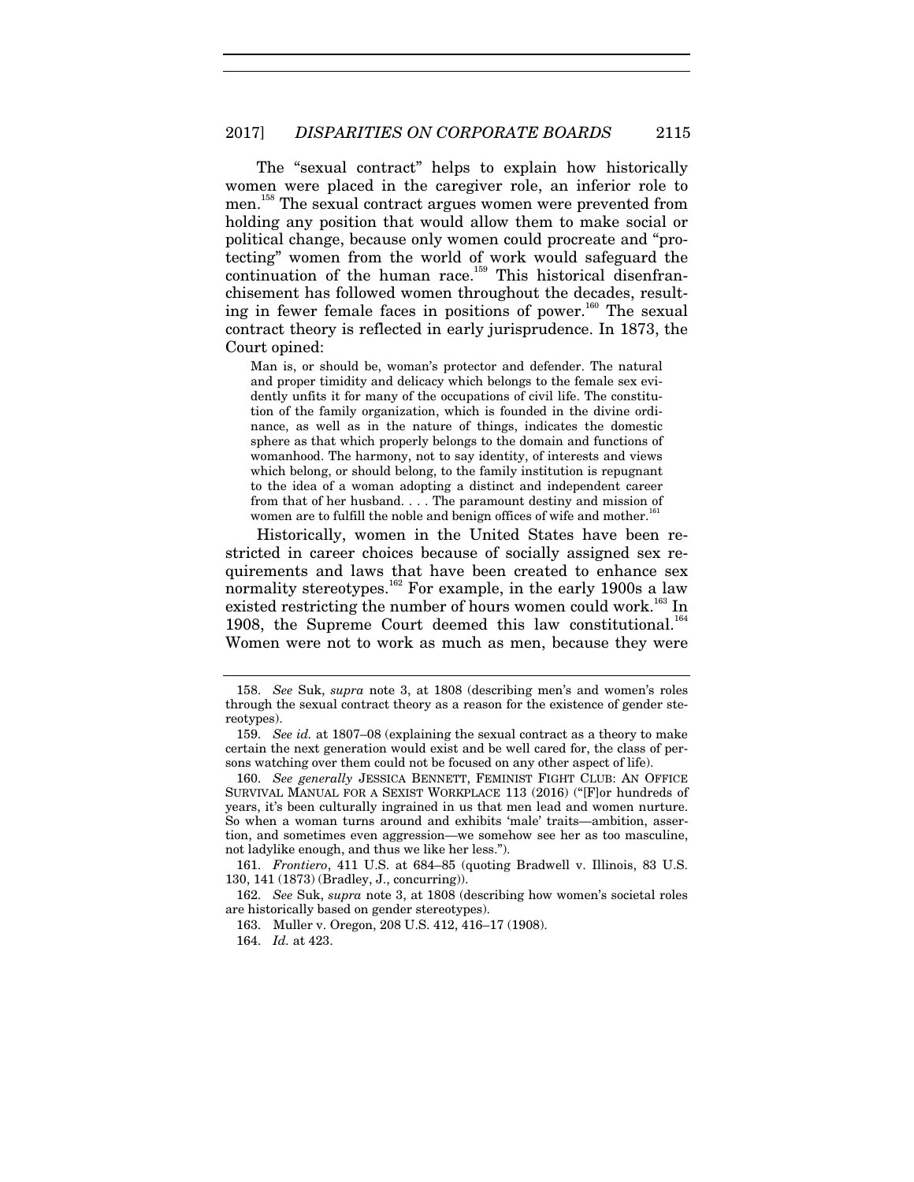The "sexual contract" helps to explain how historically women were placed in the caregiver role, an inferior role to men.[158] The sexual contract argues women were prevented from holding any position that would allow them to make social or political change, because only women could procreate and "protecting" women from the world of work would safeguard the continuation of the human race.[159] This historical disenfranchisement has followed women throughout the decades, resulting in fewer female faces in positions of power.[160] The sexual contract theory is reflected in early jurisprudence. In 1873, the Court opined:

> Man is, or should be, woman's protector and defender. The natural and proper timidity and delicacy which belongs to the female sex evidently unfits it for many of the occupations of civil life. The constitution of the family organization, which is founded in the divine ordinance, as well as in the nature of things, indicates the domestic sphere as that which properly belongs to the domain and functions of womanhood. The harmony, not to say identity, of interests and views which belong, or should belong, to the family institution is repugnant to the idea of a woman adopting a distinct and independent career from that of her husband. . . . The paramount destiny and mission of women are to fulfill the noble and benign offices of wife and mother.[161]

Historically, women in the United States have been restricted in career choices because of socially assigned sex requirements and laws that have been created to enhance sex normality stereotypes.[162] For example, in the early 1900s a law existed restricting the number of hours women could work.[163] In 1908, the Supreme Court deemed this law constitutional.[164] Women were not to work as much as men, because they were

---

158. *See* Suk, *supra* note 3, at 1808 (describing men's and women's roles through the sexual contract theory as a reason for the existence of gender stereotypes).

159. *See id.* at 1807–08 (explaining the sexual contract as a theory to make certain the next generation would exist and be well cared for, the class of persons watching over them could not be focused on any other aspect of life).

160. *See generally* JESSICA BENNETT, FEMINIST FIGHT CLUB: AN OFFICE SURVIVAL MANUAL FOR A SEXIST WORKPLACE 113 (2016) ("[F]or hundreds of years, it's been culturally ingrained in us that men lead and women nurture. So when a woman turns around and exhibits 'male' traits—ambition, assertion, and sometimes even aggression—we somehow see her as too masculine, not ladylike enough, and thus we like her less.").

161. *Frontiero*, 411 U.S. at 684–85 (quoting Bradwell v. Illinois, 83 U.S. 130, 141 (1873) (Bradley, J., concurring)).

162. *See* Suk, *supra* note 3, at 1808 (describing how women's societal roles are historically based on gender stereotypes).

163. Muller v. Oregon, 208 U.S. 412, 416–17 (1908).

164. *Id.* at 423.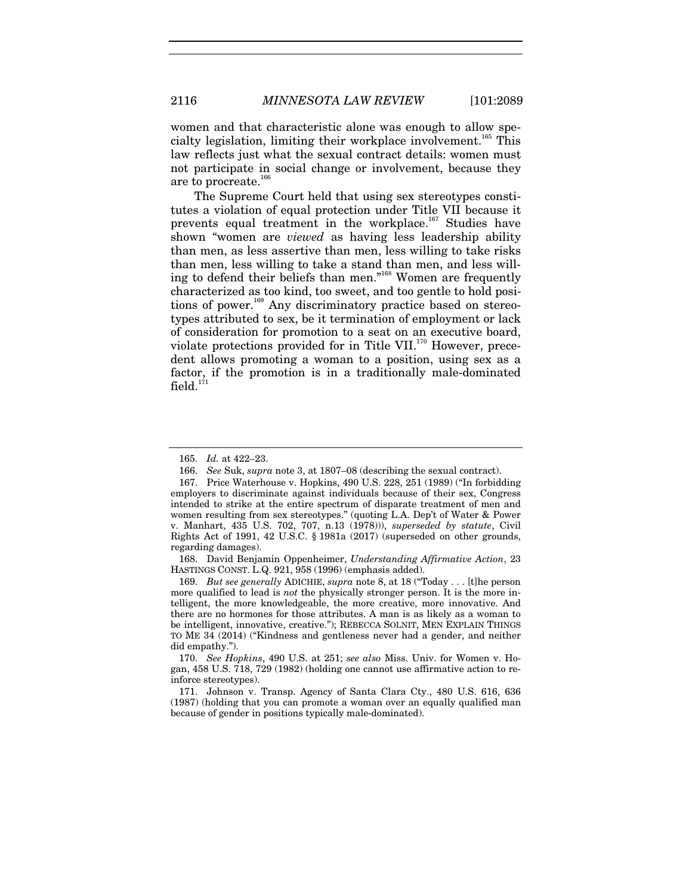women and that characteristic alone was enough to allow specialty legislation, limiting their workplace involvement.[165] This law reflects just what the sexual contract details: women must not participate in social change or involvement, because they are to procreate.[166]

The Supreme Court held that using sex stereotypes constitutes a violation of equal protection under Title VII because it prevents equal treatment in the workplace.[167] Studies have shown "women are *viewed* as having less leadership ability than men, as less assertive than men, less willing to take risks than men, less willing to take a stand than men, and less willing to defend their beliefs than men."[168] Women are frequently characterized as too kind, too sweet, and too gentle to hold positions of power.[169] Any discriminatory practice based on stereotypes attributed to sex, be it termination of employment or lack of consideration for promotion to a seat on an executive board, violate protections provided for in Title VII.[170] However, precedent allows promoting a woman to a position, using sex as a factor, if the promotion is in a traditionally male-dominated field.[171]

---

165. *Id.* at 422–23.

166. *See* Suk, *supra* note 3, at 1807–08 (describing the sexual contract).

167. Price Waterhouse v. Hopkins, 490 U.S. 228, 251 (1989) ("In forbidding employers to discriminate against individuals because of their sex, Congress intended to strike at the entire spectrum of disparate treatment of men and women resulting from sex stereotypes." (quoting L.A. Dep't of Water & Power v. Manhart, 435 U.S. 702, 707, n.13 (1978))), *superseded by statute*, Civil Rights Act of 1991, 42 U.S.C. § 1981a (2017) (superseded on other grounds, regarding damages).

168. David Benjamin Oppenheimer, *Understanding Affirmative Action*, 23 HASTINGS CONST. L.Q. 921, 958 (1996) (emphasis added).

169. *But see generally* ADICHIE, *supra* note 8, at 18 ("Today . . . [t]he person more qualified to lead is *not* the physically stronger person. It is the more intelligent, the more knowledgeable, the more creative, more innovative. And there are no hormones for those attributes. A man is as likely as a woman to be intelligent, innovative, creative."); REBECCA SOLNIT, MEN EXPLAIN THINGS TO ME 34 (2014) ("Kindness and gentleness never had a gender, and neither did empathy.").

170. *See Hopkins*, 490 U.S. at 251; *see also* Miss. Univ. for Women v. Hogan, 458 U.S. 718, 729 (1982) (holding one cannot use affirmative action to reinforce stereotypes).

171. Johnson v. Transp. Agency of Santa Clara Cty., 480 U.S. 616, 636 (1987) (holding that you can promote a woman over an equally qualified man because of gender in positions typically male-dominated).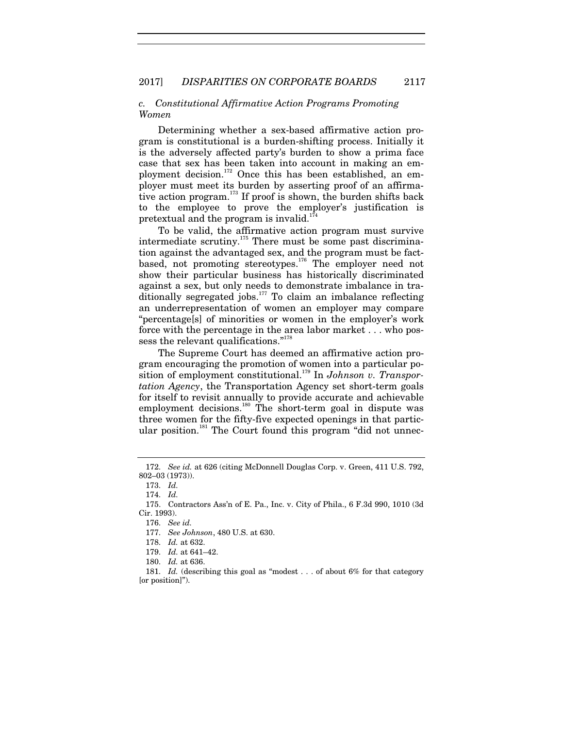### c. *Constitutional Affirmative Action Programs Promoting Women*

Determining whether a sex-based affirmative action program is constitutional is a burden-shifting process. Initially it is the adversely affected party's burden to show a prima face case that sex has been taken into account in making an employment decision.[172] Once this has been established, an employer must meet its burden by asserting proof of an affirmative action program.[173] If proof is shown, the burden shifts back to the employee to prove the employer's justification is pretextual and the program is invalid.[174]

To be valid, the affirmative action program must survive intermediate scrutiny.[175] There must be some past discrimination against the advantaged sex, and the program must be fact-based, not promoting stereotypes.[176] The employer need not show their particular business has historically discriminated against a sex, but only needs to demonstrate imbalance in traditionally segregated jobs.[177] To claim an imbalance reflecting an underrepresentation of women an employer may compare "percentage[s] of minorities or women in the employer's work force with the percentage in the area labor market . . . who possess the relevant qualifications."[178]

The Supreme Court has deemed an affirmative action program encouraging the promotion of women into a particular position of employment constitutional.[179] In *Johnson v. Transportation Agency*, the Transportation Agency set short-term goals for itself to revisit annually to provide accurate and achievable employment decisions.[180] The short-term goal in dispute was three women for the fifty-five expected openings in that particular position.[181] The Court found this program "did not unnec-

---

172. *See id.* at 626 (citing McDonnell Douglas Corp. v. Green, 411 U.S. 792, 802–03 (1973)).

173. *Id.*

174. *Id.*

175. Contractors Ass'n of E. Pa., Inc. v. City of Phila., 6 F.3d 990, 1010 (3d Cir. 1993).

176. *See id.*

177. *See Johnson*, 480 U.S. at 630.

178. *Id.* at 632.

179. *Id.* at 641–42.

180. *Id.* at 636.

181. *Id.* (describing this goal as "modest . . . of about 6% for that category [or position]").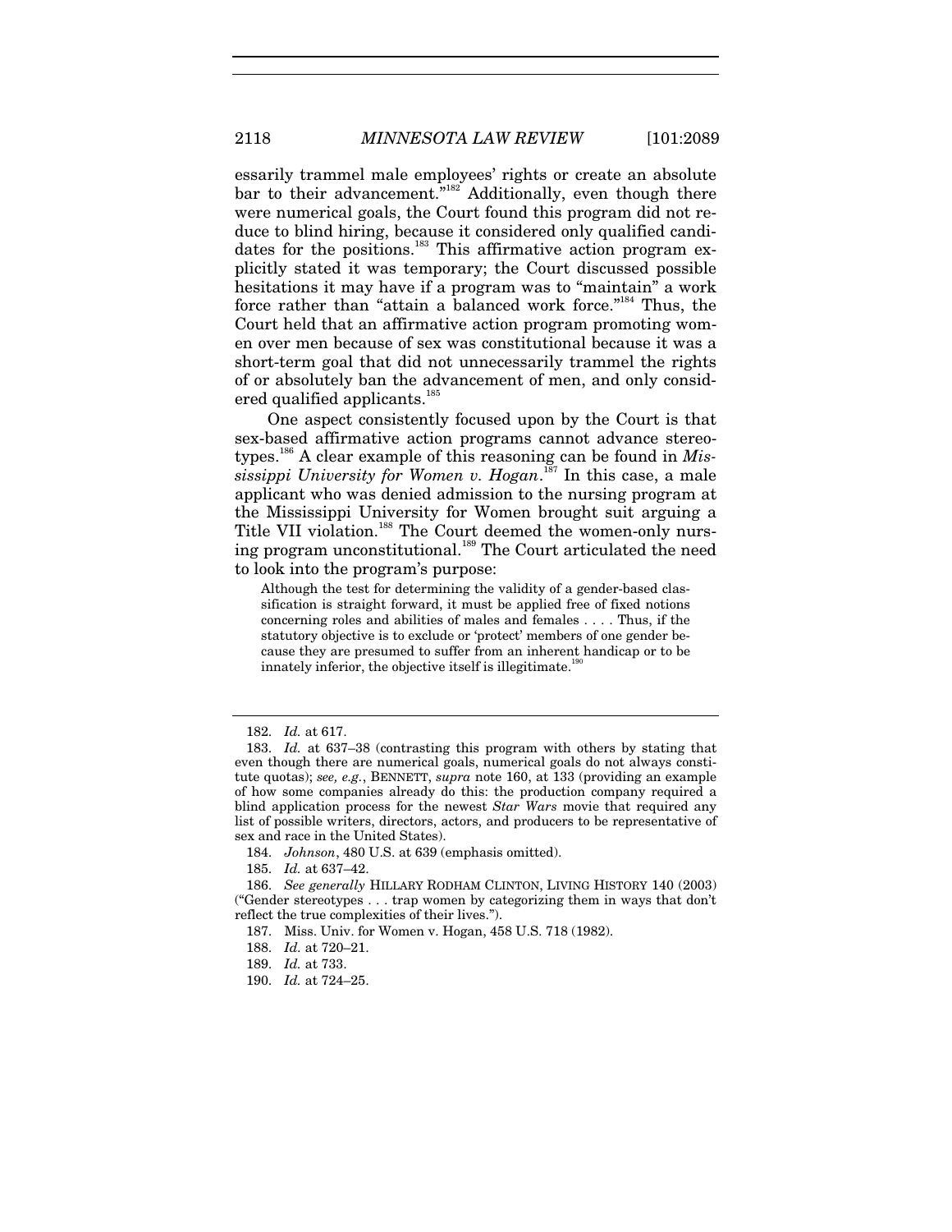essarily trammel male employees' rights or create an absolute bar to their advancement."[182] Additionally, even though there were numerical goals, the Court found this program did not reduce to blind hiring, because it considered only qualified candidates for the positions.[183] This affirmative action program explicitly stated it was temporary; the Court discussed possible hesitations it may have if a program was to "maintain" a work force rather than "attain a balanced work force."[184] Thus, the Court held that an affirmative action program promoting women over men because of sex was constitutional because it was a short-term goal that did not unnecessarily trammel the rights of or absolutely ban the advancement of men, and only considered qualified applicants.[185]

One aspect consistently focused upon by the Court is that sex-based affirmative action programs cannot advance stereotypes.[186] A clear example of this reasoning can be found in *Mississippi University for Women v. Hogan*.[187] In this case, a male applicant who was denied admission to the nursing program at the Mississippi University for Women brought suit arguing a Title VII violation.[188] The Court deemed the women-only nursing program unconstitutional.[189] The Court articulated the need to look into the program's purpose:

> Although the test for determining the validity of a gender-based classification is straight forward, it must be applied free of fixed notions concerning roles and abilities of males and females . . . . Thus, if the statutory objective is to exclude or 'protect' members of one gender because they are presumed to suffer from an inherent handicap or to be innately inferior, the objective itself is illegitimate.[190]

---

182. *Id.* at 617.

183. *Id.* at 637–38 (contrasting this program with others by stating that even though there are numerical goals, numerical goals do not always constitute quotas); *see, e.g.*, BENNETT, *supra* note 160, at 133 (providing an example of how some companies already do this: the production company required a blind application process for the newest *Star Wars* movie that required any list of possible writers, directors, actors, and producers to be representative of sex and race in the United States).

184. *Johnson*, 480 U.S. at 639 (emphasis omitted).

185. *Id.* at 637–42.

186. *See generally* HILLARY RODHAM CLINTON, LIVING HISTORY 140 (2003) ("Gender stereotypes . . . trap women by categorizing them in ways that don't reflect the true complexities of their lives.").

187. Miss. Univ. for Women v. Hogan, 458 U.S. 718 (1982).

188. *Id.* at 720–21.

189. *Id.* at 733.

190. *Id.* at 724–25.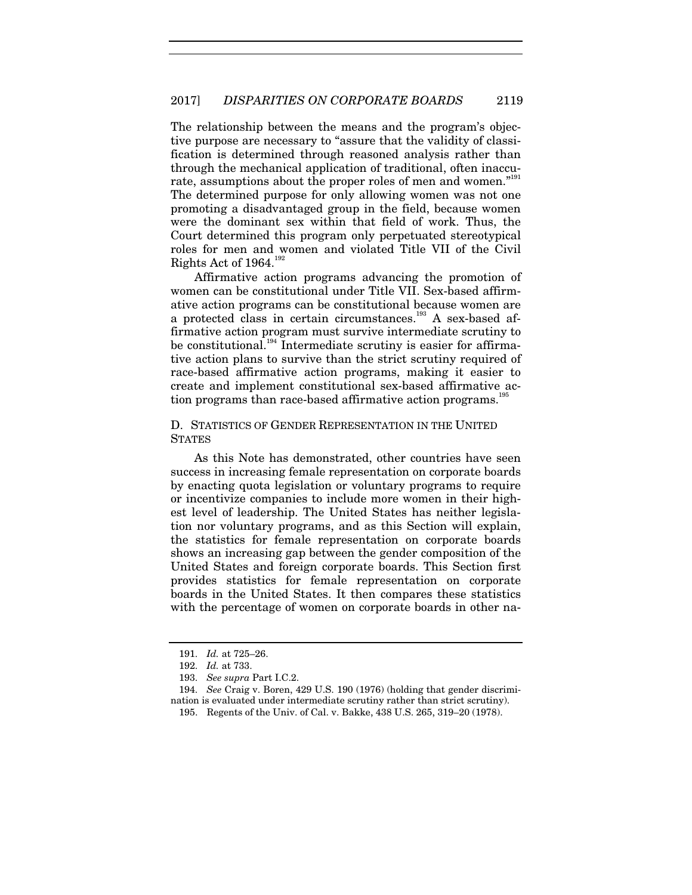The relationship between the means and the program's objective purpose are necessary to "assure that the validity of classification is determined through reasoned analysis rather than through the mechanical application of traditional, often inaccurate, assumptions about the proper roles of men and women."[191] The determined purpose for only allowing women was not one promoting a disadvantaged group in the field, because women were the dominant sex within that field of work. Thus, the Court determined this program only perpetuated stereotypical roles for men and women and violated Title VII of the Civil Rights Act of 1964.[192]

Affirmative action programs advancing the promotion of women can be constitutional under Title VII. Sex-based affirmative action programs can be constitutional because women are a protected class in certain circumstances.[193] A sex-based affirmative action program must survive intermediate scrutiny to be constitutional.[194] Intermediate scrutiny is easier for affirmative action plans to survive than the strict scrutiny required of race-based affirmative action programs, making it easier to create and implement constitutional sex-based affirmative action programs than race-based affirmative action programs.[195]

### D. Statistics of Gender Representation in the United States

As this Note has demonstrated, other countries have seen success in increasing female representation on corporate boards by enacting quota legislation or voluntary programs to require or incentivize companies to include more women in their highest level of leadership. The United States has neither legislation nor voluntary programs, and as this Section will explain, the statistics for female representation on corporate boards shows an increasing gap between the gender composition of the United States and foreign corporate boards. This Section first provides statistics for female representation on corporate boards in the United States. It then compares these statistics with the percentage of women on corporate boards in other na-

---

191. *Id.* at 725–26.

192. *Id.* at 733.

193. *See supra* Part I.C.2.

194. *See* Craig v. Boren, 429 U.S. 190 (1976) (holding that gender discrimination is evaluated under intermediate scrutiny rather than strict scrutiny).

195. Regents of the Univ. of Cal. v. Bakke, 438 U.S. 265, 319–20 (1978).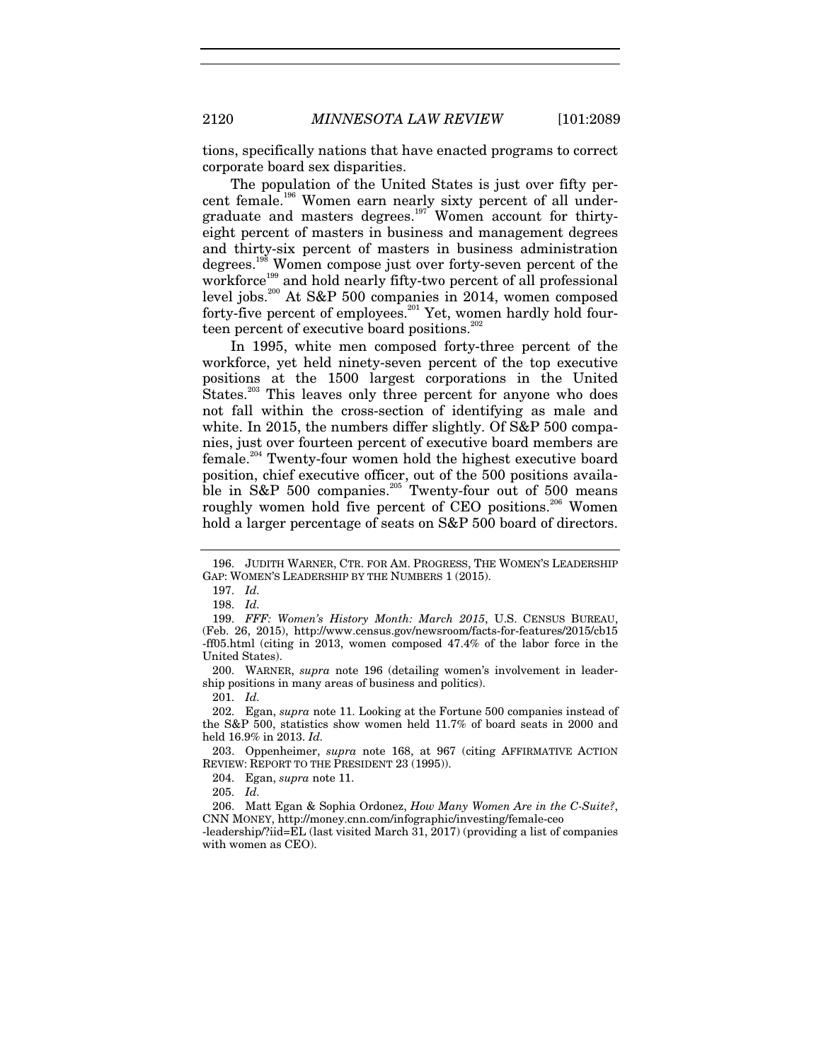tions, specifically nations that have enacted programs to correct corporate board sex disparities.

The population of the United States is just over fifty percent female.[196] Women earn nearly sixty percent of all undergraduate and masters degrees.[197] Women account for thirty-eight percent of masters in business and management degrees and thirty-six percent of masters in business administration degrees.[198] Women compose just over forty-seven percent of the workforce[199] and hold nearly fifty-two percent of all professional level jobs.[200] At S&P 500 companies in 2014, women composed forty-five percent of employees.[201] Yet, women hardly hold fourteen percent of executive board positions.[202]

In 1995, white men composed forty-three percent of the workforce, yet held ninety-seven percent of the top executive positions at the 1500 largest corporations in the United States.[203] This leaves only three percent for anyone who does not fall within the cross-section of identifying as male and white. In 2015, the numbers differ slightly. Of S&P 500 companies, just over fourteen percent of executive board members are female.[204] Twenty-four women hold the highest executive board position, chief executive officer, out of the 500 positions available in S&P 500 companies.[205] Twenty-four out of 500 means roughly women hold five percent of CEO positions.[206] Women hold a larger percentage of seats on S&P 500 board of directors.

---

196. JUDITH WARNER, CTR. FOR AM. PROGRESS, THE WOMEN'S LEADERSHIP GAP: WOMEN'S LEADERSHIP BY THE NUMBERS 1 (2015).

197. *Id.*

198. *Id.*

199. *FFF: Women's History Month: March 2015*, U.S. CENSUS BUREAU, (Feb. 26, 2015), http://www.census.gov/newsroom/facts-for-features/2015/cb15-ff05.html (citing in 2013, women composed 47.4% of the labor force in the United States).

200. WARNER, *supra* note 196 (detailing women's involvement in leadership positions in many areas of business and politics).

201. *Id.*

202. Egan, *supra* note 11. Looking at the Fortune 500 companies instead of the S&P 500, statistics show women held 11.7% of board seats in 2000 and held 16.9% in 2013. *Id.*

203. Oppenheimer, *supra* note 168, at 967 (citing AFFIRMATIVE ACTION REVIEW: REPORT TO THE PRESIDENT 23 (1995)).

204. Egan, *supra* note 11.

205. *Id.*

206. Matt Egan & Sophia Ordonez, *How Many Women Are in the C-Suite?*, CNN MONEY, http://money.cnn.com/infographic/investing/female-ceo-leadership/?iid=EL (last visited March 31, 2017) (providing a list of companies with women as CEO).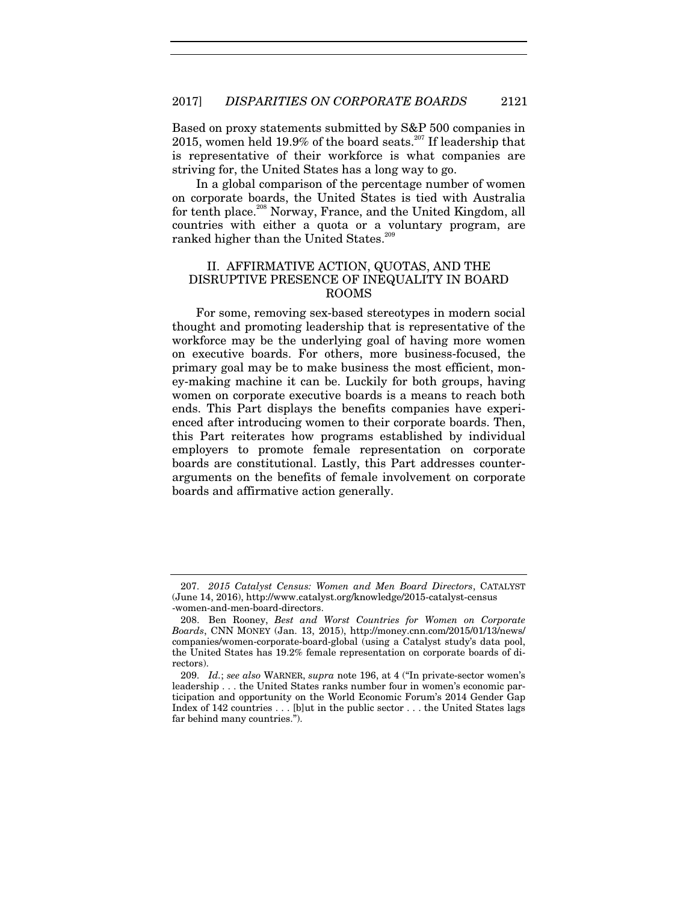Based on proxy statements submitted by S&P 500 companies in 2015, women held 19.9% of the board seats.[207] If leadership that is representative of their workforce is what companies are striving for, the United States has a long way to go.

In a global comparison of the percentage number of women on corporate boards, the United States is tied with Australia for tenth place.[208] Norway, France, and the United Kingdom, all countries with either a quota or a voluntary program, are ranked higher than the United States.[209]

## II. AFFIRMATIVE ACTION, QUOTAS, AND THE DISRUPTIVE PRESENCE OF INEQUALITY IN BOARD ROOMS

For some, removing sex-based stereotypes in modern social thought and promoting leadership that is representative of the workforce may be the underlying goal of having more women on executive boards. For others, more business-focused, the primary goal may be to make business the most efficient, money-making machine it can be. Luckily for both groups, having women on corporate executive boards is a means to reach both ends. This Part displays the benefits companies have experienced after introducing women to their corporate boards. Then, this Part reiterates how programs established by individual employers to promote female representation on corporate boards are constitutional. Lastly, this Part addresses counter-arguments on the benefits of female involvement on corporate boards and affirmative action generally.

---

207. *2015 Catalyst Census: Women and Men Board Directors*, CATALYST (June 14, 2016), http://www.catalyst.org/knowledge/2015-catalyst-census-women-and-men-board-directors.

208. Ben Rooney, *Best and Worst Countries for Women on Corporate Boards*, CNN MONEY (Jan. 13, 2015), http://money.cnn.com/2015/01/13/news/companies/women-corporate-board-global (using a Catalyst study's data pool, the United States has 19.2% female representation on corporate boards of directors).

209. *Id.*; *see also* WARNER, *supra* note 196, at 4 ("In private-sector women's leadership . . . the United States ranks number four in women's economic participation and opportunity on the World Economic Forum's 2014 Gender Gap Index of 142 countries . . . [b]ut in the public sector . . . the United States lags far behind many countries.").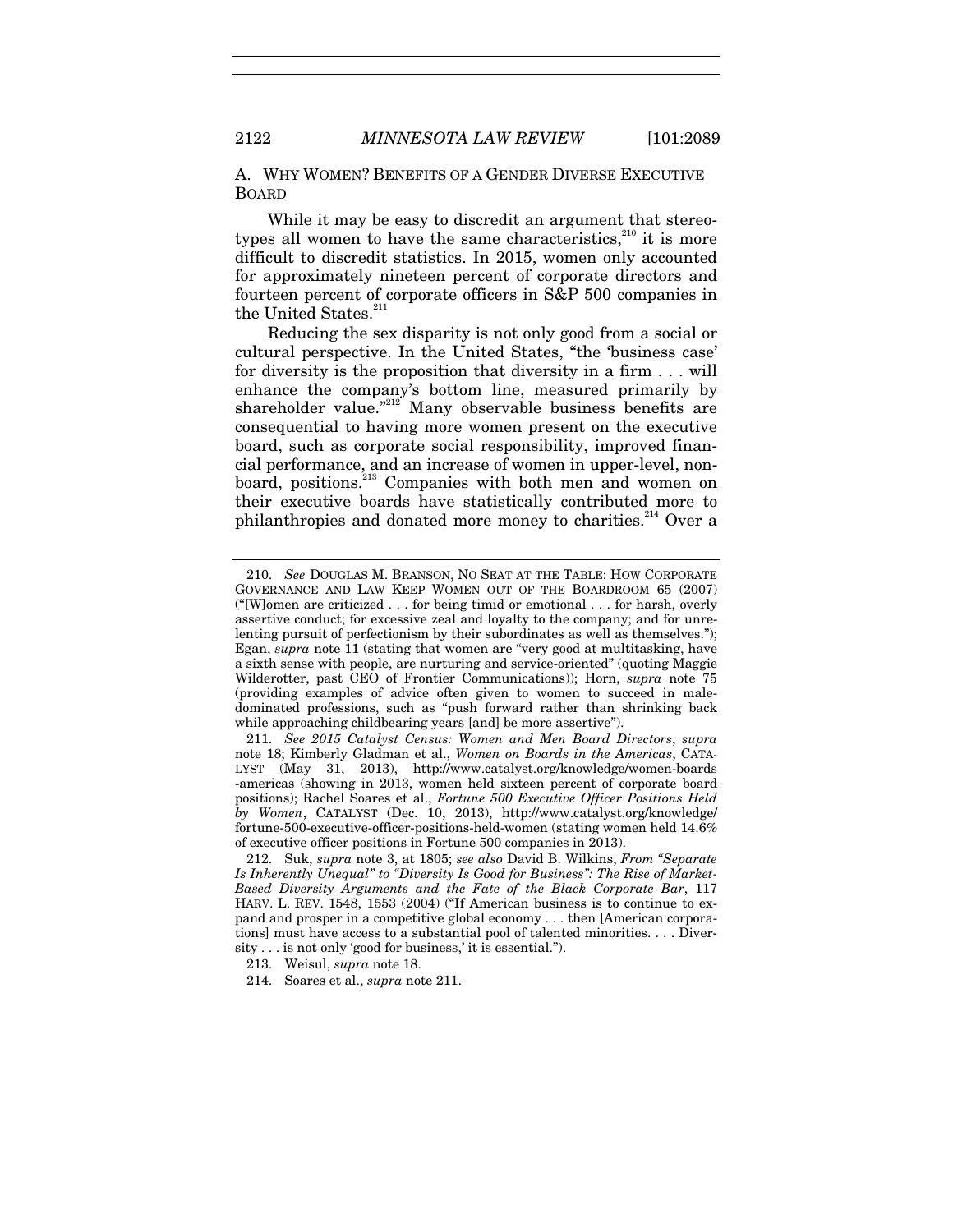### A. WHY WOMEN? BENEFITS OF A GENDER DIVERSE EXECUTIVE BOARD

While it may be easy to discredit an argument that stereotypes all women to have the same characteristics,[210] it is more difficult to discredit statistics. In 2015, women only accounted for approximately nineteen percent of corporate directors and fourteen percent of corporate officers in S&P 500 companies in the United States.[211]

Reducing the sex disparity is not only good from a social or cultural perspective. In the United States, "the 'business case' for diversity is the proposition that diversity in a firm . . . will enhance the company's bottom line, measured primarily by shareholder value."[212] Many observable business benefits are consequential to having more women present on the executive board, such as corporate social responsibility, improved financial performance, and an increase of women in upper-level, non-board, positions.[213] Companies with both men and women on their executive boards have statistically contributed more to philanthropies and donated more money to charities.[214] Over a

---

210. *See* DOUGLAS M. BRANSON, NO SEAT AT THE TABLE: HOW CORPORATE GOVERNANCE AND LAW KEEP WOMEN OUT OF THE BOARDROOM 65 (2007) ("[W]omen are criticized . . . for being timid or emotional . . . for harsh, overly assertive conduct; for excessive zeal and loyalty to the company; and for unrelenting pursuit of perfectionism by their subordinates as well as themselves."); Egan, *supra* note 11 (stating that women are "very good at multitasking, have a sixth sense with people, are nurturing and service-oriented" (quoting Maggie Wilderotter, past CEO of Frontier Communications)); Horn, *supra* note 75 (providing examples of advice often given to women to succeed in male-dominated professions, such as "push forward rather than shrinking back while approaching childbearing years [and] be more assertive").

211. *See 2015 Catalyst Census: Women and Men Board Directors*, *supra* note 18; Kimberly Gladman et al., *Women on Boards in the Americas*, CATALYST (May 31, 2013), http://www.catalyst.org/knowledge/women-boards-americas (showing in 2013, women held sixteen percent of corporate board positions); Rachel Soares et al., *Fortune 500 Executive Officer Positions Held by Women*, CATALYST (Dec. 10, 2013), http://www.catalyst.org/knowledge/fortune-500-executive-officer-positions-held-women (stating women held 14.6% of executive officer positions in Fortune 500 companies in 2013).

212. Suk, *supra* note 3, at 1805; *see also* David B. Wilkins, *From "Separate Is Inherently Unequal" to "Diversity Is Good for Business": The Rise of Market-Based Diversity Arguments and the Fate of the Black Corporate Bar*, 117 HARV. L. REV. 1548, 1553 (2004) ("If American business is to continue to expand and prosper in a competitive global economy . . . then [American corporations] must have access to a substantial pool of talented minorities. . . . Diversity . . . is not only 'good for business,' it is essential.").

213. Weisul, *supra* note 18.

214. Soares et al., *supra* note 211.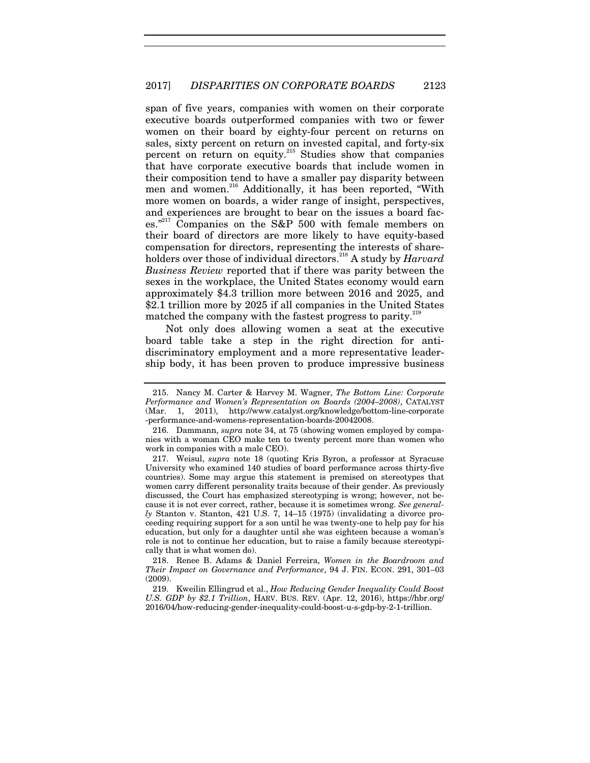span of five years, companies with women on their corporate executive boards outperformed companies with two or fewer women on their board by eighty-four percent on returns on sales, sixty percent on return on invested capital, and forty-six percent on return on equity.[215] Studies show that companies that have corporate executive boards that include women in their composition tend to have a smaller pay disparity between men and women.[216] Additionally, it has been reported, "With more women on boards, a wider range of insight, perspectives, and experiences are brought to bear on the issues a board faces."[217] Companies on the S&P 500 with female members on their board of directors are more likely to have equity-based compensation for directors, representing the interests of shareholders over those of individual directors.[218] A study by *Harvard Business Review* reported that if there was parity between the sexes in the workplace, the United States economy would earn approximately $4.3 trillion more between 2016 and 2025, and $2.1 trillion more by 2025 if all companies in the United States matched the company with the fastest progress to parity.[219]

Not only does allowing women a seat at the executive board table take a step in the right direction for anti-discriminatory employment and a more representative leadership body, it has been proven to produce impressive business

---

215. Nancy M. Carter & Harvey M. Wagner, *The Bottom Line: Corporate Performance and Women's Representation on Boards (2004–2008)*, CATALYST (Mar. 1, 2011), http://www.catalyst.org/knowledge/bottom-line-corporate-performance-and-womens-representation-boards-20042008.

216. Dammann, *supra* note 34, at 75 (showing women employed by companies with a woman CEO make ten to twenty percent more than women who work in companies with a male CEO).

217. Weisul, *supra* note 18 (quoting Kris Byron, a professor at Syracuse University who examined 140 studies of board performance across thirty-five countries). Some may argue this statement is premised on stereotypes that women carry different personality traits because of their gender. As previously discussed, the Court has emphasized stereotyping is wrong; however, not because it is not ever correct, rather, because it is sometimes wrong. *See generally* Stanton v. Stanton, 421 U.S. 7, 14–15 (1975) (invalidating a divorce proceeding requiring support for a son until he was twenty-one to help pay for his education, but only for a daughter until she was eighteen because a woman's role is not to continue her education, but to raise a family because stereotypically that is what women do).

218. Renee B. Adams & Daniel Ferreira, *Women in the Boardroom and Their Impact on Governance and Performance*, 94 J. FIN. ECON. 291, 301–03 (2009).

219. Kweilin Ellingrud et al., *How Reducing Gender Inequality Could Boost U.S. GDP by $2.1 Trillion*, HARV. BUS. REV. (Apr. 12, 2016), https://hbr.org/2016/04/how-reducing-gender-inequality-could-boost-u-s-gdp-by-2-1-trillion.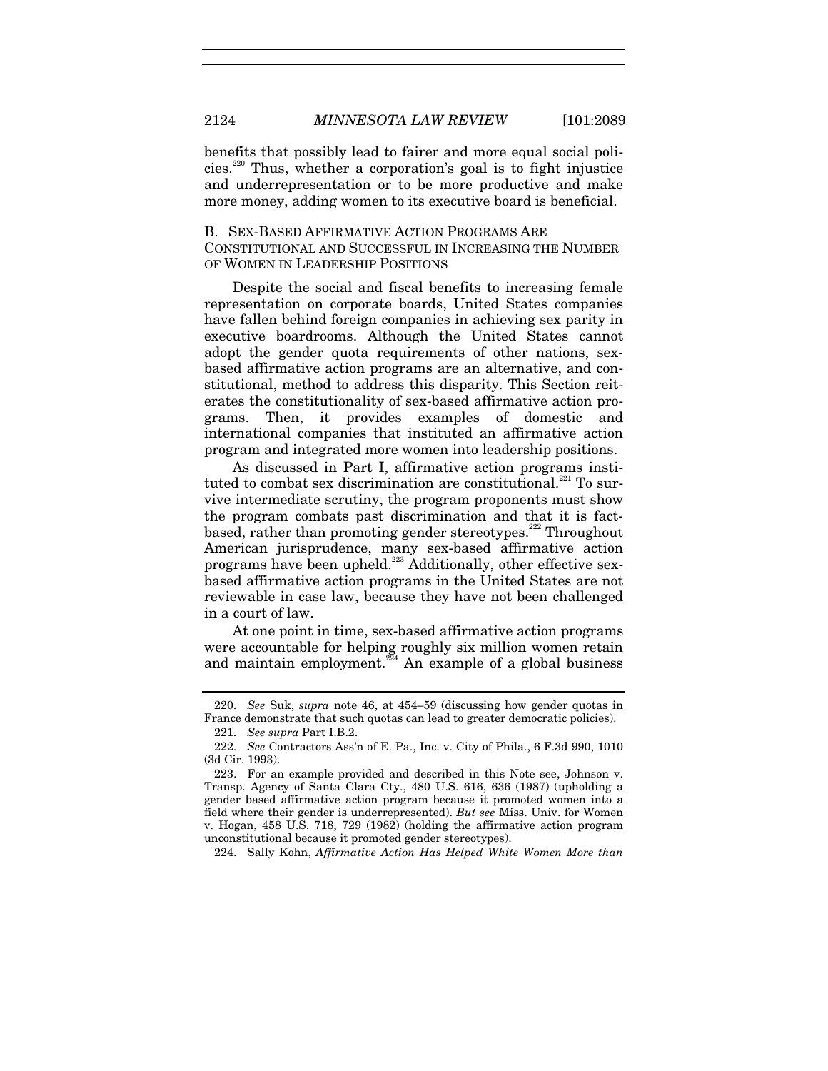benefits that possibly lead to fairer and more equal social policies.[220] Thus, whether a corporation's goal is to fight injustice and underrepresentation or to be more productive and make more money, adding women to its executive board is beneficial.

### B. Sex-Based Affirmative Action Programs Are Constitutional and Successful in Increasing the Number of Women in Leadership Positions

Despite the social and fiscal benefits to increasing female representation on corporate boards, United States companies have fallen behind foreign companies in achieving sex parity in executive boardrooms. Although the United States cannot adopt the gender quota requirements of other nations, sex-based affirmative action programs are an alternative, and constitutional, method to address this disparity. This Section reiterates the constitutionality of sex-based affirmative action programs. Then, it provides examples of domestic and international companies that instituted an affirmative action program and integrated more women into leadership positions.

As discussed in Part I, affirmative action programs instituted to combat sex discrimination are constitutional.[221] To survive intermediate scrutiny, the program proponents must show the program combats past discrimination and that it is fact-based, rather than promoting gender stereotypes.[222] Throughout American jurisprudence, many sex-based affirmative action programs have been upheld.[223] Additionally, other effective sex-based affirmative action programs in the United States are not reviewable in case law, because they have not been challenged in a court of law.

At one point in time, sex-based affirmative action programs were accountable for helping roughly six million women retain and maintain employment.[224] An example of a global business

---

220. *See* Suk, *supra* note 46, at 454–59 (discussing how gender quotas in France demonstrate that such quotas can lead to greater democratic policies).

221. *See supra* Part I.B.2.

222. *See* Contractors Ass'n of E. Pa., Inc. v. City of Phila., 6 F.3d 990, 1010 (3d Cir. 1993).

223. For an example provided and described in this Note see, Johnson v. Transp. Agency of Santa Clara Cty., 480 U.S. 616, 636 (1987) (upholding a gender based affirmative action program because it promoted women into a field where their gender is underrepresented). *But see* Miss. Univ. for Women v. Hogan, 458 U.S. 718, 729 (1982) (holding the affirmative action program unconstitutional because it promoted gender stereotypes).

224. Sally Kohn, *Affirmative Action Has Helped White Women More than*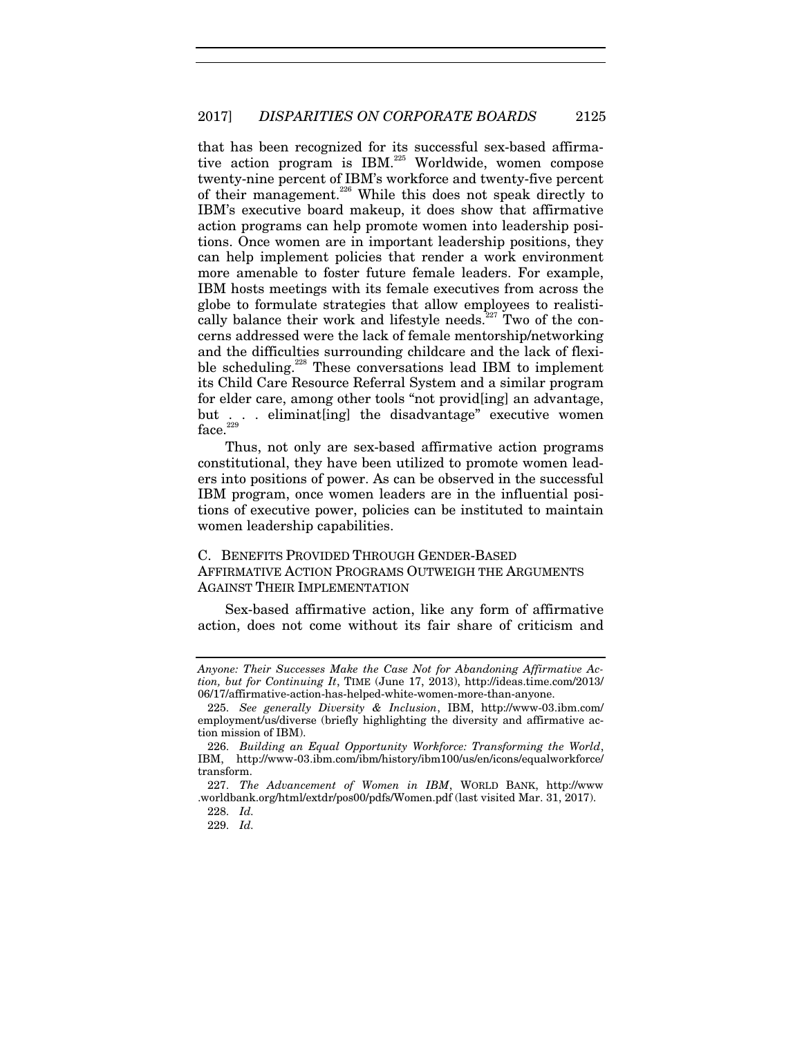that has been recognized for its successful sex-based affirmative action program is IBM.[225] Worldwide, women compose twenty-nine percent of IBM's workforce and twenty-five percent of their management.[226] While this does not speak directly to IBM's executive board makeup, it does show that affirmative action programs can help promote women into leadership positions. Once women are in important leadership positions, they can help implement policies that render a work environment more amenable to foster future female leaders. For example, IBM hosts meetings with its female executives from across the globe to formulate strategies that allow employees to realistically balance their work and lifestyle needs.[227] Two of the concerns addressed were the lack of female mentorship/networking and the difficulties surrounding childcare and the lack of flexible scheduling.[228] These conversations lead IBM to implement its Child Care Resource Referral System and a similar program for elder care, among other tools "not provid[ing] an advantage, but . . . eliminat[ing] the disadvantage" executive women face.[229]

Thus, not only are sex-based affirmative action programs constitutional, they have been utilized to promote women leaders into positions of power. As can be observed in the successful IBM program, once women leaders are in the influential positions of executive power, policies can be instituted to maintain women leadership capabilities.

### C. BENEFITS PROVIDED THROUGH GENDER-BASED AFFIRMATIVE ACTION PROGRAMS OUTWEIGH THE ARGUMENTS AGAINST THEIR IMPLEMENTATION

Sex-based affirmative action, like any form of affirmative action, does not come without its fair share of criticism and

---

*Anyone: Their Successes Make the Case Not for Abandoning Affirmative Action, but for Continuing It*, TIME (June 17, 2013), http://ideas.time.com/2013/06/17/affirmative-action-has-helped-white-women-more-than-anyone.

225. *See generally Diversity & Inclusion*, IBM, http://www-03.ibm.com/employment/us/diverse (briefly highlighting the diversity and affirmative action mission of IBM).

226. *Building an Equal Opportunity Workforce: Transforming the World*, IBM, http://www-03.ibm.com/ibm/history/ibm100/us/en/icons/equalworkforce/transform.

227. *The Advancement of Women in IBM*, WORLD BANK, http://www.worldbank.org/html/extdr/pos00/pdfs/Women.pdf (last visited Mar. 31, 2017).

228. *Id.*

229. *Id.*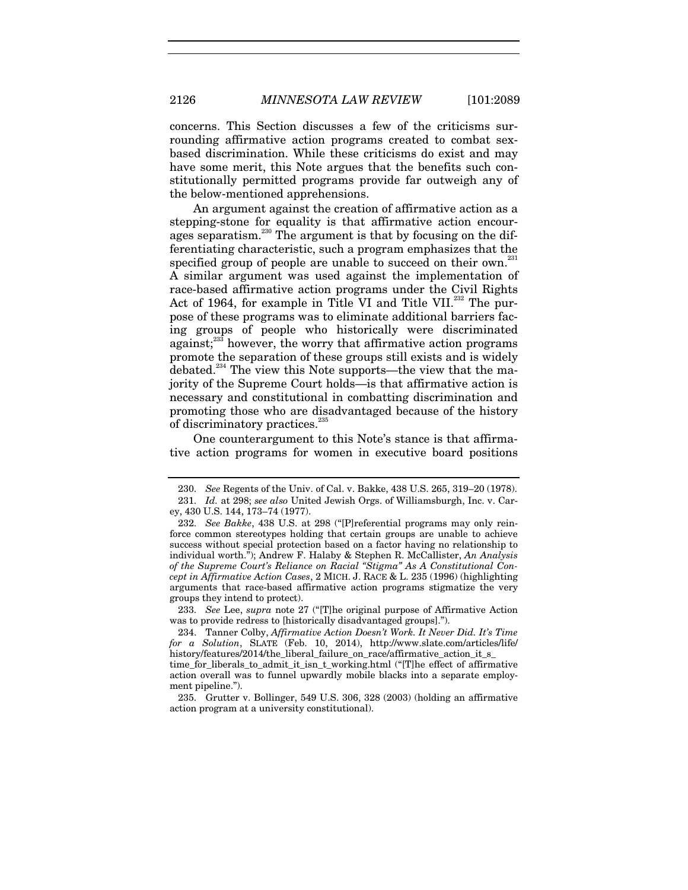concerns. This Section discusses a few of the criticisms surrounding affirmative action programs created to combat sex-based discrimination. While these criticisms do exist and may have some merit, this Note argues that the benefits such constitutionally permitted programs provide far outweigh any of the below-mentioned apprehensions.

An argument against the creation of affirmative action as a stepping-stone for equality is that affirmative action encourages separatism.[230] The argument is that by focusing on the differentiating characteristic, such a program emphasizes that the specified group of people are unable to succeed on their own.[231] A similar argument was used against the implementation of race-based affirmative action programs under the Civil Rights Act of 1964, for example in Title VI and Title VII.[232] The purpose of these programs was to eliminate additional barriers facing groups of people who historically were discriminated against;[233] however, the worry that affirmative action programs promote the separation of these groups still exists and is widely debated.[234] The view this Note supports—the view that the majority of the Supreme Court holds—is that affirmative action is necessary and constitutional in combatting discrimination and promoting those who are disadvantaged because of the history of discriminatory practices.[235]

One counterargument to this Note's stance is that affirmative action programs for women in executive board positions

---

230. *See* Regents of the Univ. of Cal. v. Bakke, 438 U.S. 265, 319–20 (1978).

231. *Id.* at 298; *see also* United Jewish Orgs. of Williamsburgh, Inc. v. Carey, 430 U.S. 144, 173–74 (1977).

232. *See Bakke*, 438 U.S. at 298 ("[P]referential programs may only reinforce common stereotypes holding that certain groups are unable to achieve success without special protection based on a factor having no relationship to individual worth."); Andrew F. Halaby & Stephen R. McCallister, *An Analysis of the Supreme Court's Reliance on Racial "Stigma" As A Constitutional Concept in Affirmative Action Cases*, 2 MICH. J. RACE & L. 235 (1996) (highlighting arguments that race-based affirmative action programs stigmatize the very groups they intend to protect).

233. *See* Lee, *supra* note 27 ("[T]he original purpose of Affirmative Action was to provide redress to [historically disadvantaged groups].").

234. Tanner Colby, *Affirmative Action Doesn't Work. It Never Did. It's Time for a Solution*, SLATE (Feb. 10, 2014), http://www.slate.com/articles/life/history/features/2014/the_liberal_failure_on_race/affirmative_action_it_s_time_for_liberals_to_admit_it_isn_t_working.html ("[T]he effect of affirmative action overall was to funnel upwardly mobile blacks into a separate employment pipeline.").

235. Grutter v. Bollinger, 549 U.S. 306, 328 (2003) (holding an affirmative action program at a university constitutional).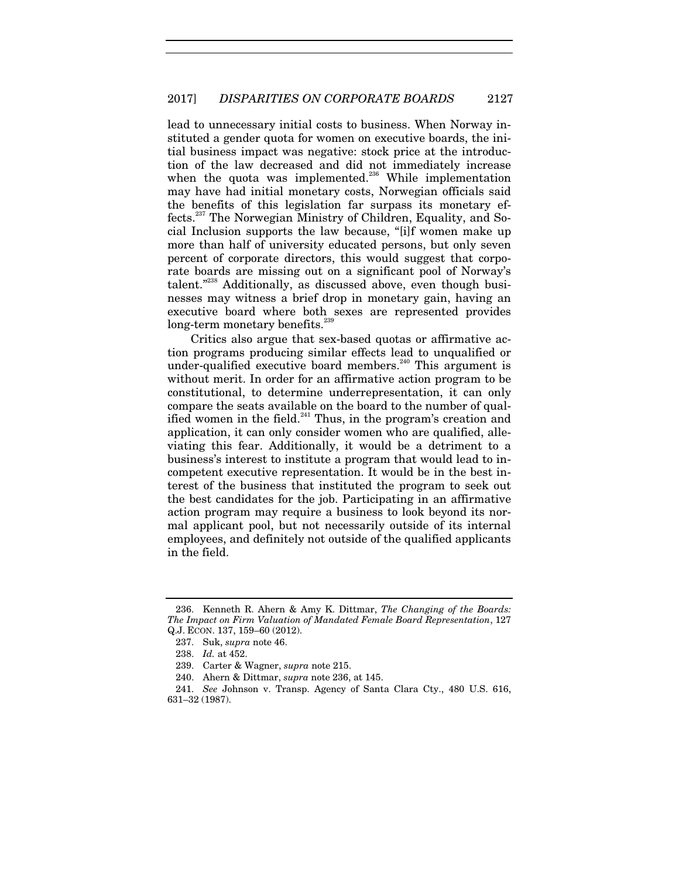lead to unnecessary initial costs to business. When Norway instituted a gender quota for women on executive boards, the initial business impact was negative: stock price at the introduction of the law decreased and did not immediately increase when the quota was implemented.[236] While implementation may have had initial monetary costs, Norwegian officials said the benefits of this legislation far surpass its monetary effects.[237] The Norwegian Ministry of Children, Equality, and Social Inclusion supports the law because, "[i]f women make up more than half of university educated persons, but only seven percent of corporate directors, this would suggest that corporate boards are missing out on a significant pool of Norway's talent."[238] Additionally, as discussed above, even though businesses may witness a brief drop in monetary gain, having an executive board where both sexes are represented provides long-term monetary benefits.[239]

Critics also argue that sex-based quotas or affirmative action programs producing similar effects lead to unqualified or under-qualified executive board members.[240] This argument is without merit. In order for an affirmative action program to be constitutional, to determine underrepresentation, it can only compare the seats available on the board to the number of qualified women in the field.[241] Thus, in the program's creation and application, it can only consider women who are qualified, alleviating this fear. Additionally, it would be a detriment to a business's interest to institute a program that would lead to incompetent executive representation. It would be in the best interest of the business that instituted the program to seek out the best candidates for the job. Participating in an affirmative action program may require a business to look beyond its normal applicant pool, but not necessarily outside of its internal employees, and definitely not outside of the qualified applicants in the field.

---

236. Kenneth R. Ahern & Amy K. Dittmar, *The Changing of the Boards: The Impact on Firm Valuation of Mandated Female Board Representation*, 127 Q.J. ECON. 137, 159–60 (2012).

237. Suk, *supra* note 46.

238. *Id.* at 452.

239. Carter & Wagner, *supra* note 215.

240. Ahern & Dittmar, *supra* note 236, at 145.

241. *See* Johnson v. Transp. Agency of Santa Clara Cty., 480 U.S. 616, 631–32 (1987).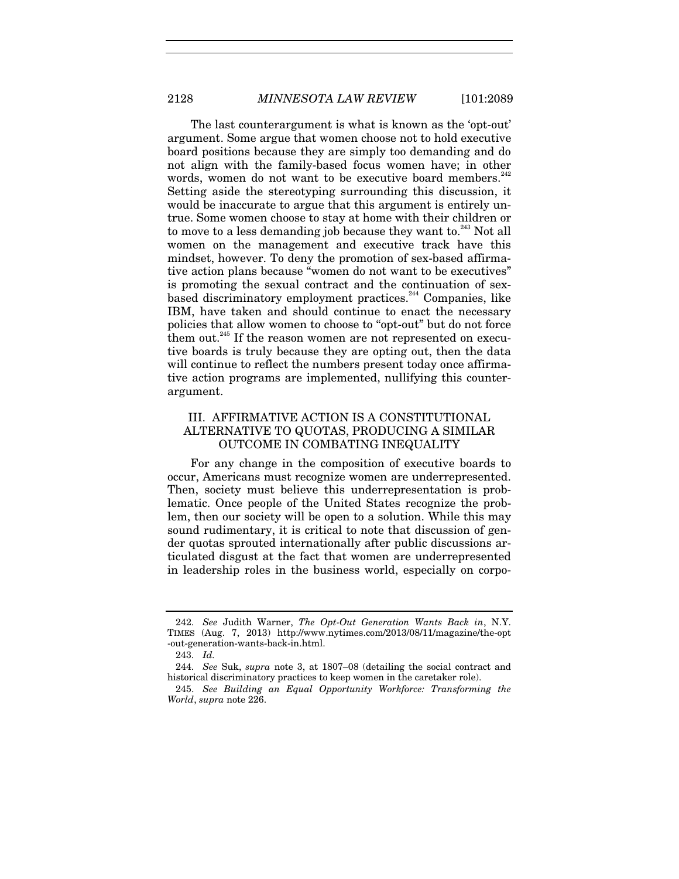The last counterargument is what is known as the 'opt-out' argument. Some argue that women choose not to hold executive board positions because they are simply too demanding and do not align with the family-based focus women have; in other words, women do not want to be executive board members.[242] Setting aside the stereotyping surrounding this discussion, it would be inaccurate to argue that this argument is entirely untrue. Some women choose to stay at home with their children or to move to a less demanding job because they want to.[243] Not all women on the management and executive track have this mindset, however. To deny the promotion of sex-based affirmative action plans because "women do not want to be executives" is promoting the sexual contract and the continuation of sex-based discriminatory employment practices.[244] Companies, like IBM, have taken and should continue to enact the necessary policies that allow women to choose to "opt-out" but do not force them out.[245] If the reason women are not represented on executive boards is truly because they are opting out, then the data will continue to reflect the numbers present today once affirmative action programs are implemented, nullifying this counterargument.

## III. AFFIRMATIVE ACTION IS A CONSTITUTIONAL ALTERNATIVE TO QUOTAS, PRODUCING A SIMILAR OUTCOME IN COMBATING INEQUALITY

For any change in the composition of executive boards to occur, Americans must recognize women are underrepresented. Then, society must believe this underrepresentation is problematic. Once people of the United States recognize the problem, then our society will be open to a solution. While this may sound rudimentary, it is critical to note that discussion of gender quotas sprouted internationally after public discussions articulated disgust at the fact that women are underrepresented in leadership roles in the business world, especially on corpo-

---

242. *See* Judith Warner, *The Opt-Out Generation Wants Back in*, N.Y. TIMES (Aug. 7, 2013) http://www.nytimes.com/2013/08/11/magazine/the-opt-out-generation-wants-back-in.html.

243. *Id.*

244. *See* Suk, *supra* note 3, at 1807–08 (detailing the social contract and historical discriminatory practices to keep women in the caretaker role).

245. *See Building an Equal Opportunity Workforce: Transforming the World*, *supra* note 226.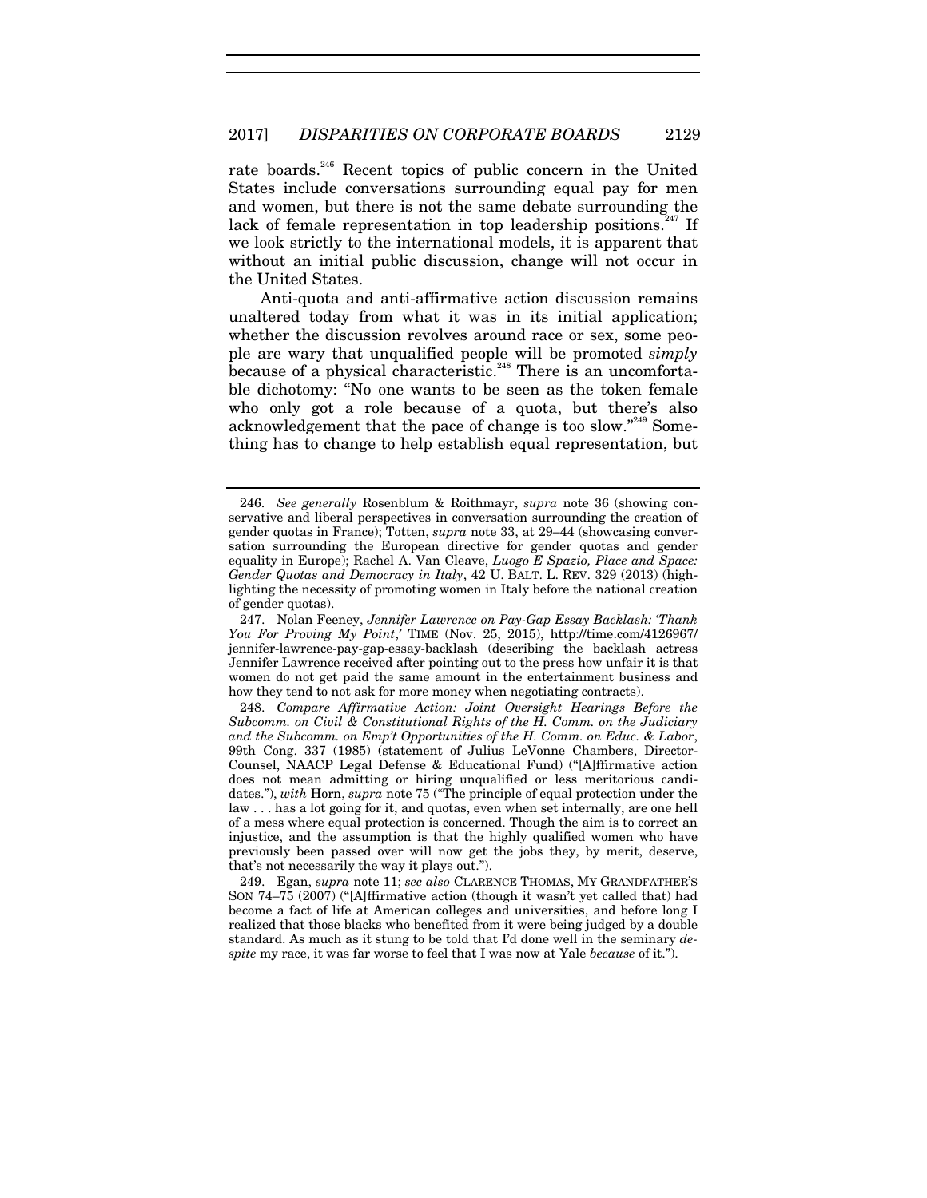rate boards.[246] Recent topics of public concern in the United States include conversations surrounding equal pay for men and women, but there is not the same debate surrounding the lack of female representation in top leadership positions.[247] If we look strictly to the international models, it is apparent that without an initial public discussion, change will not occur in the United States.

Anti-quota and anti-affirmative action discussion remains unaltered today from what it was in its initial application; whether the discussion revolves around race or sex, some people are wary that unqualified people will be promoted *simply* because of a physical characteristic.[248] There is an uncomfortable dichotomy: "No one wants to be seen as the token female who only got a role because of a quota, but there's also acknowledgement that the pace of change is too slow."[249] Something has to change to help establish equal representation, but

---

246. *See generally* Rosenblum & Roithmayr, *supra* note 36 (showing conservative and liberal perspectives in conversation surrounding the creation of gender quotas in France); Totten, *supra* note 33, at 29–44 (showcasing conversation surrounding the European directive for gender quotas and gender equality in Europe); Rachel A. Van Cleave, *Luogo E Spazio, Place and Space: Gender Quotas and Democracy in Italy*, 42 U. BALT. L. REV. 329 (2013) (highlighting the necessity of promoting women in Italy before the national creation of gender quotas).

247. Nolan Feeney, *Jennifer Lawrence on Pay-Gap Essay Backlash: 'Thank You For Proving My Point*,' TIME (Nov. 25, 2015), http://time.com/4126967/jennifer-lawrence-pay-gap-essay-backlash (describing the backlash actress Jennifer Lawrence received after pointing out to the press how unfair it is that women do not get paid the same amount in the entertainment business and how they tend to not ask for more money when negotiating contracts).

248. *Compare Affirmative Action: Joint Oversight Hearings Before the Subcomm. on Civil & Constitutional Rights of the H. Comm. on the Judiciary and the Subcomm. on Emp't Opportunities of the H. Comm. on Educ. & Labor*, 99th Cong. 337 (1985) (statement of Julius LeVonne Chambers, Director-Counsel, NAACP Legal Defense & Educational Fund) ("[A]ffirmative action does not mean admitting or hiring unqualified or less meritorious candidates."), *with* Horn, *supra* note 75 ("The principle of equal protection under the law . . . has a lot going for it, and quotas, even when set internally, are one hell of a mess where equal protection is concerned. Though the aim is to correct an injustice, and the assumption is that the highly qualified women who have previously been passed over will now get the jobs they, by merit, deserve, that's not necessarily the way it plays out.").

249. Egan, *supra* note 11; *see also* CLARENCE THOMAS, MY GRANDFATHER'S SON 74–75 (2007) ("[A]ffirmative action (though it wasn't yet called that) had become a fact of life at American colleges and universities, and before long I realized that those blacks who benefited from it were being judged by a double standard. As much as it stung to be told that I'd done well in the seminary *despite* my race, it was far worse to feel that I was now at Yale *because* of it.").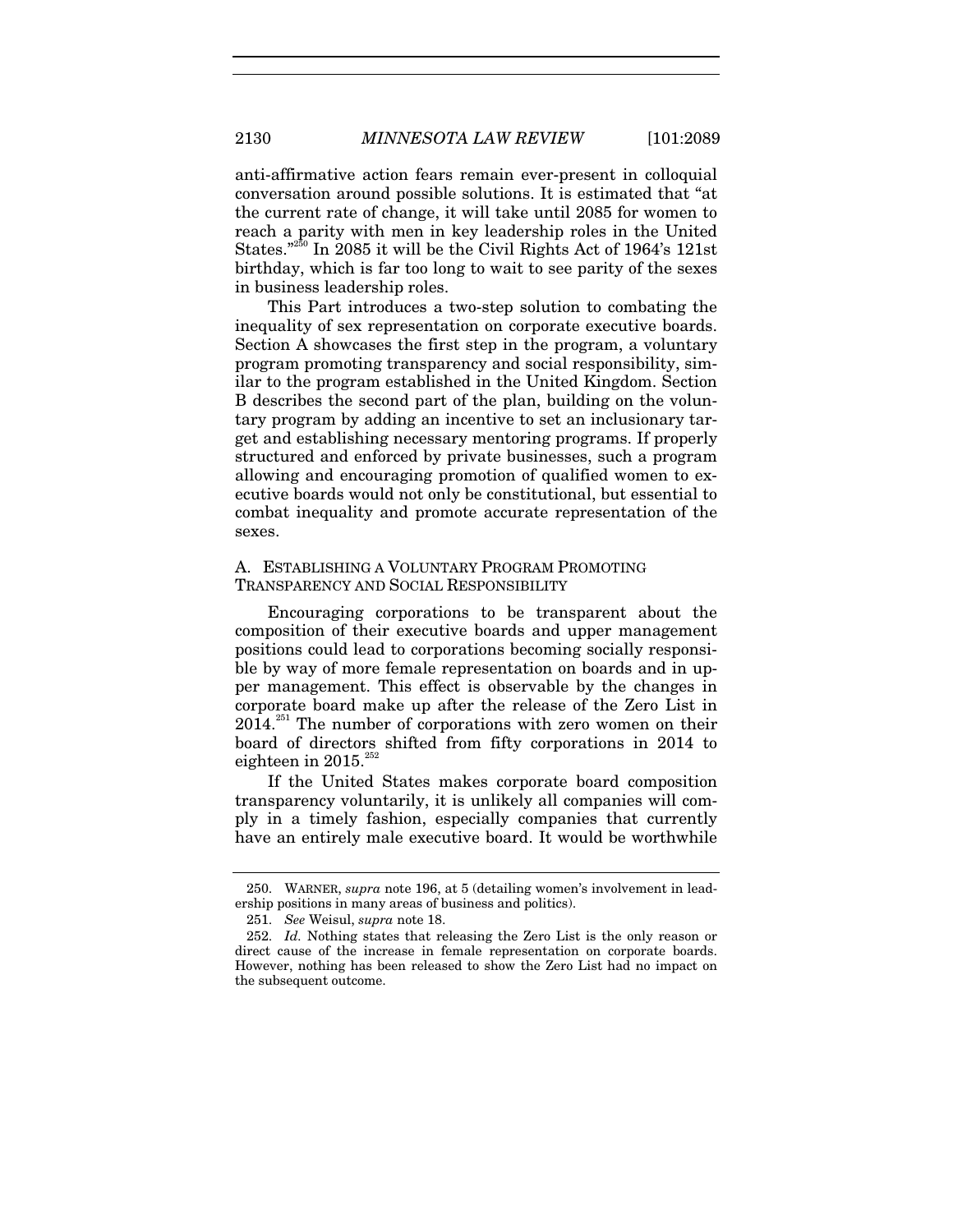anti-affirmative action fears remain ever-present in colloquial conversation around possible solutions. It is estimated that "at the current rate of change, it will take until 2085 for women to reach a parity with men in key leadership roles in the United States."[250] In 2085 it will be the Civil Rights Act of 1964's 121st birthday, which is far too long to wait to see parity of the sexes in business leadership roles.

This Part introduces a two-step solution to combating the inequality of sex representation on corporate executive boards. Section A showcases the first step in the program, a voluntary program promoting transparency and social responsibility, similar to the program established in the United Kingdom. Section B describes the second part of the plan, building on the voluntary program by adding an incentive to set an inclusionary target and establishing necessary mentoring programs. If properly structured and enforced by private businesses, such a program allowing and encouraging promotion of qualified women to executive boards would not only be constitutional, but essential to combat inequality and promote accurate representation of the sexes.

## A. Establishing a Voluntary Program Promoting Transparency and Social Responsibility

Encouraging corporations to be transparent about the composition of their executive boards and upper management positions could lead to corporations becoming socially responsible by way of more female representation on boards and in upper management. This effect is observable by the changes in corporate board make up after the release of the Zero List in 2014.[251] The number of corporations with zero women on their board of directors shifted from fifty corporations in 2014 to eighteen in 2015.[252]

If the United States makes corporate board composition transparency voluntarily, it is unlikely all companies will comply in a timely fashion, especially companies that currently have an entirely male executive board. It would be worthwhile

---

250. WARNER, *supra* note 196, at 5 (detailing women's involvement in leadership positions in many areas of business and politics).

251. *See* Weisul, *supra* note 18.

252. *Id.* Nothing states that releasing the Zero List is the only reason or direct cause of the increase in female representation on corporate boards. However, nothing has been released to show the Zero List had no impact on the subsequent outcome.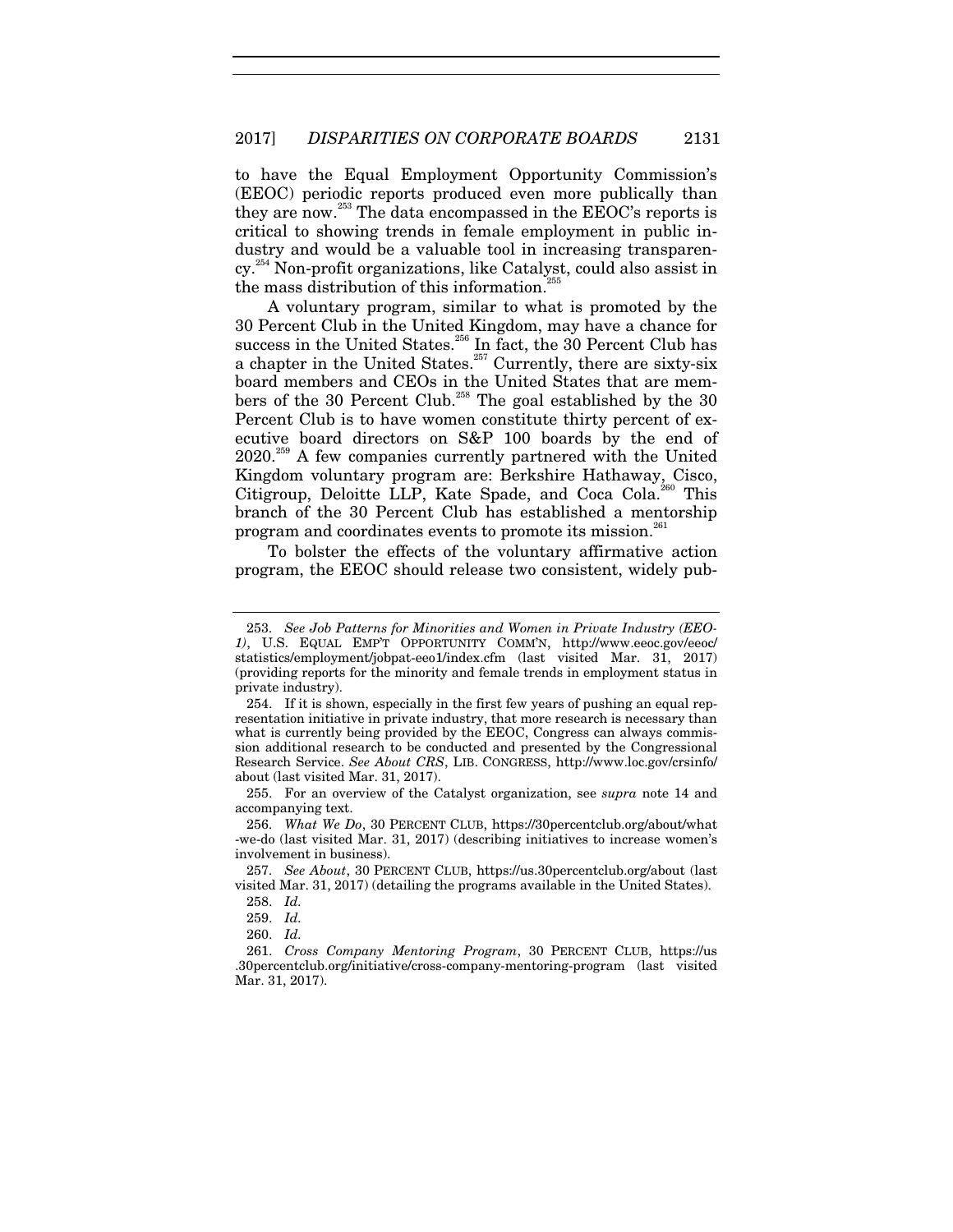to have the Equal Employment Opportunity Commission's (EEOC) periodic reports produced even more publically than they are now.[253] The data encompassed in the EEOC's reports is critical to showing trends in female employment in public industry and would be a valuable tool in increasing transparency.[254] Non-profit organizations, like Catalyst, could also assist in the mass distribution of this information.[255]

A voluntary program, similar to what is promoted by the 30 Percent Club in the United Kingdom, may have a chance for success in the United States.[256] In fact, the 30 Percent Club has a chapter in the United States.[257] Currently, there are sixty-six board members and CEOs in the United States that are members of the 30 Percent Club.[258] The goal established by the 30 Percent Club is to have women constitute thirty percent of executive board directors on S&P 100 boards by the end of 2020.[259] A few companies currently partnered with the United Kingdom voluntary program are: Berkshire Hathaway, Cisco, Citigroup, Deloitte LLP, Kate Spade, and Coca Cola.[260] This branch of the 30 Percent Club has established a mentorship program and coordinates events to promote its mission.[261]

To bolster the effects of the voluntary affirmative action program, the EEOC should release two consistent, widely pub-

---

253. *See Job Patterns for Minorities and Women in Private Industry (EEO-1)*, U.S. EQUAL EMP'T OPPORTUNITY COMM'N, http://www.eeoc.gov/eeoc/statistics/employment/jobpat-eeo1/index.cfm (last visited Mar. 31, 2017) (providing reports for the minority and female trends in employment status in private industry).

254. If it is shown, especially in the first few years of pushing an equal representation initiative in private industry, that more research is necessary than what is currently being provided by the EEOC, Congress can always commission additional research to be conducted and presented by the Congressional Research Service. *See About CRS*, LIB. CONGRESS, http://www.loc.gov/crsinfo/about (last visited Mar. 31, 2017).

255. For an overview of the Catalyst organization, see *supra* note 14 and accompanying text.

256. *What We Do*, 30 PERCENT CLUB, https://30percentclub.org/about/what-we-do (last visited Mar. 31, 2017) (describing initiatives to increase women's involvement in business).

257. *See About*, 30 PERCENT CLUB, https://us.30percentclub.org/about (last visited Mar. 31, 2017) (detailing the programs available in the United States).

258. *Id.*

259. *Id.*

260. *Id.*

261. *Cross Company Mentoring Program*, 30 PERCENT CLUB, https://us.30percentclub.org/initiative/cross-company-mentoring-program (last visited Mar. 31, 2017).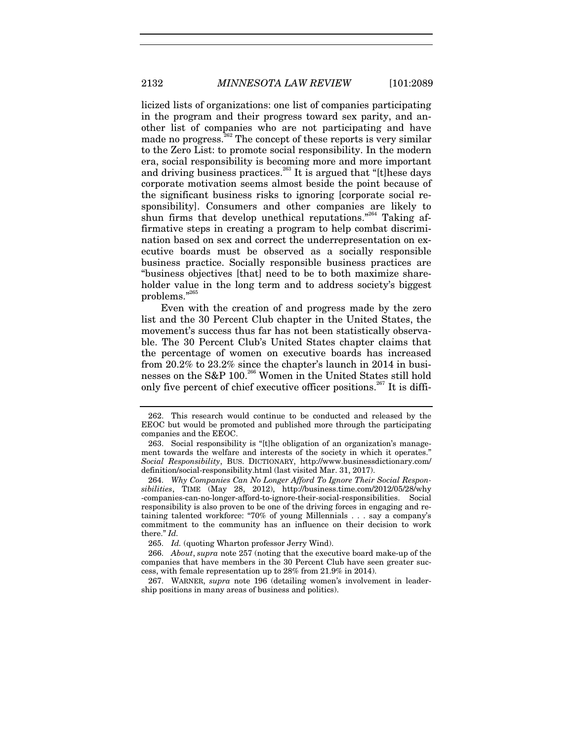licized lists of organizations: one list of companies participating in the program and their progress toward sex parity, and another list of companies who are not participating and have made no progress.[262] The concept of these reports is very similar to the Zero List: to promote social responsibility. In the modern era, social responsibility is becoming more and more important and driving business practices.[263] It is argued that "[t]hese days corporate motivation seems almost beside the point because of the significant business risks to ignoring [corporate social responsibility]. Consumers and other companies are likely to shun firms that develop unethical reputations."[264] Taking affirmative steps in creating a program to help combat discrimination based on sex and correct the underrepresentation on executive boards must be observed as a socially responsible business practice. Socially responsible business practices are "business objectives [that] need to be to both maximize shareholder value in the long term and to address society's biggest problems."[265]

Even with the creation of and progress made by the zero list and the 30 Percent Club chapter in the United States, the movement's success thus far has not been statistically observable. The 30 Percent Club's United States chapter claims that the percentage of women on executive boards has increased from 20.2% to 23.2% since the chapter's launch in 2014 in businesses on the S&P 100.[266] Women in the United States still hold only five percent of chief executive officer positions.[267] It is diffi-

---

262. This research would continue to be conducted and released by the EEOC but would be promoted and published more through the participating companies and the EEOC.

263. Social responsibility is "[t]he obligation of an organization's management towards the welfare and interests of the society in which it operates." *Social Responsibility*, BUS. DICTIONARY, http://www.businessdictionary.com/definition/social-responsibility.html (last visited Mar. 31, 2017).

264. *Why Companies Can No Longer Afford To Ignore Their Social Responsibilities*, TIME (May 28, 2012), http://business.time.com/2012/05/28/why-companies-can-no-longer-afford-to-ignore-their-social-responsibilities. Social responsibility is also proven to be one of the driving forces in engaging and retaining talented workforce: "70% of young Millennials . . . say a company's commitment to the community has an influence on their decision to work there." *Id.*

265. *Id.* (quoting Wharton professor Jerry Wind).

266. *About*, *supra* note 257 (noting that the executive board make-up of the companies that have members in the 30 Percent Club have seen greater success, with female representation up to 28% from 21.9% in 2014).

267. WARNER, *supra* note 196 (detailing women's involvement in leadership positions in many areas of business and politics).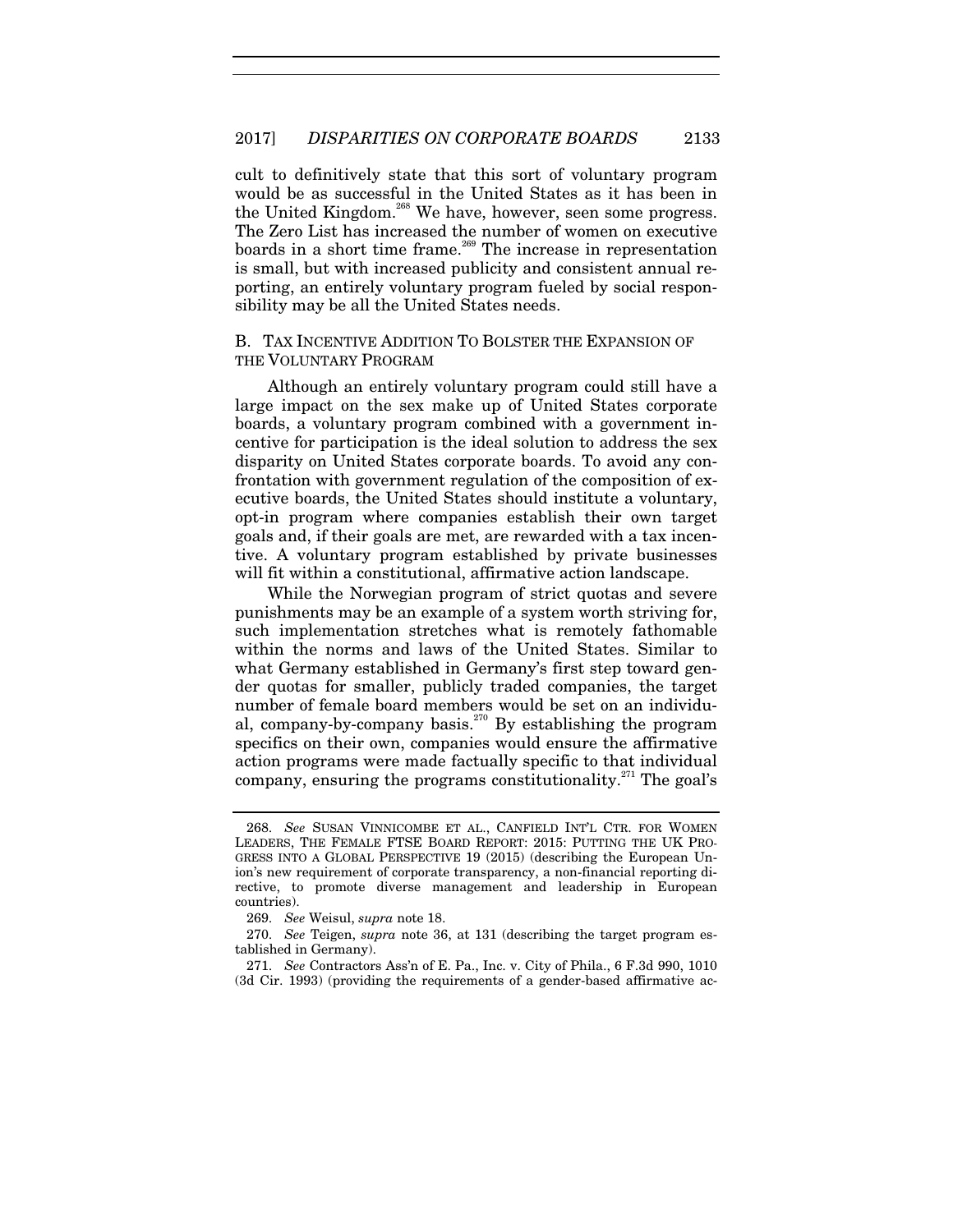cult to definitively state that this sort of voluntary program would be as successful in the United States as it has been in the United Kingdom.[268] We have, however, seen some progress. The Zero List has increased the number of women on executive boards in a short time frame.[269] The increase in representation is small, but with increased publicity and consistent annual reporting, an entirely voluntary program fueled by social responsibility may be all the United States needs.

### B. TAX INCENTIVE ADDITION TO BOLSTER THE EXPANSION OF THE VOLUNTARY PROGRAM

Although an entirely voluntary program could still have a large impact on the sex make up of United States corporate boards, a voluntary program combined with a government incentive for participation is the ideal solution to address the sex disparity on United States corporate boards. To avoid any confrontation with government regulation of the composition of executive boards, the United States should institute a voluntary, opt-in program where companies establish their own target goals and, if their goals are met, are rewarded with a tax incentive. A voluntary program established by private businesses will fit within a constitutional, affirmative action landscape.

While the Norwegian program of strict quotas and severe punishments may be an example of a system worth striving for, such implementation stretches what is remotely fathomable within the norms and laws of the United States. Similar to what Germany established in Germany's first step toward gender quotas for smaller, publicly traded companies, the target number of female board members would be set on an individual, company-by-company basis.[270] By establishing the program specifics on their own, companies would ensure the affirmative action programs were made factually specific to that individual company, ensuring the programs constitutionality.[271] The goal's

---

268. *See* SUSAN VINNICOMBE ET AL., CANFIELD INT'L CTR. FOR WOMEN LEADERS, THE FEMALE FTSE BOARD REPORT: 2015: PUTTING THE UK PROGRESS INTO A GLOBAL PERSPECTIVE 19 (2015) (describing the European Union's new requirement of corporate transparency, a non-financial reporting directive, to promote diverse management and leadership in European countries).

269. *See* Weisul, *supra* note 18.

270. *See* Teigen, *supra* note 36, at 131 (describing the target program established in Germany).

271. *See* Contractors Ass'n of E. Pa., Inc. v. City of Phila., 6 F.3d 990, 1010 (3d Cir. 1993) (providing the requirements of a gender-based affirmative ac-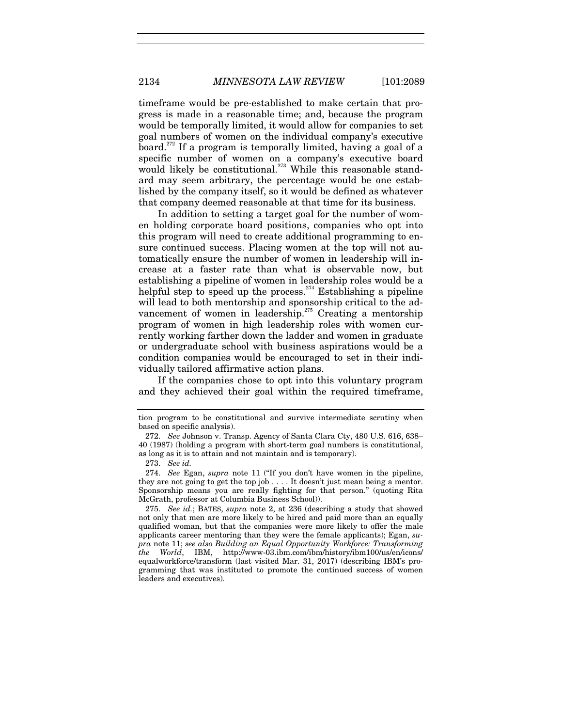timeframe would be pre-established to make certain that progress is made in a reasonable time; and, because the program would be temporally limited, it would allow for companies to set goal numbers of women on the individual company's executive board.[272] If a program is temporally limited, having a goal of a specific number of women on a company's executive board would likely be constitutional.[273] While this reasonable standard may seem arbitrary, the percentage would be one established by the company itself, so it would be defined as whatever that company deemed reasonable at that time for its business.

In addition to setting a target goal for the number of women holding corporate board positions, companies who opt into this program will need to create additional programming to ensure continued success. Placing women at the top will not automatically ensure the number of women in leadership will increase at a faster rate than what is observable now, but establishing a pipeline of women in leadership roles would be a helpful step to speed up the process.[274] Establishing a pipeline will lead to both mentorship and sponsorship critical to the advancement of women in leadership.[275] Creating a mentorship program of women in high leadership roles with women currently working farther down the ladder and women in graduate or undergraduate school with business aspirations would be a condition companies would be encouraged to set in their individually tailored affirmative action plans.

If the companies chose to opt into this voluntary program and they achieved their goal within the required timeframe,

---

tion program to be constitutional and survive intermediate scrutiny when based on specific analysis).

272. *See* Johnson v. Transp. Agency of Santa Clara Cty, 480 U.S. 616, 638–40 (1987) (holding a program with short-term goal numbers is constitutional, as long as it is to attain and not maintain and is temporary).

273. *See id.*

274. *See* Egan, *supra* note 11 ("If you don't have women in the pipeline, they are not going to get the top job . . . . It doesn't just mean being a mentor. Sponsorship means you are really fighting for that person." (quoting Rita McGrath, professor at Columbia Business School)).

275. *See id.*; BATES, *supra* note 2, at 236 (describing a study that showed not only that men are more likely to be hired and paid more than an equally qualified woman, but that the companies were more likely to offer the male applicants career mentoring than they were the female applicants); Egan, *supra* note 11; *see also Building an Equal Opportunity Workforce: Transforming the World*, IBM, http://www-03.ibm.com/ibm/history/ibm100/us/en/icons/equalworkforce/transform (last visited Mar. 31, 2017) (describing IBM's programming that was instituted to promote the continued success of women leaders and executives).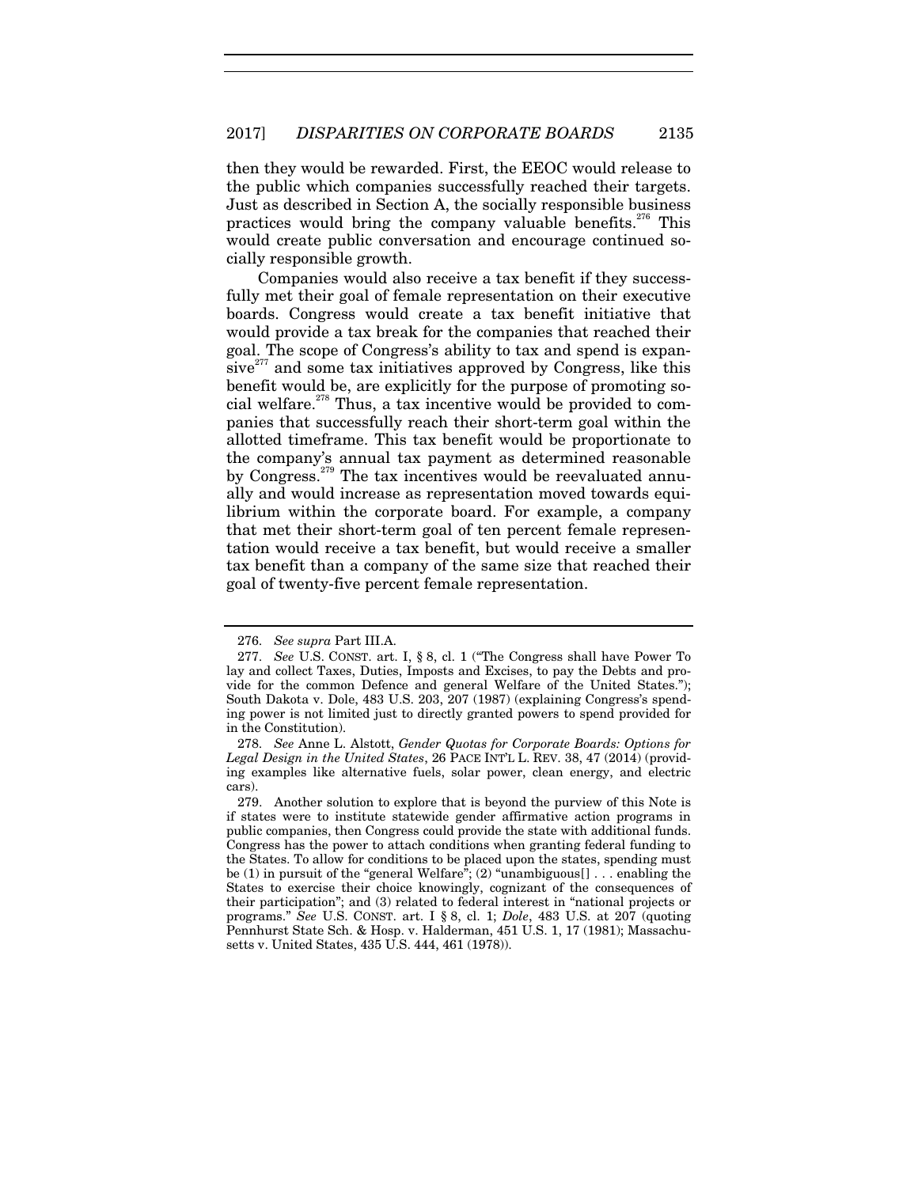then they would be rewarded. First, the EEOC would release to the public which companies successfully reached their targets. Just as described in Section A, the socially responsible business practices would bring the company valuable benefits.[276] This would create public conversation and encourage continued socially responsible growth.

Companies would also receive a tax benefit if they successfully met their goal of female representation on their executive boards. Congress would create a tax benefit initiative that would provide a tax break for the companies that reached their goal. The scope of Congress's ability to tax and spend is expansive[277] and some tax initiatives approved by Congress, like this benefit would be, are explicitly for the purpose of promoting social welfare.[278] Thus, a tax incentive would be provided to companies that successfully reach their short-term goal within the allotted timeframe. This tax benefit would be proportionate to the company's annual tax payment as determined reasonable by Congress.[279] The tax incentives would be reevaluated annually and would increase as representation moved towards equilibrium within the corporate board. For example, a company that met their short-term goal of ten percent female representation would receive a tax benefit, but would receive a smaller tax benefit than a company of the same size that reached their goal of twenty-five percent female representation.

---

276. *See supra* Part III.A.

277. *See* U.S. CONST. art. I, § 8, cl. 1 ("The Congress shall have Power To lay and collect Taxes, Duties, Imposts and Excises, to pay the Debts and provide for the common Defence and general Welfare of the United States."); South Dakota v. Dole, 483 U.S. 203, 207 (1987) (explaining Congress's spending power is not limited just to directly granted powers to spend provided for in the Constitution).

278. *See* Anne L. Alstott, *Gender Quotas for Corporate Boards: Options for Legal Design in the United States*, 26 PACE INT'L L. REV. 38, 47 (2014) (providing examples like alternative fuels, solar power, clean energy, and electric cars).

279. Another solution to explore that is beyond the purview of this Note is if states were to institute statewide gender affirmative action programs in public companies, then Congress could provide the state with additional funds. Congress has the power to attach conditions when granting federal funding to the States. To allow for conditions to be placed upon the states, spending must be (1) in pursuit of the "general Welfare"; (2) "unambiguous[] . . . enabling the States to exercise their choice knowingly, cognizant of the consequences of their participation"; and (3) related to federal interest in "national projects or programs." *See* U.S. CONST. art. I § 8, cl. 1; *Dole*, 483 U.S. at 207 (quoting Pennhurst State Sch. & Hosp. v. Halderman, 451 U.S. 1, 17 (1981); Massachusetts v. United States, 435 U.S. 444, 461 (1978)).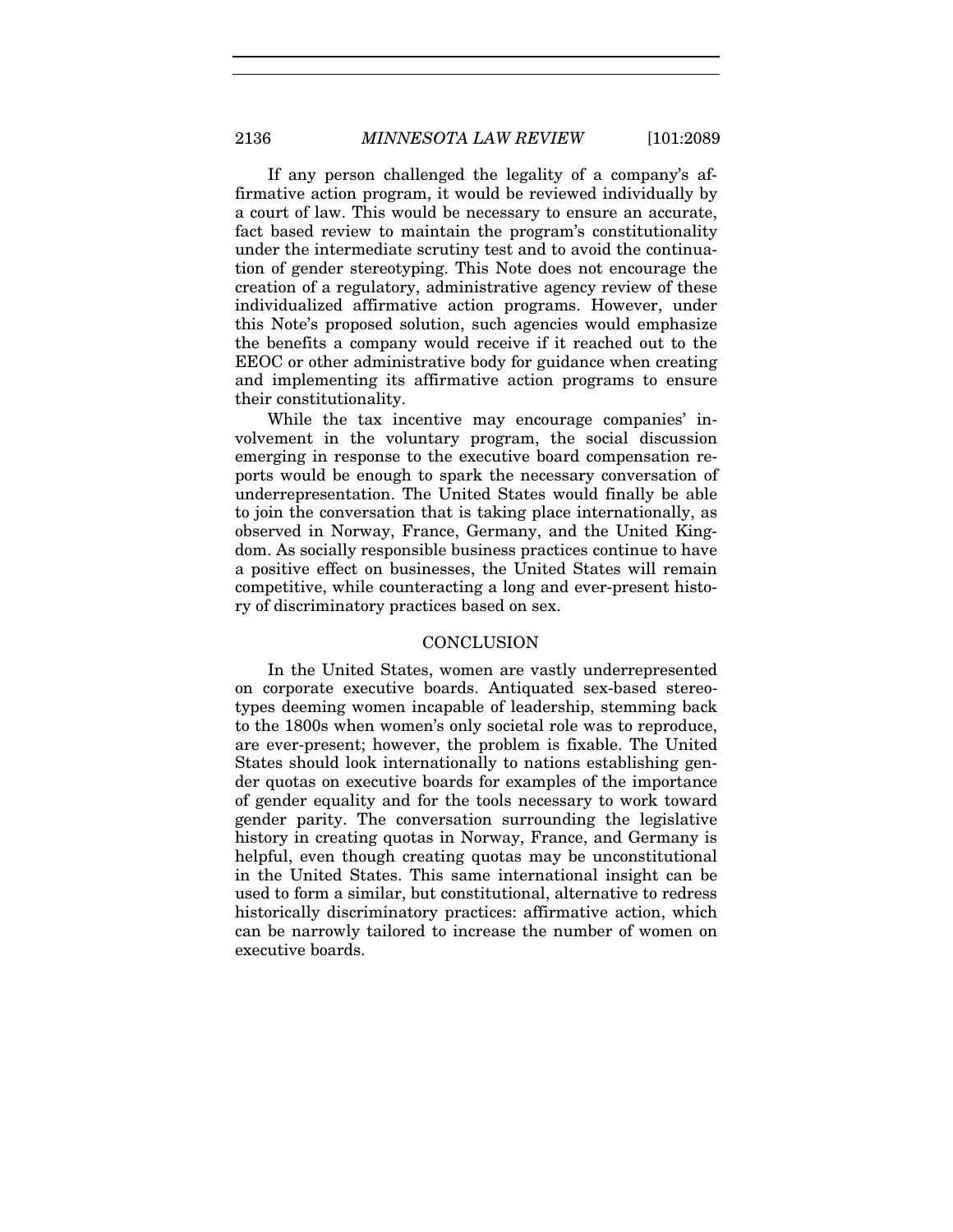If any person challenged the legality of a company's affirmative action program, it would be reviewed individually by a court of law. This would be necessary to ensure an accurate, fact based review to maintain the program's constitutionality under the intermediate scrutiny test and to avoid the continuation of gender stereotyping. This Note does not encourage the creation of a regulatory, administrative agency review of these individualized affirmative action programs. However, under this Note's proposed solution, such agencies would emphasize the benefits a company would receive if it reached out to the EEOC or other administrative body for guidance when creating and implementing its affirmative action programs to ensure their constitutionality.

While the tax incentive may encourage companies' involvement in the voluntary program, the social discussion emerging in response to the executive board compensation reports would be enough to spark the necessary conversation of underrepresentation. The United States would finally be able to join the conversation that is taking place internationally, as observed in Norway, France, Germany, and the United Kingdom. As socially responsible business practices continue to have a positive effect on businesses, the United States will remain competitive, while counteracting a long and ever-present history of discriminatory practices based on sex.

## CONCLUSION

In the United States, women are vastly underrepresented on corporate executive boards. Antiquated sex-based stereotypes deeming women incapable of leadership, stemming back to the 1800s when women's only societal role was to reproduce, are ever-present; however, the problem is fixable. The United States should look internationally to nations establishing gender quotas on executive boards for examples of the importance of gender equality and for the tools necessary to work toward gender parity. The conversation surrounding the legislative history in creating quotas in Norway, France, and Germany is helpful, even though creating quotas may be unconstitutional in the United States. This same international insight can be used to form a similar, but constitutional, alternative to redress historically discriminatory practices: affirmative action, which can be narrowly tailored to increase the number of women on executive boards.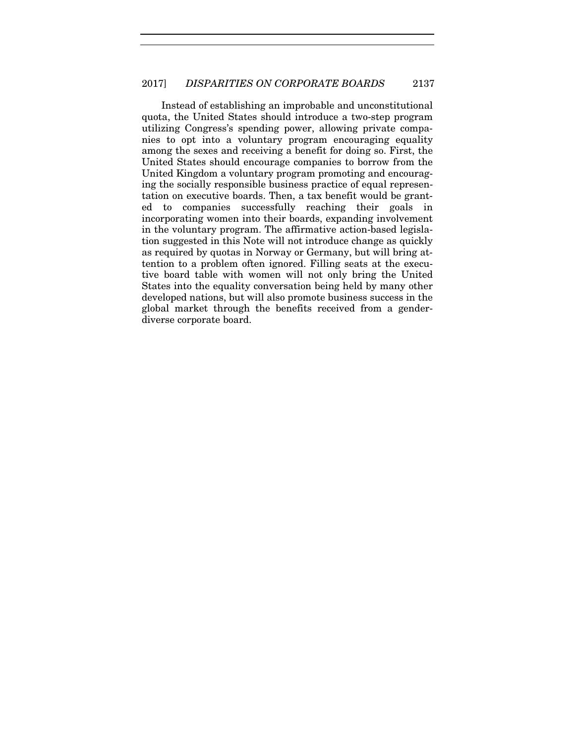Instead of establishing an improbable and unconstitutional quota, the United States should introduce a two-step program utilizing Congress's spending power, allowing private companies to opt into a voluntary program encouraging equality among the sexes and receiving a benefit for doing so. First, the United States should encourage companies to borrow from the United Kingdom a voluntary program promoting and encouraging the socially responsible business practice of equal representation on executive boards. Then, a tax benefit would be granted to companies successfully reaching their goals in incorporating women into their boards, expanding involvement in the voluntary program. The affirmative action-based legislation suggested in this Note will not introduce change as quickly as required by quotas in Norway or Germany, but will bring attention to a problem often ignored. Filling seats at the executive board table with women will not only bring the United States into the equality conversation being held by many other developed nations, but will also promote business success in the global market through the benefits received from a gender-diverse corporate board.